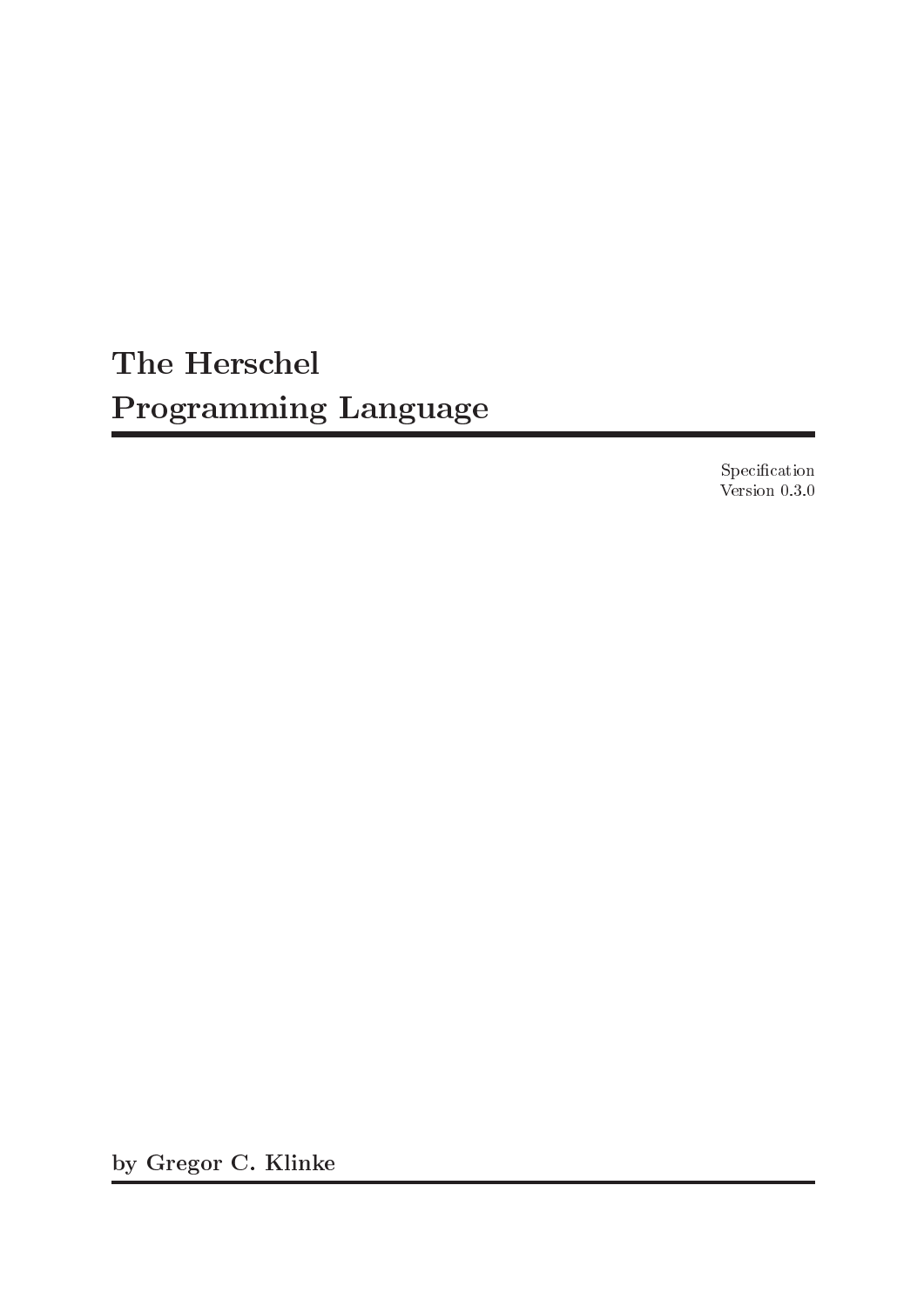# The Herschel Programming Language

Specification
Version 0.3.0

**by Gregor C. Klinke**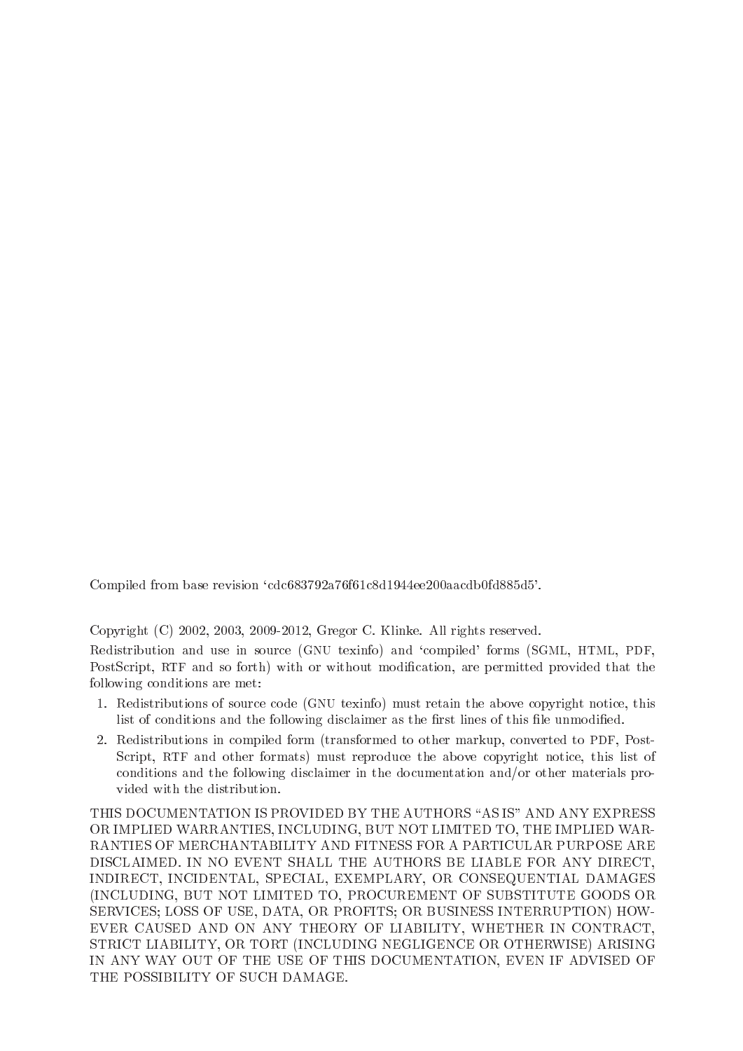Compiled from base revision 'cdc683792a76f61c8d1944ee200aacdb0fd885d5'.

Copyright (C) 2002, 2003, 2009-2012, Gregor C. Klinke. All rights reserved.

Redistribution and use in source (GNU texinfo) and 'compiled' forms (SGML, HTML, PDF, PostScript, RTF and so forth) with or without modification, are permitted provided that the following conditions are met:

1. Redistributions of source code (GNU texinfo) must retain the above copyright notice, this list of conditions and the following disclaimer as the first lines of this file unmodified.
2. Redistributions in compiled form (transformed to other markup, converted to PDF, PostScript, RTF and other formats) must reproduce the above copyright notice, this list of conditions and the following disclaimer in the documentation and/or other materials provided with the distribution.

THIS DOCUMENTATION IS PROVIDED BY THE AUTHORS "AS IS" AND ANY EXPRESS OR IMPLIED WARRANTIES, INCLUDING, BUT NOT LIMITED TO, THE IMPLIED WARRANTIES OF MERCHANTABILITY AND FITNESS FOR A PARTICULAR PURPOSE ARE DISCLAIMED. IN NO EVENT SHALL THE AUTHORS BE LIABLE FOR ANY DIRECT, INDIRECT, INCIDENTAL, SPECIAL, EXEMPLARY, OR CONSEQUENTIAL DAMAGES (INCLUDING, BUT NOT LIMITED TO, PROCUREMENT OF SUBSTITUTE GOODS OR SERVICES; LOSS OF USE, DATA, OR PROFITS; OR BUSINESS INTERRUPTION) HOWEVER CAUSED AND ON ANY THEORY OF LIABILITY, WHETHER IN CONTRACT, STRICT LIABILITY, OR TORT (INCLUDING NEGLIGENCE OR OTHERWISE) ARISING IN ANY WAY OUT OF THE USE OF THIS DOCUMENTATION, EVEN IF ADVISED OF THE POSSIBILITY OF SUCH DAMAGE.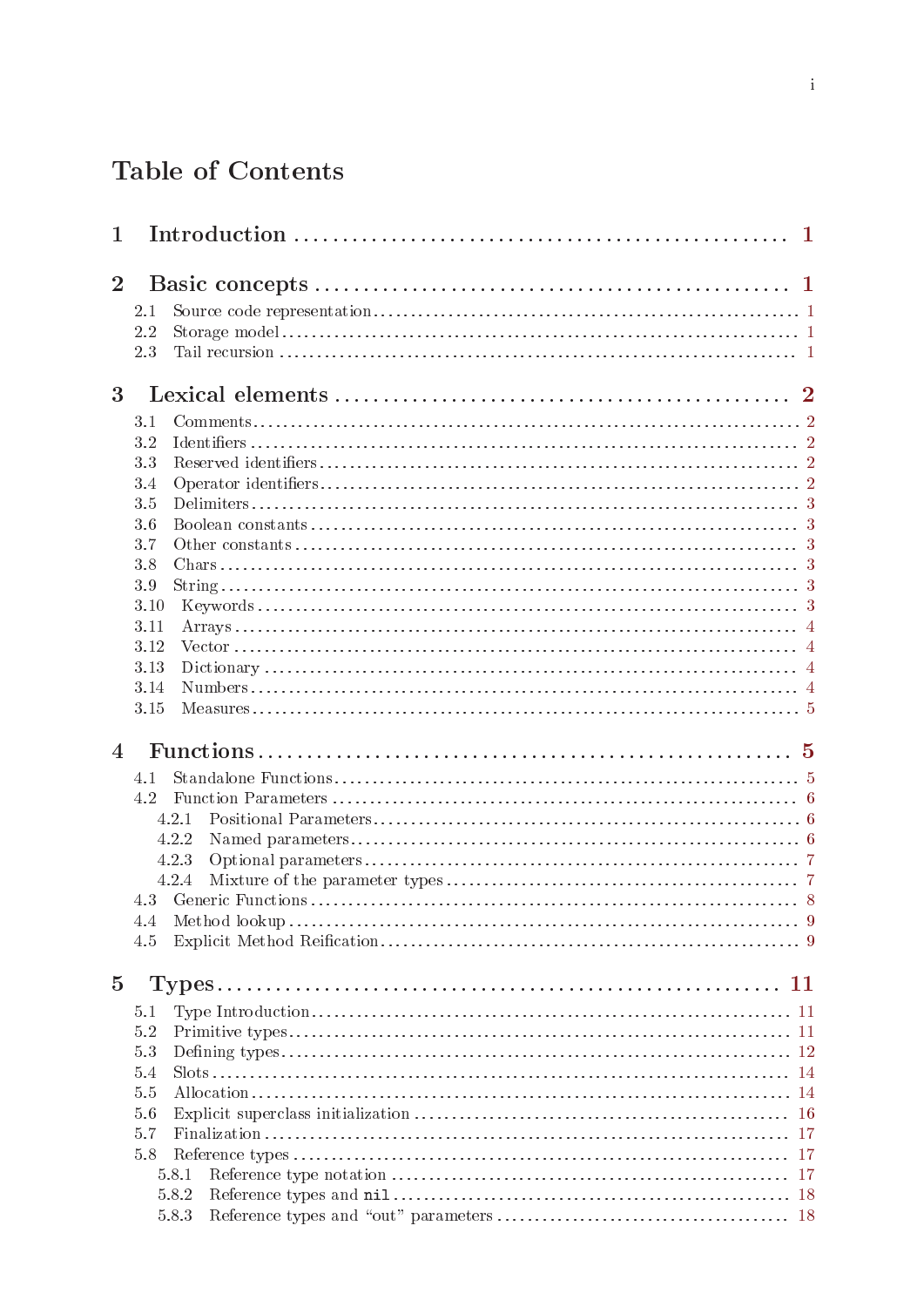# Table of Contents

**1 Introduction** ........ **1**

**2 Basic concepts** ........ **1**

- 2.1 Source code representation ........ 1
- 2.2 Storage model ........ 1
- 2.3 Tail recursion ........ 1

**3 Lexical elements** ........ **2**

- 3.1 Comments ........ 2
- 3.2 Identifiers ........ 2
- 3.3 Reserved identifiers ........ 2
- 3.4 Operator identifiers ........ 2
- 3.5 Delimiters ........ 3
- 3.6 Boolean constants ........ 3
- 3.7 Other constants ........ 3
- 3.8 Chars ........ 3
- 3.9 String ........ 3
- 3.10 Keywords ........ 3
- 3.11 Arrays ........ 4
- 3.12 Vector ........ 4
- 3.13 Dictionary ........ 4
- 3.14 Numbers ........ 4
- 3.15 Measures ........ 5

**4 Functions** ........ **5**

- 4.1 Standalone Functions ........ 5
- 4.2 Function Parameters ........ 6
  - 4.2.1 Positional Parameters ........ 6
  - 4.2.2 Named parameters ........ 6
  - 4.2.3 Optional parameters ........ 7
  - 4.2.4 Mixture of the parameter types ........ 7
- 4.3 Generic Functions ........ 8
- 4.4 Method lookup ........ 9
- 4.5 Explicit Method Reification ........ 9

**5 Types** ........ **11**

- 5.1 Type Introduction ........ 11
- 5.2 Primitive types ........ 11
- 5.3 Defining types ........ 12
- 5.4 Slots ........ 14
- 5.5 Allocation ........ 14
- 5.6 Explicit superclass initialization ........ 16
- 5.7 Finalization ........ 17
- 5.8 Reference types ........ 17
  - 5.8.1 Reference type notation ........ 17
  - 5.8.2 Reference types and `nil` ........ 18
  - 5.8.3 Reference types and “out” parameters ........ 18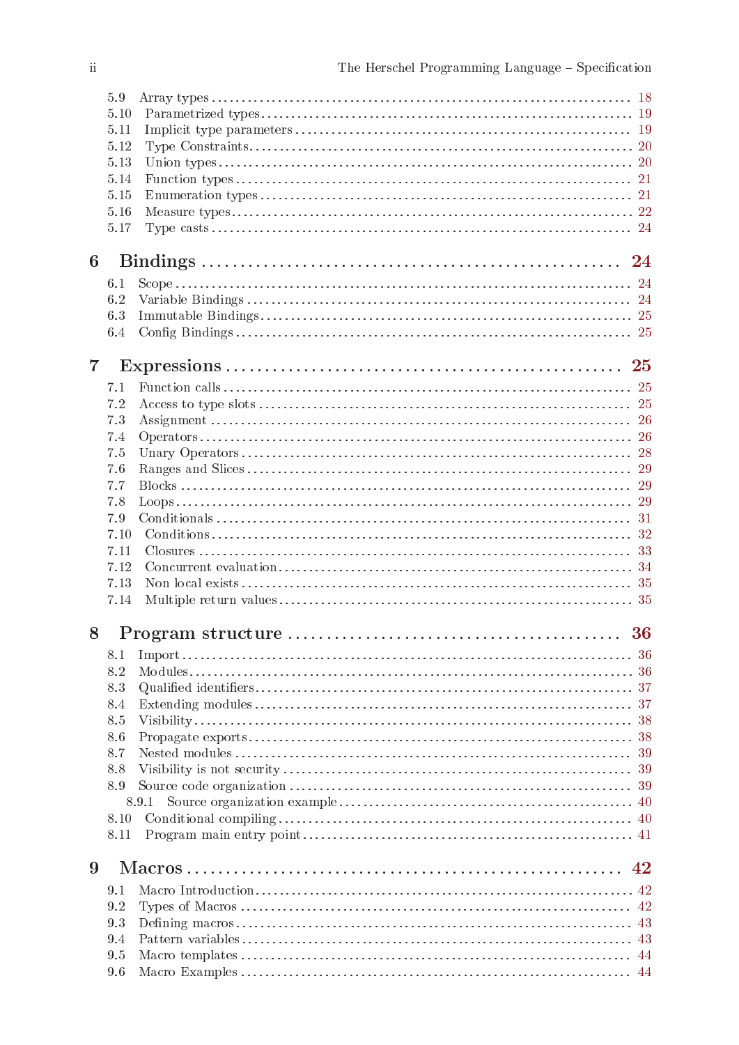- 5.9 Array types ..... 18
- 5.10 Parametrized types ..... 19
- 5.11 Implicit type parameters ..... 19
- 5.12 Type Constraints ..... 20
- 5.13 Union types ..... 20
- 5.14 Function types ..... 21
- 5.15 Enumeration types ..... 21
- 5.16 Measure types ..... 22
- 5.17 Type casts ..... 24

**6 Bindings ..... 24**

- 6.1 Scope ..... 24
- 6.2 Variable Bindings ..... 24
- 6.3 Immutable Bindings ..... 25
- 6.4 Config Bindings ..... 25

**7 Expressions ..... 25**

- 7.1 Function calls ..... 25
- 7.2 Access to type slots ..... 25
- 7.3 Assignment ..... 26
- 7.4 Operators ..... 26
- 7.5 Unary Operators ..... 28
- 7.6 Ranges and Slices ..... 29
- 7.7 Blocks ..... 29
- 7.8 Loops ..... 29
- 7.9 Conditionals ..... 31
- 7.10 Conditions ..... 32
- 7.11 Closures ..... 33
- 7.12 Concurrent evaluation ..... 34
- 7.13 Non local exists ..... 35
- 7.14 Multiple return values ..... 35

**8 Program structure ..... 36**

- 8.1 Import ..... 36
- 8.2 Modules ..... 36
- 8.3 Qualified identifiers ..... 37
- 8.4 Extending modules ..... 37
- 8.5 Visibility ..... 38
- 8.6 Propagate exports ..... 38
- 8.7 Nested modules ..... 39
- 8.8 Visibility is not security ..... 39
- 8.9 Source code organization ..... 39
  - 8.9.1 Source organization example ..... 40
- 8.10 Conditional compiling ..... 40
- 8.11 Program main entry point ..... 41

**9 Macros ..... 42**

- 9.1 Macro Introduction ..... 42
- 9.2 Types of Macros ..... 42
- 9.3 Defining macros ..... 43
- 9.4 Pattern variables ..... 43
- 9.5 Macro templates ..... 44
- 9.6 Macro Examples ..... 44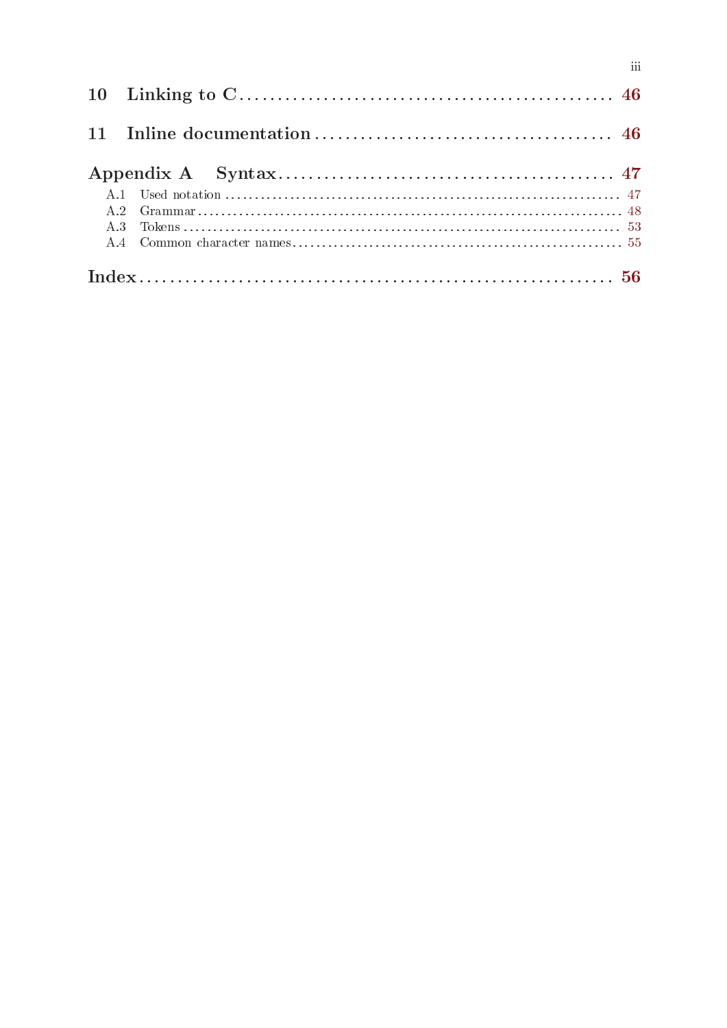10 Linking to C .................................................. 46

11 Inline documentation .......................................... 46

Appendix A Syntax ................................................ 47

- A.1 Used notation .............................................. 47
- A.2 Grammar .................................................... 48
- A.3 Tokens ..................................................... 53
- A.4 Common character names ..................................... 55

Index ............................................................ 56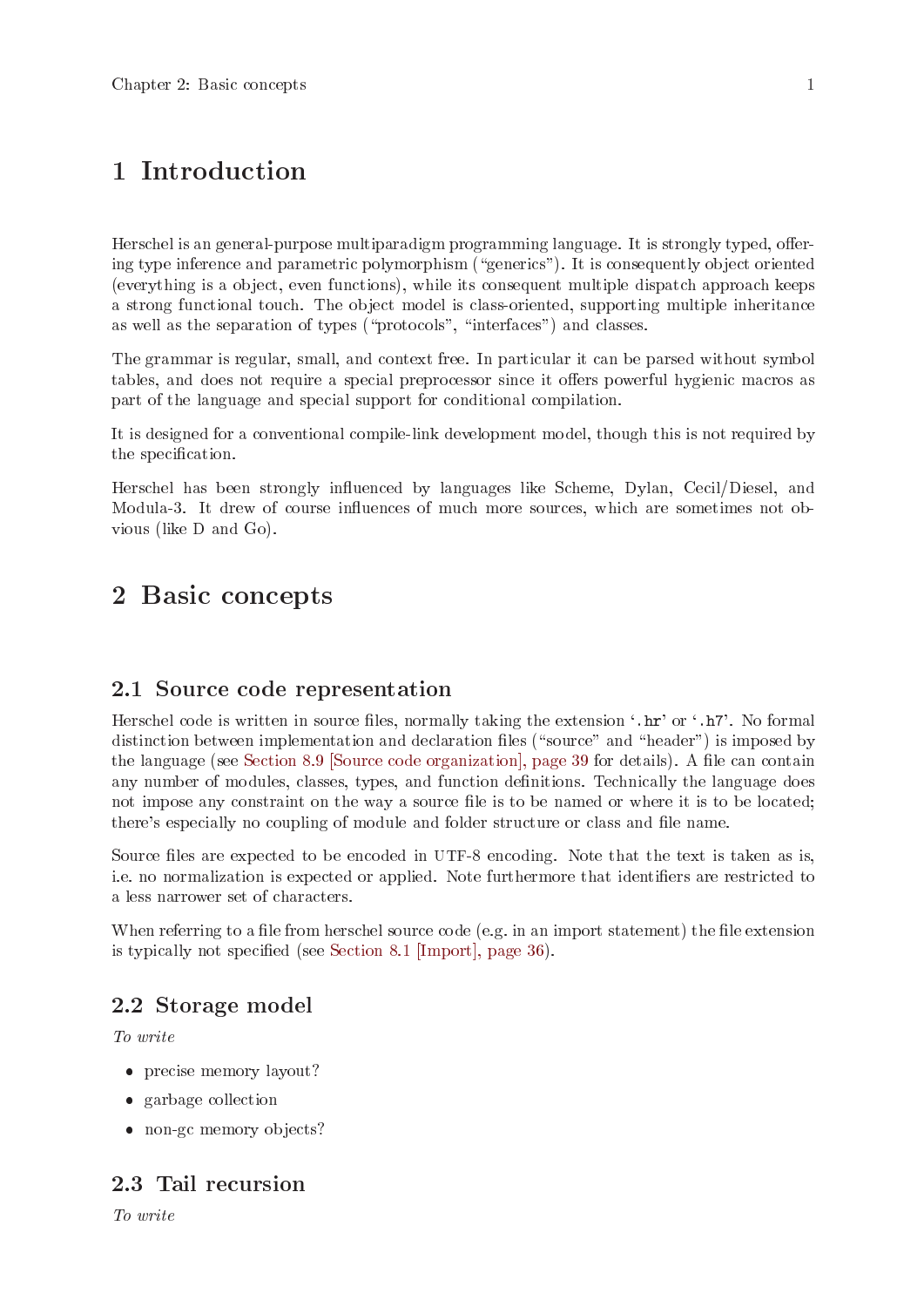# 1 Introduction

Herschel is an general-purpose multiparadigm programming language. It is strongly typed, offering type inference and parametric polymorphism ("generics"). It is consequently object oriented (everything is a object, even functions), while its consequent multiple dispatch approach keeps a strong functional touch. The object model is class-oriented, supporting multiple inheritance as well as the separation of types ("protocols", "interfaces") and classes.

The grammar is regular, small, and context free. In particular it can be parsed without symbol tables, and does not require a special preprocessor since it offers powerful hygienic macros as part of the language and special support for conditional compilation.

It is designed for a conventional compile-link development model, though this is not required by the specification.

Herschel has been strongly influenced by languages like Scheme, Dylan, Cecil/Diesel, and Modula-3. It drew of course influences of much more sources, which are sometimes not obvious (like D and Go).

# 2 Basic concepts

## 2.1 Source code representation

Herschel code is written in source files, normally taking the extension '`.hr`' or '`.h7`'. No formal distinction between implementation and declaration files ("source" and "header") is imposed by the language (see Section 8.9 [Source code organization], page 39 for details). A file can contain any number of modules, classes, types, and function definitions. Technically the language does not impose any constraint on the way a source file is to be named or where it is to be located; there's especially no coupling of module and folder structure or class and file name.

Source files are expected to be encoded in UTF-8 encoding. Note that the text is taken as is, i.e. no normalization is expected or applied. Note furthermore that identifiers are restricted to a less narrower set of characters.

When referring to a file from herschel source code (e.g. in an import statement) the file extension is typically not specified (see Section 8.1 [Import], page 36).

## 2.2 Storage model

*To write*

- precise memory layout?
- garbage collection
- non-gc memory objects?

## 2.3 Tail recursion

*To write*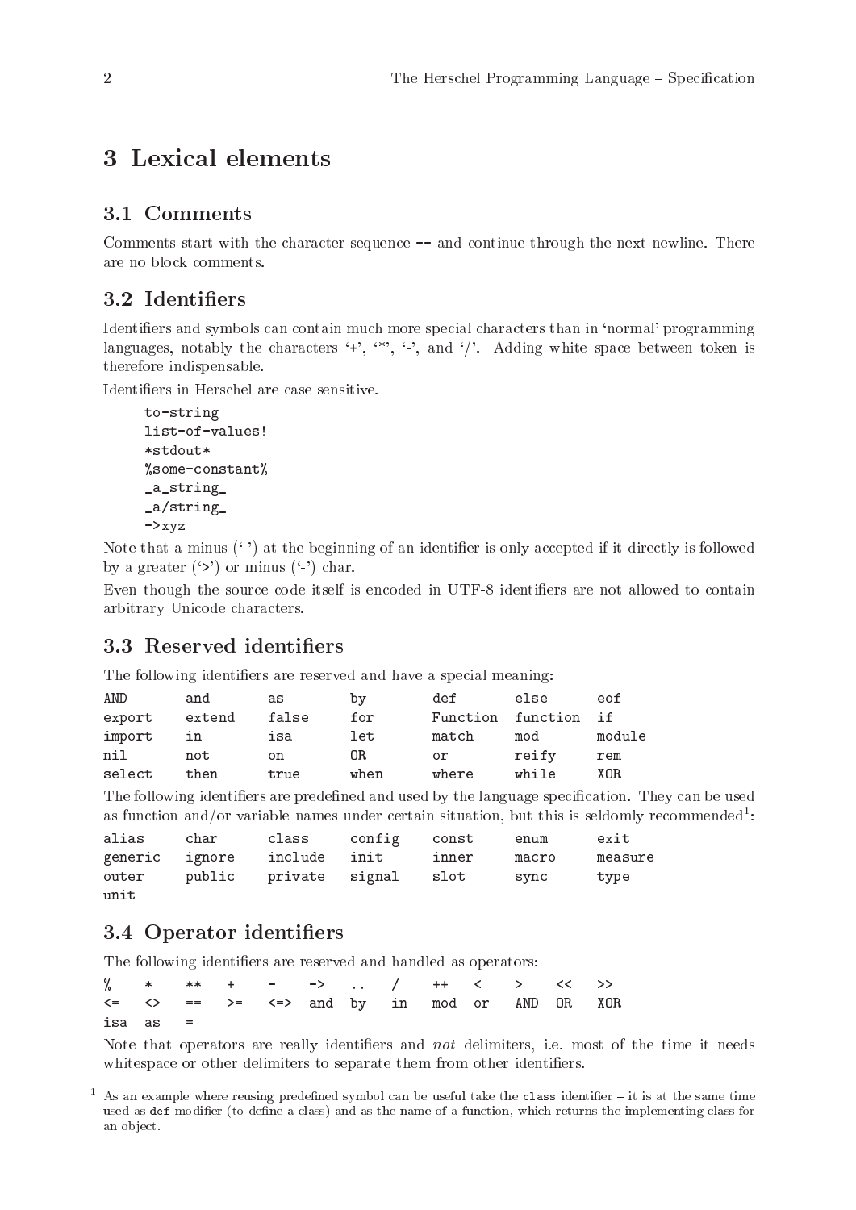# 3 Lexical elements

## 3.1 Comments

Comments start with the character sequence `--` and continue through the next newline. There are no block comments.

## 3.2 Identifiers

Identifiers and symbols can contain much more special characters than in 'normal' programming languages, notably the characters '+', '*', '-', and '/'. Adding white space between token is therefore indispensable.

Identifiers in Herschel are case sensitive.

```
to-string
list-of-values!
*stdout*
%some-constant%
_a_string_
_a/string_
->xyz
```

Note that a minus ('-') at the beginning of an identifier is only accepted if it directly is followed by a greater ('>') or minus ('-') char.

Even though the source code itself is encoded in UTF-8 identifiers are not allowed to contain arbitrary Unicode characters.

## 3.3 Reserved identifiers

The following identifiers are reserved and have a special meaning:

| | | | | | | |
|---|---|---|---|---|---|---|
| `AND` | `and` | `as` | `by` | `def` | `else` | `eof` |
| `export` | `extend` | `false` | `for` | `Function` | `function` | `if` |
| `import` | `in` | `isa` | `let` | `match` | `mod` | `module` |
| `nil` | `not` | `on` | `OR` | `or` | `reify` | `rem` |
| `select` | `then` | `true` | `when` | `where` | `while` | `XOR` |

The following identifiers are predefined and used by the language specification. They can be used as function and/or variable names under certain situation, but this is seldomly recommended[1]:

| | | | | | | |
|---|---|---|---|---|---|---|
| `alias` | `char` | `class` | `config` | `const` | `enum` | `exit` |
| `generic` | `ignore` | `include` | `init` | `inner` | `macro` | `measure` |
| `outer` | `public` | `private` | `signal` | `slot` | `sync` | `type` |
| `unit` | | | | | | |

## 3.4 Operator identifiers

The following identifiers are reserved and handled as operators:

| | | | | | | | | | | | | |
|---|---|---|---|---|---|---|---|---|---|---|---|---|
| `%` | `*` | `**` | `+` | `-` | `->` | `..` | `/` | `++` | `<` | `>` | `<<` | `>>` |
| `<=` | `<>` | `==` | `>=` | `<=>` | `and` | `by` | `in` | `mod` | `or` | `AND` | `OR` | `XOR` |
| `isa` | `as` | `=` | | | | | | | | | | |

Note that operators are really identifiers and *not* delimiters, i.e. most of the time it needs whitespace or other delimiters to separate them from other identifiers.

[1] As an example where reusing predefined symbol can be useful take the `class` identifier – it is at the same time used as `def` modifier (to define a class) and as the name of a function, which returns the implementing class for an object.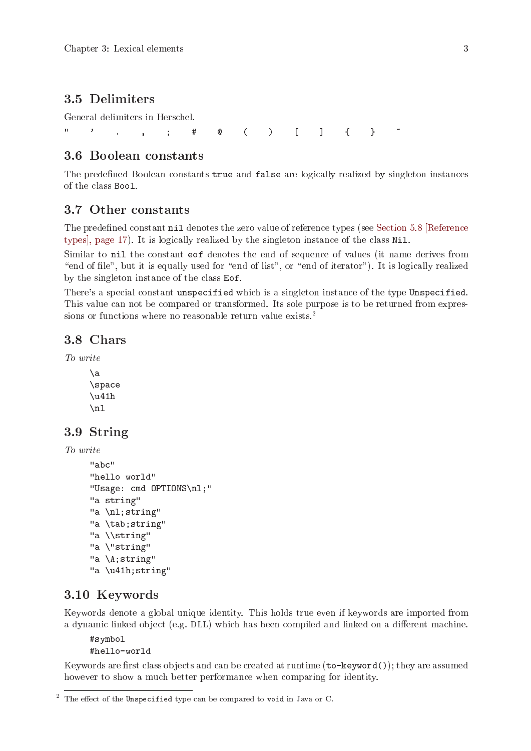## 3.5 Delimiters

General delimiters in Herschel.

```
"   '   .   ,   ;   #   @   (   )   [   ]   {   }   ~
```

## 3.6 Boolean constants

The predefined Boolean constants `true` and `false` are logically realized by singleton instances of the class `Bool`.

## 3.7 Other constants

The predefined constant `nil` denotes the zero value of reference types (see Section 5.8 [Reference types], page 17). It is logically realized by the singleton instance of the class `Nil`.

Similar to `nil` the constant `eof` denotes the end of sequence of values (it name derives from "end of file", but it is equally used for "end of list", or "end of iterator"). It is logically realized by the singleton instance of the class `Eof`.

There's a special constant `unspecified` which is a singleton instance of the type `Unspecified`. This value can not be compared or transformed. Its sole purpose is to be returned from expressions or functions where no reasonable return value exists.[2]

## 3.8 Chars

*To write*

```
\a
\space
\u41h
\nl
```

## 3.9 String

*To write*

```
"abc"
"hello world"
"Usage: cmd OPTIONS\nl;"
"a string"
"a \nl;string"
"a \tab;string"
"a \\string"
"a \"string"
"a \A;string"
"a \u41h;string"
```

## 3.10 Keywords

Keywords denote a global unique identity. This holds true even if keywords are imported from a dynamic linked object (e.g. DLL) which has been compiled and linked on a different machine.

```
#symbol
#hello-world
```

Keywords are first class objects and can be created at runtime (`to-keyword()`); they are assumed however to show a much better performance when comparing for identity.

---

[2] The effect of the `Unspecified` type can be compared to `void` in Java or C.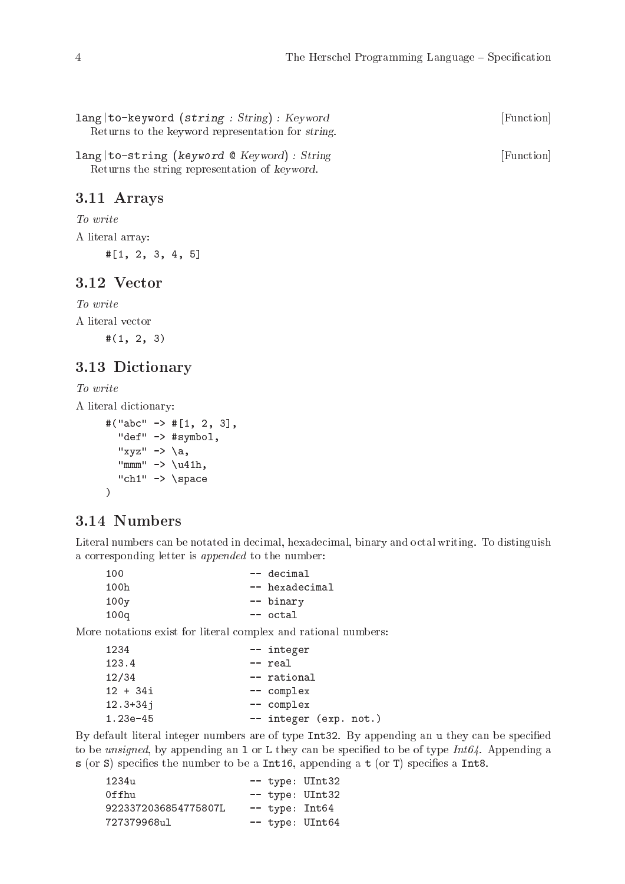`lang|to-keyword` (*string : String*) *: Keyword* [Function]

Returns to the keyword representation for *string*.

`lang|to-string` (*keyword @ Keyword*) *: String* [Function]

Returns the string representation of *keyword*.

## 3.11 Arrays

*To write*

A literal array:

```
#[1, 2, 3, 4, 5]
```

## 3.12 Vector

*To write*

A literal vector

```
#(1, 2, 3)
```

## 3.13 Dictionary

*To write*

A literal dictionary:

```
#("abc" -> #[1, 2, 3],
  "def" -> #symbol,
  "xyz" -> \a,
  "mmm" -> \u41h,
  "ch1" -> \space
)
```

## 3.14 Numbers

Literal numbers can be notated in decimal, hexadecimal, binary and octal writing. To distinguish a corresponding letter is *appended* to the number:

```
100                    -- decimal
100h                   -- hexadecimal
100y                   -- binary
100q                   -- octal
```

More notations exist for literal complex and rational numbers:

```
1234                   -- integer
123.4                  -- real
12/34                  -- rational
12 + 34i               -- complex
12.3+34j               -- complex
1.23e-45               -- integer (exp. not.)
```

By default literal integer numbers are of type `Int32`. By appending an `u` they can be specified to be *unsigned*, by appending an `l` or `L` they can be specified to be of type *Int64*. Appending a `s` (or `S`) specifies the number to be a `Int16`, appending a `t` (or `T`) specifies a `Int8`.

```
1234u                  -- type: UInt32
0ffhu                  -- type: UInt32
9223372036854775807L   -- type: Int64
727379968ul            -- type: UInt64
```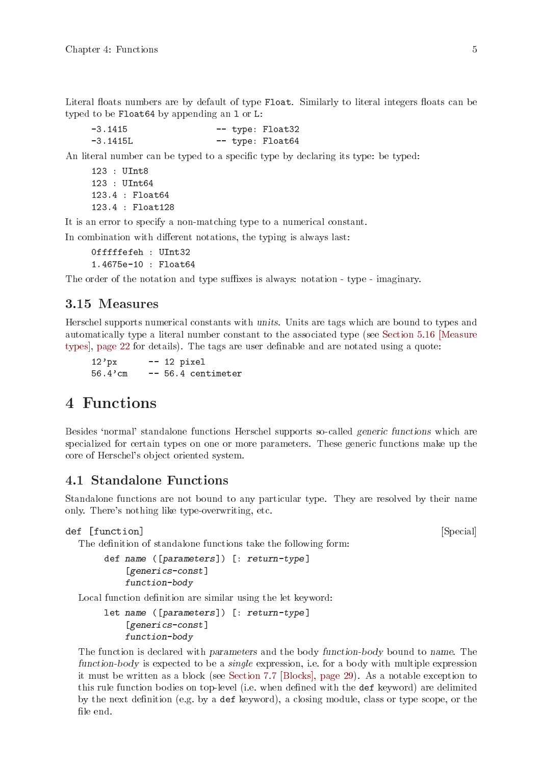Literal floats numbers are by default of type `Float`. Similarly to literal integers floats can be typed to be `Float64` by appending an `l` or `L`:

```
-3.1415                -- type: Float32
-3.1415L               -- type: Float64
```

An literal number can be typed to a specific type by declaring its type: be typed:

```
123 : UInt8
123 : UInt64
123.4 : Float64
123.4 : Float128
```

It is an error to specify a non-matching type to a numerical constant.

In combination with different notations, the typing is always last:

```
0fffffefeh : UInt32
1.4675e-10 : Float64
```

The order of the notation and type suffixes is always: notation - type - imaginary.

## 3.15 Measures

Herschel supports numerical constants with *units*. Units are tags which are bound to types and automatically type a literal number constant to the associated type (see Section 5.16 [Measure types], page 22 for details). The tags are user definable and are notated using a quote:

```
12'px      -- 12 pixel
56.4'cm    -- 56.4 centimeter
```

# 4 Functions

Besides 'normal' standalone functions Herschel supports so-called *generic functions* which are specialized for certain types on one or more parameters. These generic functions make up the core of Herschel's object oriented system.

## 4.1 Standalone Functions

Standalone functions are not bound to any particular type. They are resolved by their name only. There's nothing like type-overwriting, etc.

`def [function]` [Special]

The definition of standalone functions take the following form:

```
def name ([parameters]) [: return-type]
    [generics-const]
    function-body
```

Local function definition are similar using the let keyword:

```
let name ([parameters]) [: return-type]
    [generics-const]
    function-body
```

The function is declared with *parameters* and the body *function-body* bound to *name*. The *function-body* is expected to be a *single* expression, i.e. for a body with multiple expression it must be written as a block (see Section 7.7 [Blocks], page 29). As a notable exception to this rule function bodies on top-level (i.e. when defined with the `def` keyword) are delimited by the next definition (e.g. by a `def` keyword), a closing module, class or type scope, or the file end.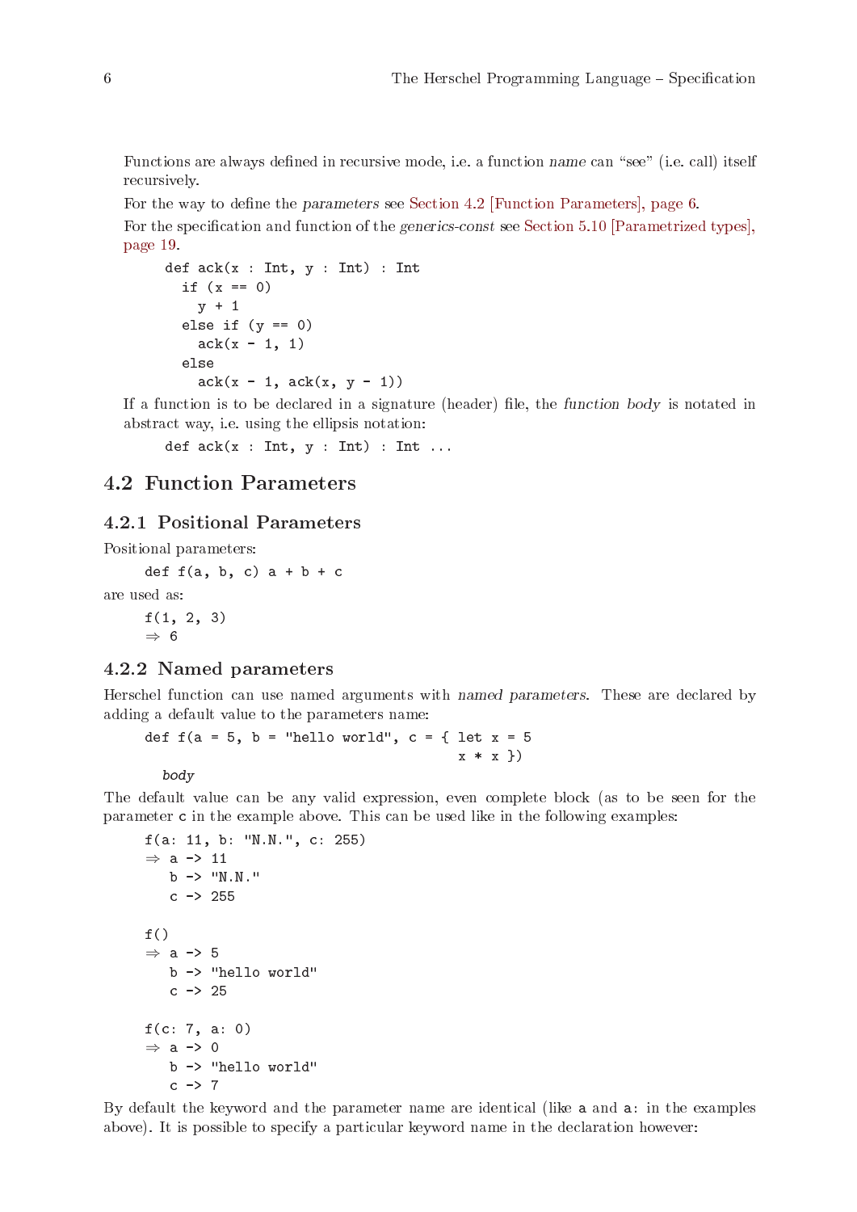Functions are always defined in recursive mode, i.e. a function *name* can "see" (i.e. call) itself recursively.

For the way to define the *parameters* see Section 4.2 [Function Parameters], page 6.

For the specification and function of the *generics-const* see Section 5.10 [Parametrized types], page 19.

```
def ack(x : Int, y : Int) : Int
  if (x == 0)
    y + 1
  else if (y == 0)
    ack(x - 1, 1)
  else
    ack(x - 1, ack(x, y - 1))
```

If a function is to be declared in a signature (header) file, the *function body* is notated in abstract way, i.e. using the ellipsis notation:

```
def ack(x : Int, y : Int) : Int ...
```

## 4.2 Function Parameters

### 4.2.1 Positional Parameters

Positional parameters:

```
def f(a, b, c) a + b + c
```

are used as:

```
f(1, 2, 3)
⇒ 6
```

### 4.2.2 Named parameters

Herschel function can use named arguments with *named parameters*. These are declared by adding a default value to the parameters name:

```
def f(a = 5, b = "hello world", c = { let x = 5
                                       x * x })
  body
```

The default value can be any valid expression, even complete block (as to be seen for the parameter `c` in the example above. This can be used like in the following examples:

```
f(a: 11, b: "N.N.", c: 255)
⇒ a -> 11
  b -> "N.N."
  c -> 255

f()
⇒ a -> 5
  b -> "hello world"
  c -> 25

f(c: 7, a: 0)
⇒ a -> 0
  b -> "hello world"
  c -> 7
```

By default the keyword and the parameter name are identical (like `a` and `a:` in the examples above). It is possible to specify a particular keyword name in the declaration however: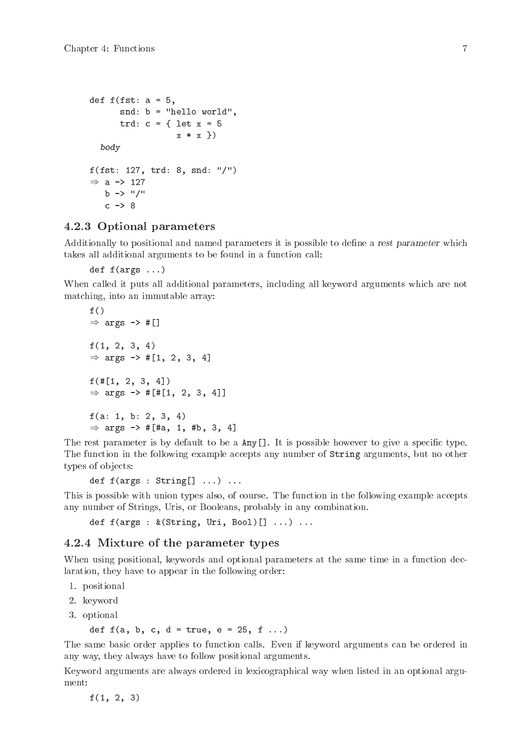```
def f(fst: a = 5,
      snd: b = "hello world",
      trd: c = { let x = 5
                 x * x })
  body

f(fst: 127, trd: 8, snd: "/")
⇒ a -> 127
   b -> "/"
   c -> 8
```

### 4.2.3 Optional parameters

Additionally to positional and named parameters it is possible to define a *rest parameter* which takes all additional arguments to be found in a function call:

```
def f(args ...)
```

When called it puts all additional parameters, including all keyword arguments which are not matching, into an immutable array:

```
f()
⇒ args -> #[]

f(1, 2, 3, 4)
⇒ args -> #[1, 2, 3, 4]

f(#[1, 2, 3, 4])
⇒ args -> #[#[1, 2, 3, 4]]

f(a: 1, b: 2, 3, 4)
⇒ args -> #[#a, 1, #b, 3, 4]
```

The rest parameter is by default to be a `Any[]`. It is possible however to give a specific type. The function in the following example accepts any number of `String` arguments, but no other types of objects:

```
def f(args : String[] ...) ...
```

This is possible with union types also, of course. The function in the following example accepts any number of Strings, Uris, or Booleans, probably in any combination.

```
def f(args : &(String, Uri, Bool)[] ...) ...
```

### 4.2.4 Mixture of the parameter types

When using positional, keywords and optional parameters at the same time in a function declaration, they have to appear in the following order:

1. positional
2. keyword
3. optional

```
def f(a, b, c, d = true, e = 25, f ...)
```

The same basic order applies to function calls. Even if keyword arguments can be ordered in any way, they always have to follow positional arguments.

Keyword arguments are always ordered in lexicographical way when listed in an optional argument:

```
f(1, 2, 3)
```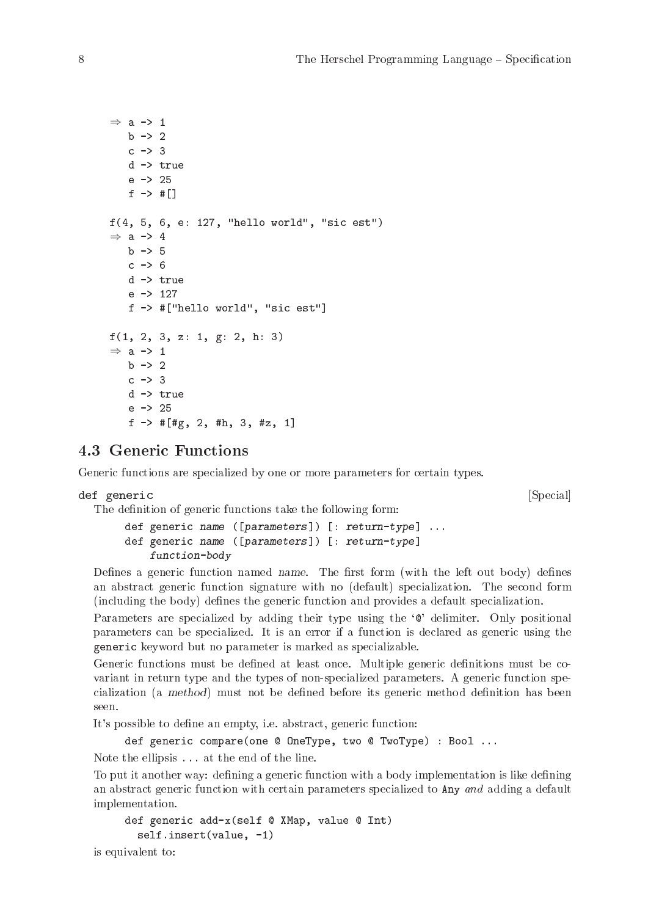```
⇒ a -> 1
  b -> 2
  c -> 3
  d -> true
  e -> 25
  f -> #[]

f(4, 5, 6, e: 127, "hello world", "sic est")
⇒ a -> 4
  b -> 5
  c -> 6
  d -> true
  e -> 127
  f -> #["hello world", "sic est"]

f(1, 2, 3, z: 1, g: 2, h: 3)
⇒ a -> 1
  b -> 2
  c -> 3
  d -> true
  e -> 25
  f -> #[#g, 2, #h, 3, #z, 1]
```

## 4.3 Generic Functions

Generic functions are specialized by one or more parameters for certain types.

`def generic` [Special]

The definition of generic functions take the following form:

```
def generic name ([parameters]) [: return-type] ...
def generic name ([parameters]) [: return-type]
    function-body
```

Defines a generic function named *name*. The first form (with the left out body) defines an abstract generic function signature with no (default) specialization. The second form (including the body) defines the generic function and provides a default specialization.

Parameters are specialized by adding their type using the '`@`' delimiter. Only positional parameters can be specialized. It is an error if a function is declared as generic using the `generic` keyword but no parameter is marked as specializable.

Generic functions must be defined at least once. Multiple generic definitions must be covariant in return type and the types of non-specialized parameters. A generic function specialization (a *method*) must not be defined before its generic method definition has been seen.

It's possible to define an empty, i.e. abstract, generic function:

```
def generic compare(one @ OneType, two @ TwoType) : Bool ...
```

Note the ellipsis `...` at the end of the line.

To put it another way: defining a generic function with a body implementation is like defining an abstract generic function with certain parameters specialized to `Any` *and* adding a default implementation.

```
def generic add-x(self @ XMap, value @ Int)
  self.insert(value, -1)
```

is equivalent to: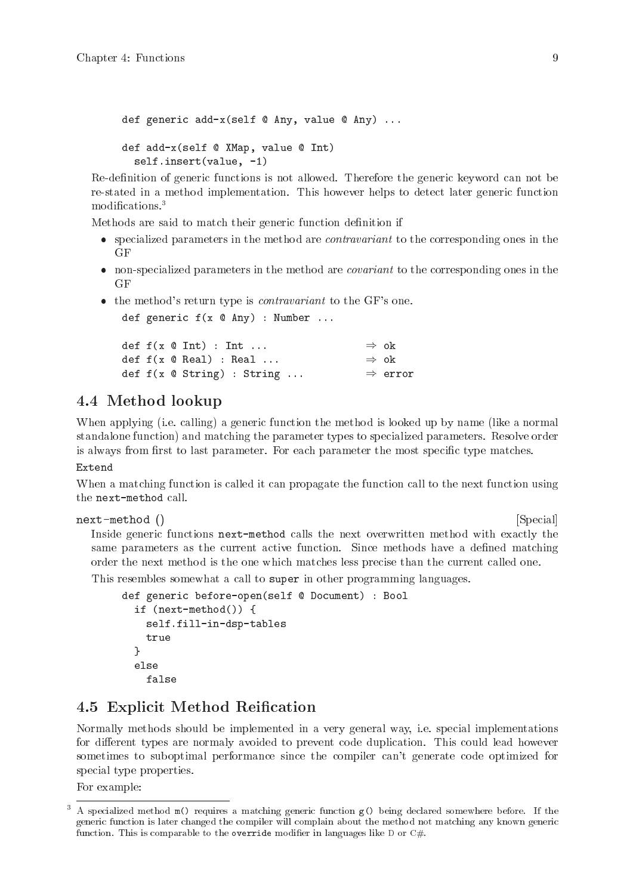```
def generic add-x(self @ Any, value @ Any) ...

def add-x(self @ XMap, value @ Int)
  self.insert(value, -1)
```

Re-definition of generic functions is not allowed. Therefore the generic keyword can not be re-stated in a method implementation. This however helps to detect later generic function modifications.[3]

Methods are said to match their generic function definition if

- specialized parameters in the method are *contravariant* to the corresponding ones in the GF
- non-specialized parameters in the method are *covariant* to the corresponding ones in the GF
- the method's return type is *contravariant* to the GF's one.

```
def generic f(x @ Any) : Number ...

def f(x @ Int) : Int ...            ⇒ ok
def f(x @ Real) : Real ...          ⇒ ok
def f(x @ String) : String ...      ⇒ error
```

## 4.4 Method lookup

When applying (i.e. calling) a generic function the method is looked up by name (like a normal standalone function) and matching the parameter types to specialized parameters. Resolve order is always from first to last parameter. For each parameter the most specific type matches.

`Extend`

When a matching function is called it can propagate the function call to the next function using the `next-method` call.

`next-method ()` [Special]

Inside generic functions `next-method` calls the next overwritten method with exactly the same parameters as the current active function. Since methods have a defined matching order the next method is the one which matches less precise than the current called one.

This resembles somewhat a call to `super` in other programming languages.

```
def generic before-open(self @ Document) : Bool
  if (next-method()) {
    self.fill-in-dsp-tables
    true
  }
  else
    false
```

## 4.5 Explicit Method Reification

Normally methods should be implemented in a very general way, i.e. special implementations for different types are normaly avoided to prevent code duplication. This could lead however sometimes to suboptimal performance since the compiler can't generate code optimized for special type properties.

For example:

[3] A specialized method `m()` requires a matching generic function `g()` being declared somewhere before. If the generic function is later changed the compiler will complain about the method not matching any known generic function. This is comparable to the `override` modifier in languages like D or C#.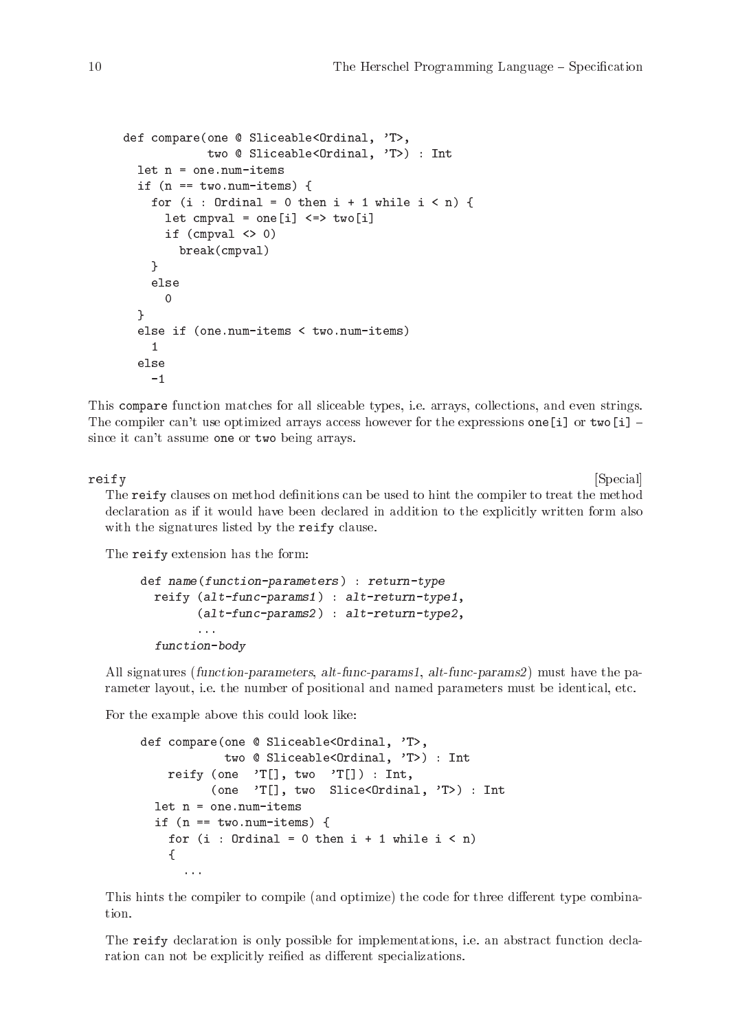```
def compare(one @ Sliceable<Ordinal, 'T>,
            two @ Sliceable<Ordinal, 'T>) : Int
  let n = one.num-items
  if (n == two.num-items) {
    for (i : Ordinal = 0 then i + 1 while i < n) {
      let cmpval = one[i] <=> two[i]
      if (cmpval <> 0)
        break(cmpval)
    }
    else
      0
  }
  else if (one.num-items < two.num-items)
    1
  else
    -1
```

This compare function matches for all sliceable types, i.e. arrays, collections, and even strings. The compiler can't use optimized arrays access however for the expressions `one[i]` or `two[i]` – since it can't assume `one` or `two` being arrays.

**reify** [Special]

The `reify` clauses on method definitions can be used to hint the compiler to treat the method declaration as if it would have been declared in addition to the explicitly written form also with the signatures listed by the `reify` clause.

The `reify` extension has the form:

```
def name(function-parameters) : return-type
  reify (alt-func-params1) : alt-return-type1,
        (alt-func-params2) : alt-return-type2,
        ...
  function-body
```

All signatures (*function-parameters*, *alt-func-params1*, *alt-func-params2*) must have the parameter layout, i.e. the number of positional and named parameters must be identical, etc.

For the example above this could look like:

```
def compare(one @ Sliceable<Ordinal, 'T>,
            two @ Sliceable<Ordinal, 'T>) : Int
    reify (one  'T[], two  'T[]) : Int,
          (one  'T[], two  Slice<Ordinal, 'T>) : Int
  let n = one.num-items
  if (n == two.num-items) {
    for (i : Ordinal = 0 then i + 1 while i < n)
    {
      ...
```

This hints the compiler to compile (and optimize) the code for three different type combination.

The `reify` declaration is only possible for implementations, i.e. an abstract function declaration can not be explicitly reified as different specializations.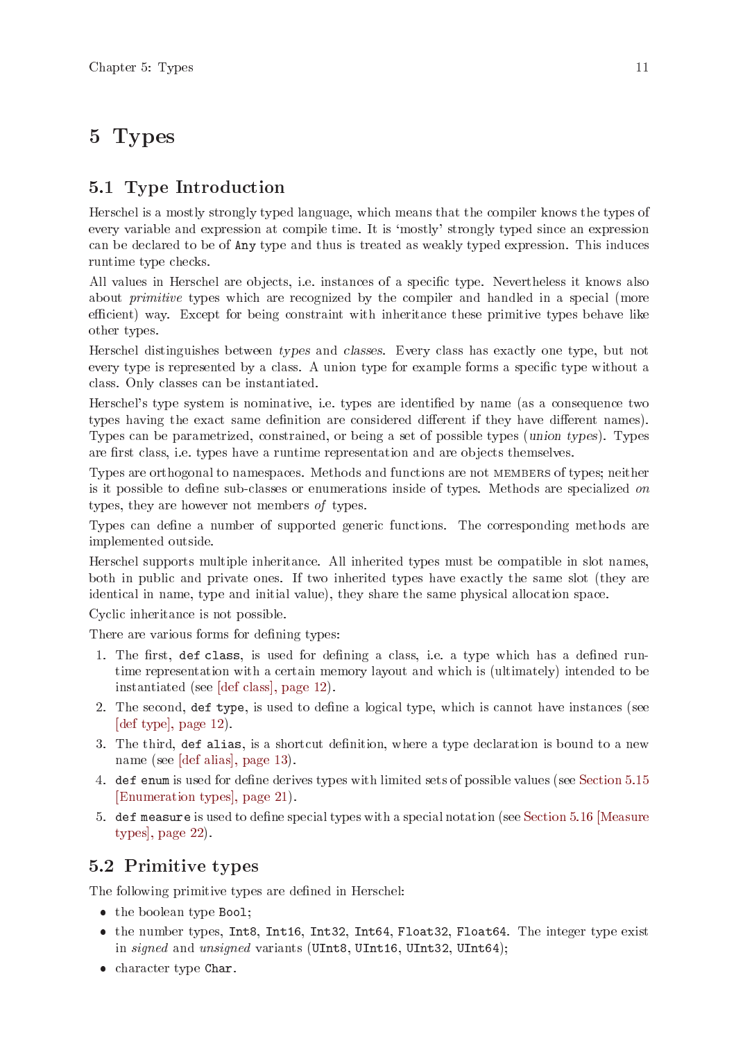# 5 Types

## 5.1 Type Introduction

Herschel is a mostly strongly typed language, which means that the compiler knows the types of every variable and expression at compile time. It is 'mostly' strongly typed since an expression can be declared to be of `Any` type and thus is treated as weakly typed expression. This induces runtime type checks.

All values in Herschel are objects, i.e. instances of a specific type. Nevertheless it knows also about *primitive* types which are recognized by the compiler and handled in a special (more efficient) way. Except for being constraint with inheritance these primitive types behave like other types.

Herschel distinguishes between *types* and *classes*. Every class has exactly one type, but not every type is represented by a class. A union type for example forms a specific type without a class. Only classes can be instantiated.

Herschel's type system is nominative, i.e. types are identified by name (as a consequence two types having the exact same definition are considered different if they have different names). Types can be parametrized, constrained, or being a set of possible types (*union types*). Types are first class, i.e. types have a runtime representation and are objects themselves.

Types are orthogonal to namespaces. Methods and functions are not MEMBERS of types; neither is it possible to define sub-classes or enumerations inside of types. Methods are specialized *on* types, they are however not members *of* types.

Types can define a number of supported generic functions. The corresponding methods are implemented outside.

Herschel supports multiple inheritance. All inherited types must be compatible in slot names, both in public and private ones. If two inherited types have exactly the same slot (they are identical in name, type and initial value), they share the same physical allocation space.

Cyclic inheritance is not possible.

There are various forms for defining types:

1. The first, `def class`, is used for defining a class, i.e. a type which has a defined runtime representation with a certain memory layout and which is (ultimately) intended to be instantiated (see [def class], page 12).
2. The second, `def type`, is used to define a logical type, which is cannot have instances (see [def type], page 12).
3. The third, `def alias`, is a shortcut definition, where a type declaration is bound to a new name (see [def alias], page 13).
4. `def enum` is used for define derives types with limited sets of possible values (see Section 5.15 [Enumeration types], page 21).
5. `def measure` is used to define special types with a special notation (see Section 5.16 [Measure types], page 22).

## 5.2 Primitive types

The following primitive types are defined in Herschel:

- the boolean type `Bool`;
- the number types, `Int8`, `Int16`, `Int32`, `Int64`, `Float32`, `Float64`. The integer type exist in *signed* and *unsigned* variants (`UInt8`, `UInt16`, `UInt32`, `UInt64`);
- character type `Char`.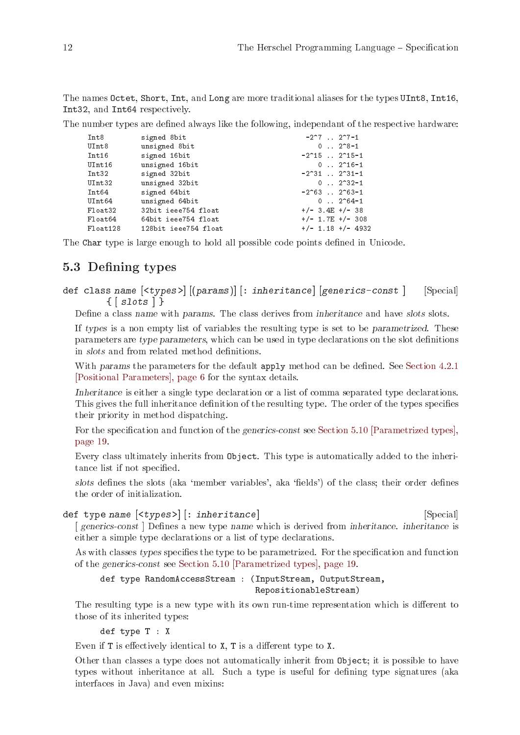The names `Octet`, `Short`, `Int`, and `Long` are more traditional aliases for the types `UInt8`, `Int16`, `Int32`, and `Int64` respectively.

The number types are defined always like the following, independant of the respective hardware:

```
Int8        signed 8bit                    -2^7 .. 2^7-1
UInt8       unsigned 8bit                     0 .. 2^8-1
Int16       signed 16bit                  -2^15 .. 2^15-1
UInt16      unsigned 16bit                    0 .. 2^16-1
Int32       signed 32bit                  -2^31 .. 2^31-1
UInt32      unsigned 32bit                    0 .. 2^32-1
Int64       signed 64bit                  -2^63 .. 2^63-1
UInt64      unsigned 64bit                    0 .. 2^64-1
Float32     32bit ieee754 float           +/- 3.4E +/- 38
Float64     64bit ieee754 float           +/- 1.7E +/- 308
Float128    128bit ieee754 float          +/- 1.18 +/- 4932
```

The `Char` type is large enough to hold all possible code points defined in Unicode.

## 5.3 Defining types

`def class` *name* [`<`*types*`>`] [(*params*)] [`:` *inheritance*] [*generics-const* ] `{` [ *slots* ] `}` [Special]

Define a class *name* with *params*. The class derives from *inheritance* and have *slots* slots.

If *types* is a non empty list of variables the resulting type is set to be *parametrized*. These parameters are *type parameters*, which can be used in type declarations on the slot definitions in *slots* and from related method definitions.

With *params* the parameters for the default `apply` method can be defined. See Section 4.2.1 [Positional Parameters], page 6 for the syntax details.

*Inheritance* is either a single type declaration or a list of comma separated type declarations. This gives the full inheritance definition of the resulting type. The order of the types specifies their priority in method dispatching.

For the specification and function of the *generics-const* see Section 5.10 [Parametrized types], page 19.

Every class ultimately inherits from `Object`. This type is automatically added to the inheritance list if not specified.

*slots* defines the slots (aka 'member variables', aka 'fields') of the class; their order defines the order of initialization.

`def type` *name* [`<`*types*`>`] [`:` *inheritance*] [Special]

[ *generics-const* ] Defines a new type *name* which is derived from *inheritance*. *inheritance* is either a simple type declarations or a list of type declarations.

As with classes *types* specifies the type to be parametrized. For the specification and function of the *generics-const* see Section 5.10 [Parametrized types], page 19.

```
def type RandomAccessStream : (InputStream, OutputStream,
                               RepositionableStream)
```

The resulting type is a new type with its own run-time representation which is different to those of its inherited types:

```
def type T : X
```

Even if `T` is effectively identical to `X`, `T` is a different type to `X`.

Other than classes a type does not automatically inherit from `Object`; it is possible to have types without inheritance at all. Such a type is useful for defining type signatures (aka interfaces in Java) and even mixins: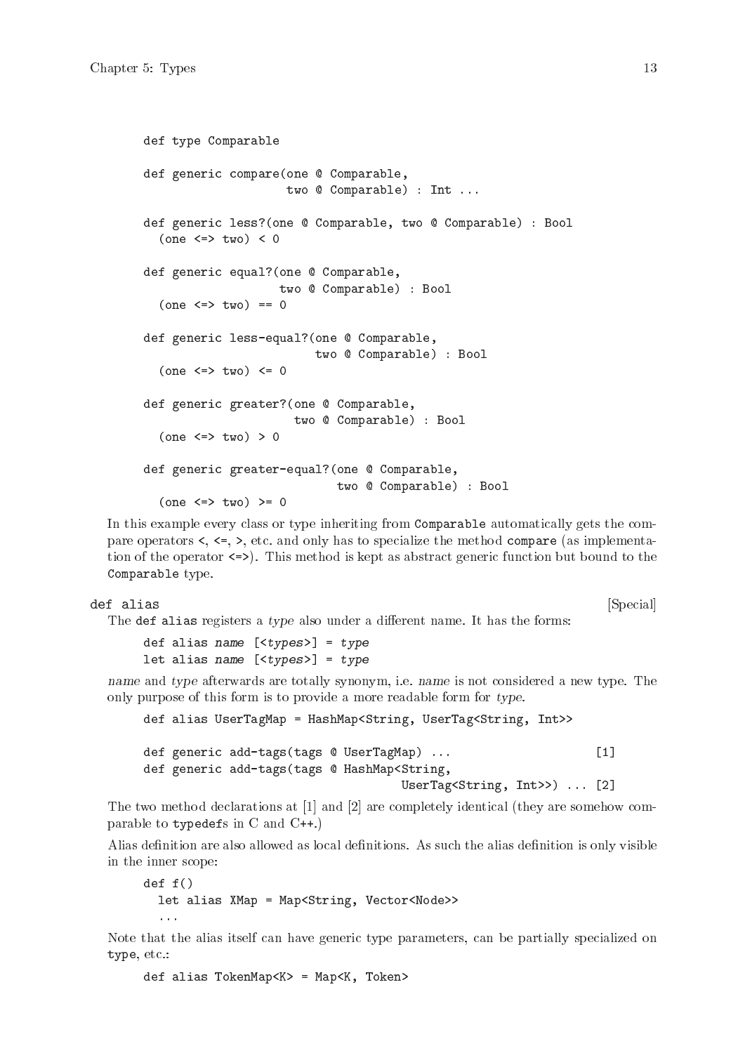```
def type Comparable

def generic compare(one @ Comparable,
                    two @ Comparable) : Int ...

def generic less?(one @ Comparable, two @ Comparable) : Bool
  (one <=> two) < 0

def generic equal?(one @ Comparable,
                   two @ Comparable) : Bool
  (one <=> two) == 0

def generic less-equal?(one @ Comparable,
                        two @ Comparable) : Bool
  (one <=> two) <= 0

def generic greater?(one @ Comparable,
                     two @ Comparable) : Bool
  (one <=> two) > 0

def generic greater-equal?(one @ Comparable,
                           two @ Comparable) : Bool
  (one <=> two) >= 0
```

In this example every class or type inheriting from `Comparable` automatically gets the compare operators `<`, `<=`, `>`, etc. and only has to specialize the method `compare` (as implementation of the operator `<=>`). This method is kept as abstract generic function but bound to the `Comparable` type.

**def alias** [Special]

The `def alias` registers a *type* also under a different name. It has the forms:

```
def alias name [<types>] = type
let alias name [<types>] = type
```

*name* and *type* afterwards are totally synonym, i.e. *name* is not considered a new type. The only purpose of this form is to provide a more readable form for *type*.

```
def alias UserTagMap = HashMap<String, UserTag<String, Int>>

def generic add-tags(tags @ UserTagMap) ...                    [1]
def generic add-tags(tags @ HashMap<String,
                                    UserTag<String, Int>>) ... [2]
```

The two method declarations at [1] and [2] are completely identical (they are somehow comparable to `typedef`s in C and C++.)

Alias definition are also allowed as local definitions. As such the alias definition is only visible in the inner scope:

```
def f()
  let alias XMap = Map<String, Vector<Node>>
  ...
```

Note that the alias itself can have generic type parameters, can be partially specialized on `type`, etc.:

```
def alias TokenMap<K> = Map<K, Token>
```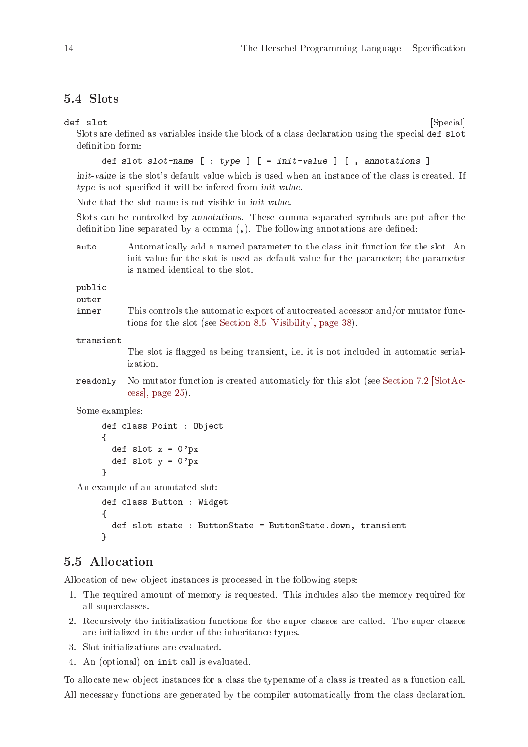## 5.4 Slots

`def slot` [Special]

Slots are defined as variables inside the block of a class declaration using the special `def slot` definition form:

```
def slot slot-name [ : type ] [ = init-value ] [ , annotations ]
```

*init-value* is the slot's default value which is used when an instance of the class is created. If *type* is not specified it will be infered from *init-value*.

Note that the slot name is not visible in *init-value*.

Slots can be controlled by *annotations*. These comma separated symbols are put after the definition line separated by a comma (`,`). The following annotations are defined:

`auto`
: Automatically add a named parameter to the class init function for the slot. An init value for the slot is used as default value for the parameter; the parameter is named identical to the slot.

`public`
`outer`
`inner`
: This controls the automatic export of autocreated accessor and/or mutator functions for the slot (see Section 8.5 [Visibility], page 38).

`transient`
: The slot is flagged as being transient, i.e. it is not included in automatic serialization.

`readonly`
: No mutator function is created automaticly for this slot (see Section 7.2 [SlotAccess], page 25).

Some examples:

```
def class Point : Object
{
  def slot x = 0'px
  def slot y = 0'px
}
```

An example of an annotated slot:

```
def class Button : Widget
{
  def slot state : ButtonState = ButtonState.down, transient
}
```

## 5.5 Allocation

Allocation of new object instances is processed in the following steps:

1. The required amount of memory is requested. This includes also the memory required for all superclasses.
2. Recursively the initialization functions for the super classes are called. The super classes are initialized in the order of the inheritance types.
3. Slot initializations are evaluated.
4. An (optional) `on init` call is evaluated.

To allocate new object instances for a class the typename of a class is treated as a function call. All necessary functions are generated by the compiler automatically from the class declaration.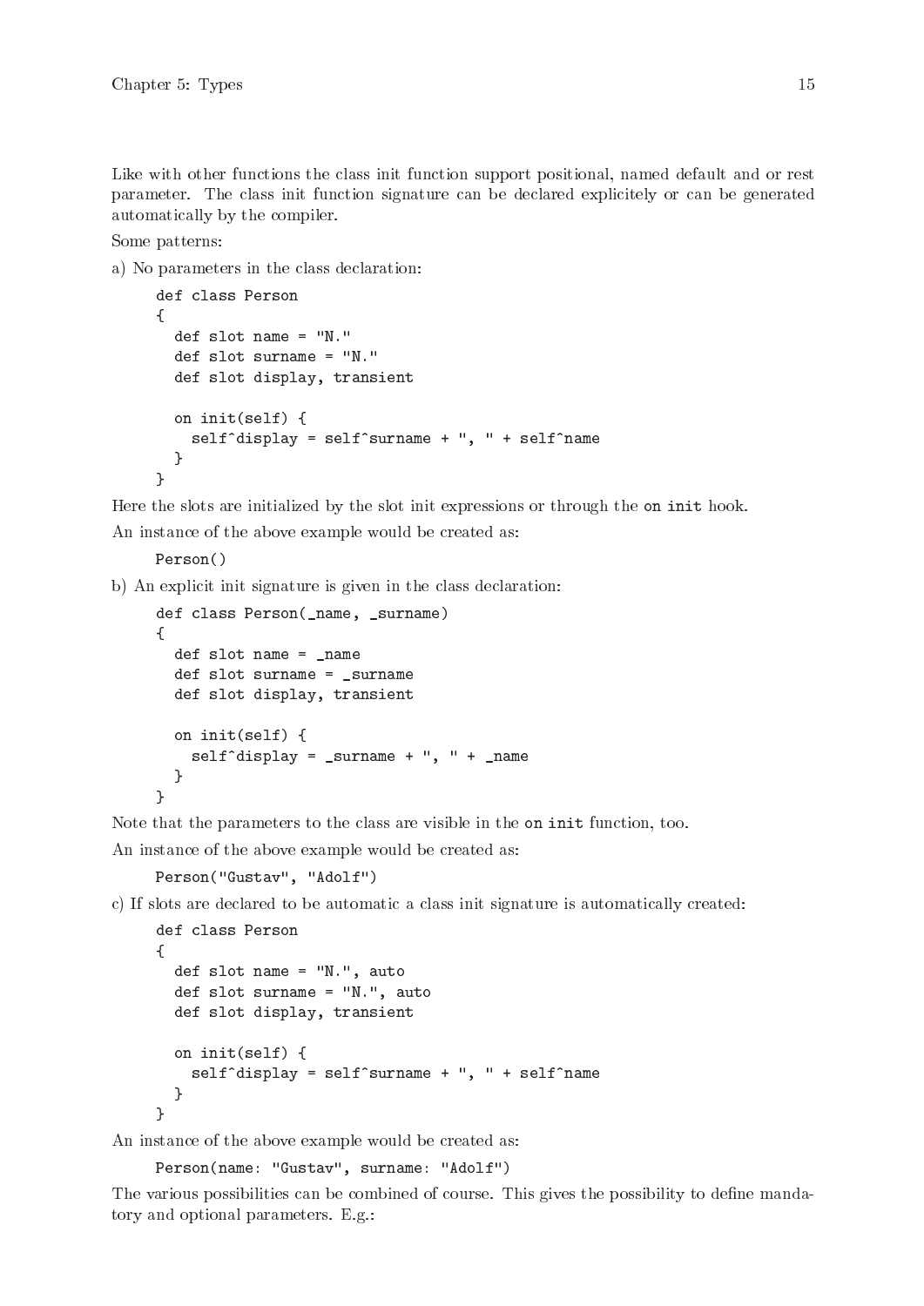Like with other functions the class init function support positional, named default and or rest parameter. The class init function signature can be declared explicitely or can be generated automatically by the compiler.

Some patterns:

a) No parameters in the class declaration:

```
def class Person
{
  def slot name = "N."
  def slot surname = "N."
  def slot display, transient

  on init(self) {
    self^display = self^surname + ", " + self^name
  }
}
```

Here the slots are initialized by the slot init expressions or through the `on init` hook.

An instance of the above example would be created as:

```
Person()
```

b) An explicit init signature is given in the class declaration:

```
def class Person(_name, _surname)
{
  def slot name = _name
  def slot surname = _surname
  def slot display, transient

  on init(self) {
    self^display = _surname + ", " + _name
  }
}
```

Note that the parameters to the class are visible in the `on init` function, too.

An instance of the above example would be created as:

```
Person("Gustav", "Adolf")
```

c) If slots are declared to be automatic a class init signature is automatically created:

```
def class Person
{
  def slot name = "N.", auto
  def slot surname = "N.", auto
  def slot display, transient

  on init(self) {
    self^display = self^surname + ", " + self^name
  }
}
```

An instance of the above example would be created as:

```
Person(name: "Gustav", surname: "Adolf")
```

The various possibilities can be combined of course. This gives the possibility to define mandatory and optional parameters. E.g.: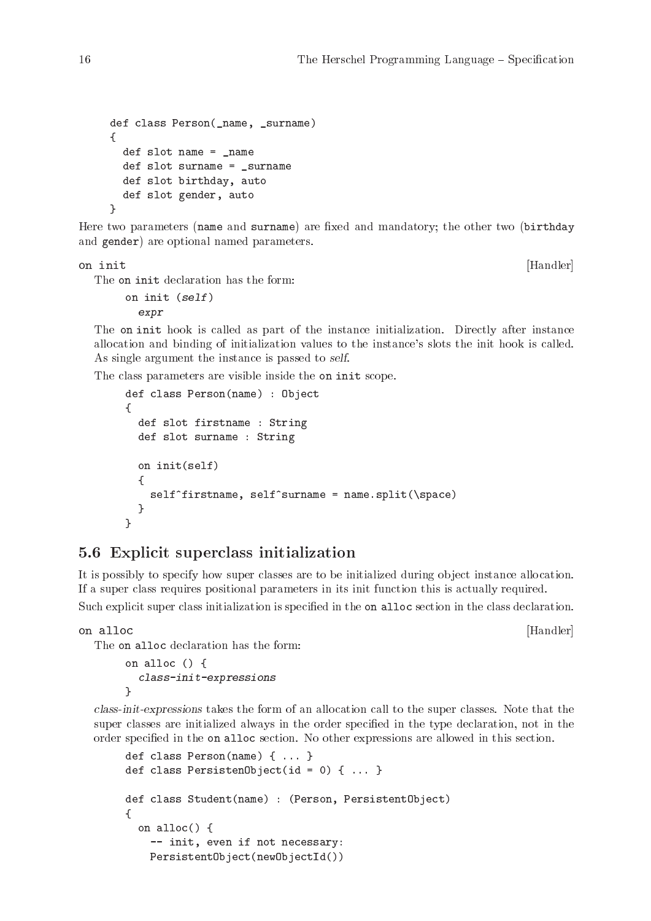```
def class Person(_name, _surname)
{
  def slot name = _name
  def slot surname = _surname
  def slot birthday, auto
  def slot gender, auto
}
```

Here two parameters (`name` and `surname`) are fixed and mandatory; the other two (`birthday` and `gender`) are optional named parameters.

`on init` [Handler]

The `on init` declaration has the form:

```
on init (self)
  expr
```

The `on init` hook is called as part of the instance initialization. Directly after instance allocation and binding of initialization values to the instance's slots the init hook is called. As single argument the instance is passed to *self*.

The class parameters are visible inside the `on init` scope.

```
def class Person(name) : Object
{
  def slot firstname : String
  def slot surname : String

  on init(self)
  {
    self^firstname, self^surname = name.split(\space)
  }
}
```

## 5.6 Explicit superclass initialization

It is possibly to specify how super classes are to be initialized during object instance allocation. If a super class requires positional parameters in its init function this is actually required.

Such explicit super class initialization is specified in the `on alloc` section in the class declaration.

`on alloc` [Handler]

The `on alloc` declaration has the form:

```
on alloc () {
  class-init-expressions
}
```

*class-init-expressions* takes the form of an allocation call to the super classes. Note that the super classes are initialized always in the order specified in the type declaration, not in the order specified in the `on alloc` section. No other expressions are allowed in this section.

```
def class Person(name) { ... }
def class PersistenObject(id = 0) { ... }

def class Student(name) : (Person, PersistentObject)
{
  on alloc() {
    -- init, even if not necessary:
    PersistentObject(newObjectId())
```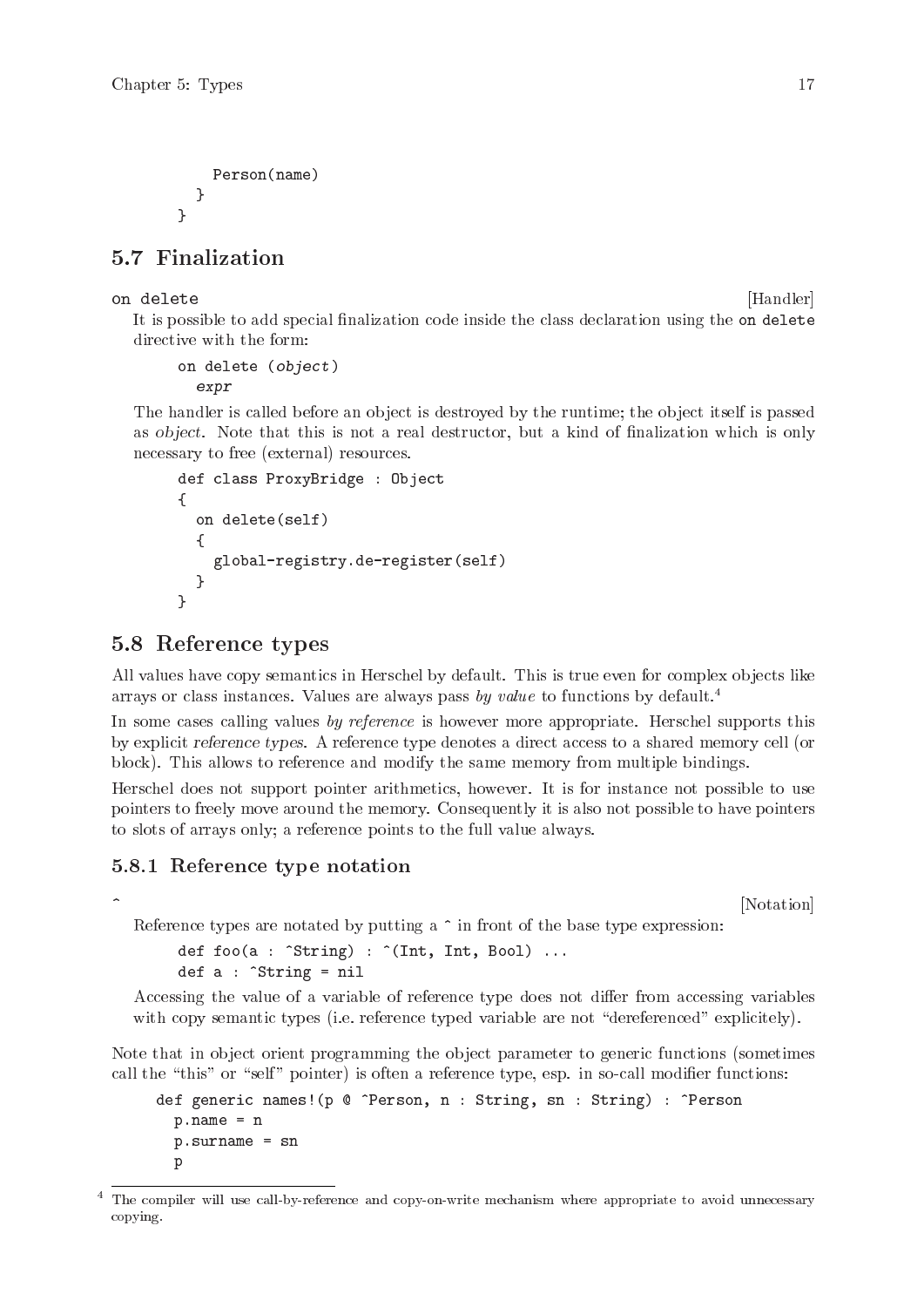```
    Person(name)
  }
}
```

## 5.7 Finalization

`on delete` [Handler]

It is possible to add special finalization code inside the class declaration using the `on delete` directive with the form:

```
on delete (object)
  expr
```

The handler is called before an object is destroyed by the runtime; the object itself is passed as *object*. Note that this is not a real destructor, but a kind of finalization which is only necessary to free (external) resources.

```
def class ProxyBridge : Object
{
  on delete(self)
  {
    global-registry.de-register(self)
  }
}
```

## 5.8 Reference types

All values have copy semantics in Herschel by default. This is true even for complex objects like arrays or class instances. Values are always pass *by value* to functions by default.[4]

In some cases calling values *by reference* is however more appropriate. Herschel supports this by explicit *reference types*. A reference type denotes a direct access to a shared memory cell (or block). This allows to reference and modify the same memory from multiple bindings.

Herschel does not support pointer arithmetics, however. It is for instance not possible to use pointers to freely move around the memory. Consequently it is also not possible to have pointers to slots of arrays only; a reference points to the full value always.

### 5.8.1 Reference type notation

`^` [Notation]

Reference types are notated by putting a `^` in front of the base type expression:

```
def foo(a : ^String) : ^(Int, Int, Bool) ...
def a : ^String = nil
```

Accessing the value of a variable of reference type does not differ from accessing variables with copy semantic types (i.e. reference typed variable are not "dereferenced" explicitely).

Note that in object orient programming the object parameter to generic functions (sometimes call the "this" or "self" pointer) is often a reference type, esp. in so-call modifier functions:

```
def generic names!(p @ ^Person, n : String, sn : String) : ^Person
  p.name = n
  p.surname = sn
  p
```

[4] The compiler will use call-by-reference and copy-on-write mechanism where appropriate to avoid unnecessary copying.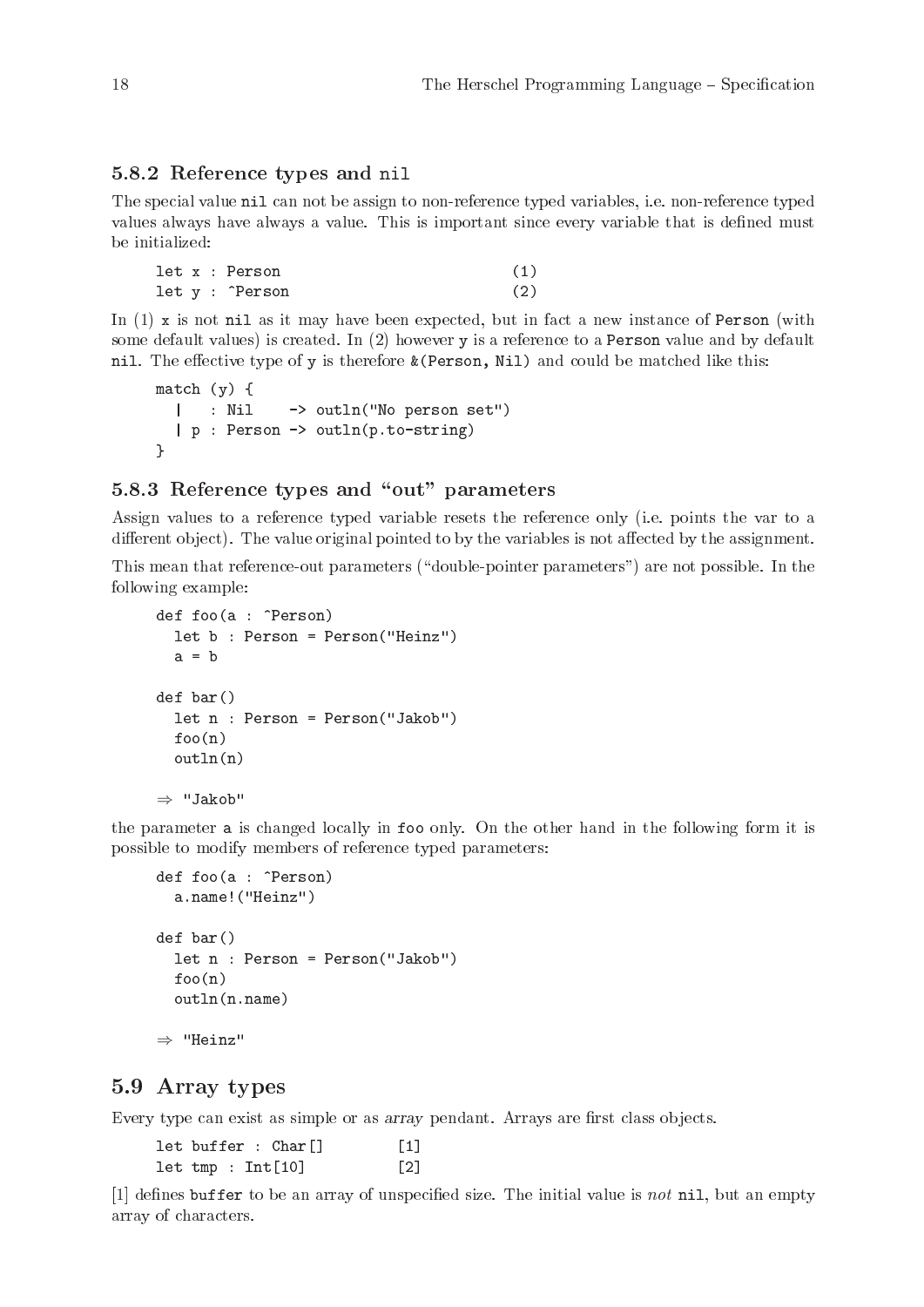### 5.8.2 Reference types and `nil`

The special value `nil` can not be assign to non-reference typed variables, i.e. non-reference typed values always have always a value. This is important since every variable that is defined must be initialized:

```
let x : Person                          (1)
let y : ^Person                         (2)
```

In (1) `x` is not `nil` as it may have been expected, but in fact a new instance of `Person` (with some default values) is created. In (2) however `y` is a reference to a `Person` value and by default `nil`. The effective type of `y` is therefore `&(Person, Nil)` and could be matched like this:

```
match (y) {
  |   : Nil    -> outln("No person set")
  | p : Person -> outln(p.to-string)
}
```

### 5.8.3 Reference types and "out" parameters

Assign values to a reference typed variable resets the reference only (i.e. points the var to a different object). The value original pointed to by the variables is not affected by the assignment.

This mean that reference-out parameters ("double-pointer parameters") are not possible. In the following example:

```
def foo(a : ^Person)
  let b : Person = Person("Heinz")
  a = b

def bar()
  let n : Person = Person("Jakob")
  foo(n)
  outln(n)

⇒ "Jakob"
```

the parameter `a` is changed locally in `foo` only. On the other hand in the following form it is possible to modify members of reference typed parameters:

```
def foo(a : ^Person)
  a.name!("Heinz")

def bar()
  let n : Person = Person("Jakob")
  foo(n)
  outln(n.name)

⇒ "Heinz"
```

## 5.9 Array types

Every type can exist as simple or as *array* pendant. Arrays are first class objects.

```
let buffer : Char[]        [1]
let tmp : Int[10]          [2]
```

[1] defines `buffer` to be an array of unspecified size. The initial value is *not* `nil`, but an empty array of characters.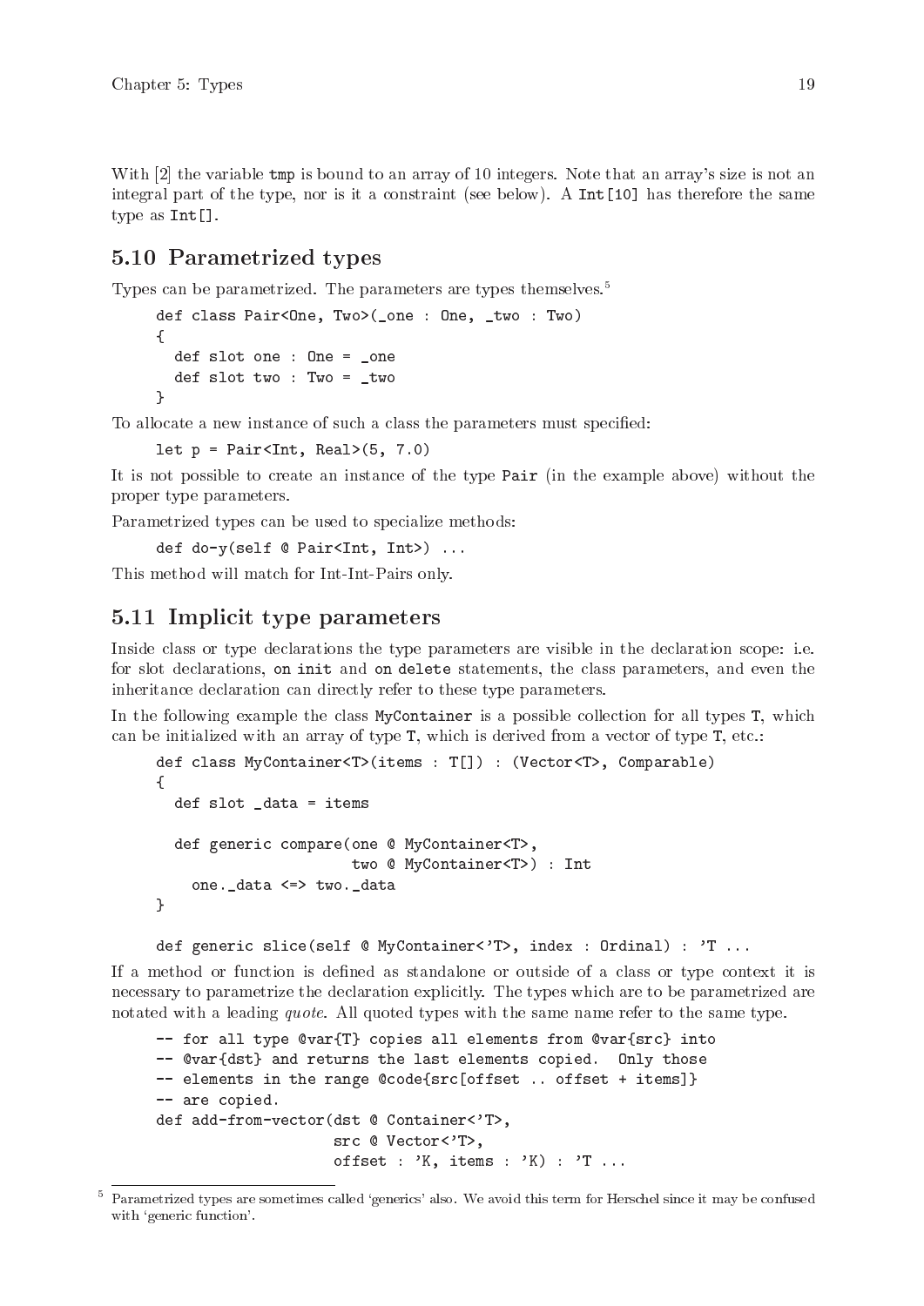With [2] the variable `tmp` is bound to an array of 10 integers. Note that an array's size is not an integral part of the type, nor is it a constraint (see below). A `Int[10]` has therefore the same type as `Int[]`.

## 5.10 Parametrized types

Types can be parametrized. The parameters are types themselves.[5]

```
def class Pair<One, Two>(_one : One, _two : Two)
{
  def slot one : One = _one
  def slot two : Two = _two
}
```

To allocate a new instance of such a class the parameters must specified:

```
let p = Pair<Int, Real>(5, 7.0)
```

It is not possible to create an instance of the type `Pair` (in the example above) without the proper type parameters.

Parametrized types can be used to specialize methods:

```
def do-y(self @ Pair<Int, Int>) ...
```

This method will match for Int-Int-Pairs only.

## 5.11 Implicit type parameters

Inside class or type declarations the type parameters are visible in the declaration scope: i.e. for slot declarations, `on init` and `on delete` statements, the class parameters, and even the inheritance declaration can directly refer to these type parameters.

In the following example the class `MyContainer` is a possible collection for all types `T`, which can be initialized with an array of type `T`, which is derived from a vector of type `T`, etc.:

```
def class MyContainer<T>(items : T[]) : (Vector<T>, Comparable)
{
  def slot _data = items

  def generic compare(one @ MyContainer<T>,
                      two @ MyContainer<T>) : Int
    one._data <=> two._data
}

def generic slice(self @ MyContainer<'T>, index : Ordinal) : 'T ...
```

If a method or function is defined as standalone or outside of a class or type context it is necessary to parametrize the declaration explicitly. The types which are to be parametrized are notated with a leading *quote*. All quoted types with the same name refer to the same type.

```
-- for all type @var{T} copies all elements from @var{src} into
-- @var{dst} and returns the last elements copied.  Only those
-- elements in the range @code{src[offset .. offset + items]}
-- are copied.
def add-from-vector(dst @ Container<'T>,
                    src @ Vector<'T>,
                    offset : 'K, items : 'K) : 'T ...
```

[5] Parametrized types are sometimes called 'generics' also. We avoid this term for Herschel since it may be confused with 'generic function'.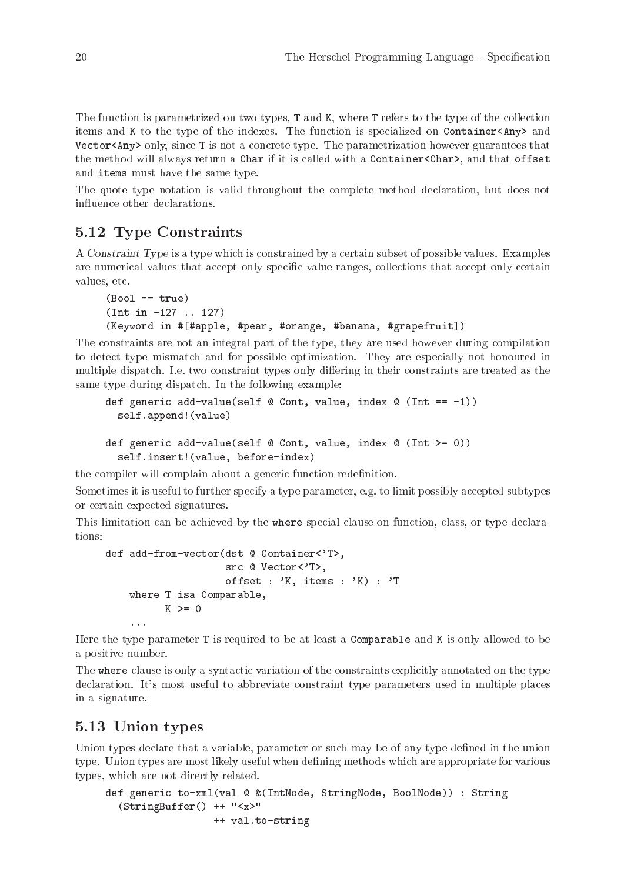The function is parametrized on two types, `T` and `K`, where `T` refers to the type of the collection items and `K` to the type of the indexes. The function is specialized on `Container<Any>` and `Vector<Any>` only, since `T` is not a concrete type. The parametrization however guarantees that the method will always return a `Char` if it is called with a `Container<Char>`, and that `offset` and `items` must have the same type.

The quote type notation is valid throughout the complete method declaration, but does not influence other declarations.

## 5.12 Type Constraints

A *Constraint Type* is a type which is constrained by a certain subset of possible values. Examples are numerical values that accept only specific value ranges, collections that accept only certain values, etc.

```
(Bool == true)
(Int in -127 .. 127)
(Keyword in #[#apple, #pear, #orange, #banana, #grapefruit])
```

The constraints are not an integral part of the type, they are used however during compilation to detect type mismatch and for possible optimization. They are especially not honoured in multiple dispatch. I.e. two constraint types only differing in their constraints are treated as the same type during dispatch. In the following example:

```
def generic add-value(self @ Cont, value, index @ (Int == -1))
  self.append!(value)

def generic add-value(self @ Cont, value, index @ (Int >= 0))
  self.insert!(value, before-index)
```

the compiler will complain about a generic function redefinition.

Sometimes it is useful to further specify a type parameter, e.g. to limit possibly accepted subtypes or certain expected signatures.

This limitation can be achieved by the `where` special clause on function, class, or type declarations:

```
def add-from-vector(dst @ Container<'T>,
                    src @ Vector<'T>,
                    offset : 'K, items : 'K) : 'T
    where T isa Comparable,
          K >= 0
    ...
```

Here the type parameter `T` is required to be at least a `Comparable` and `K` is only allowed to be a positive number.

The `where` clause is only a syntactic variation of the constraints explicitly annotated on the type declaration. It's most useful to abbreviate constraint type parameters used in multiple places in a signature.

## 5.13 Union types

Union types declare that a variable, parameter or such may be of any type defined in the union type. Union types are most likely useful when defining methods which are appropriate for various types, which are not directly related.

```
def generic to-xml(val @ &(IntNode, StringNode, BoolNode)) : String
  (StringBuffer() ++ "<x>"
                  ++ val.to-string
```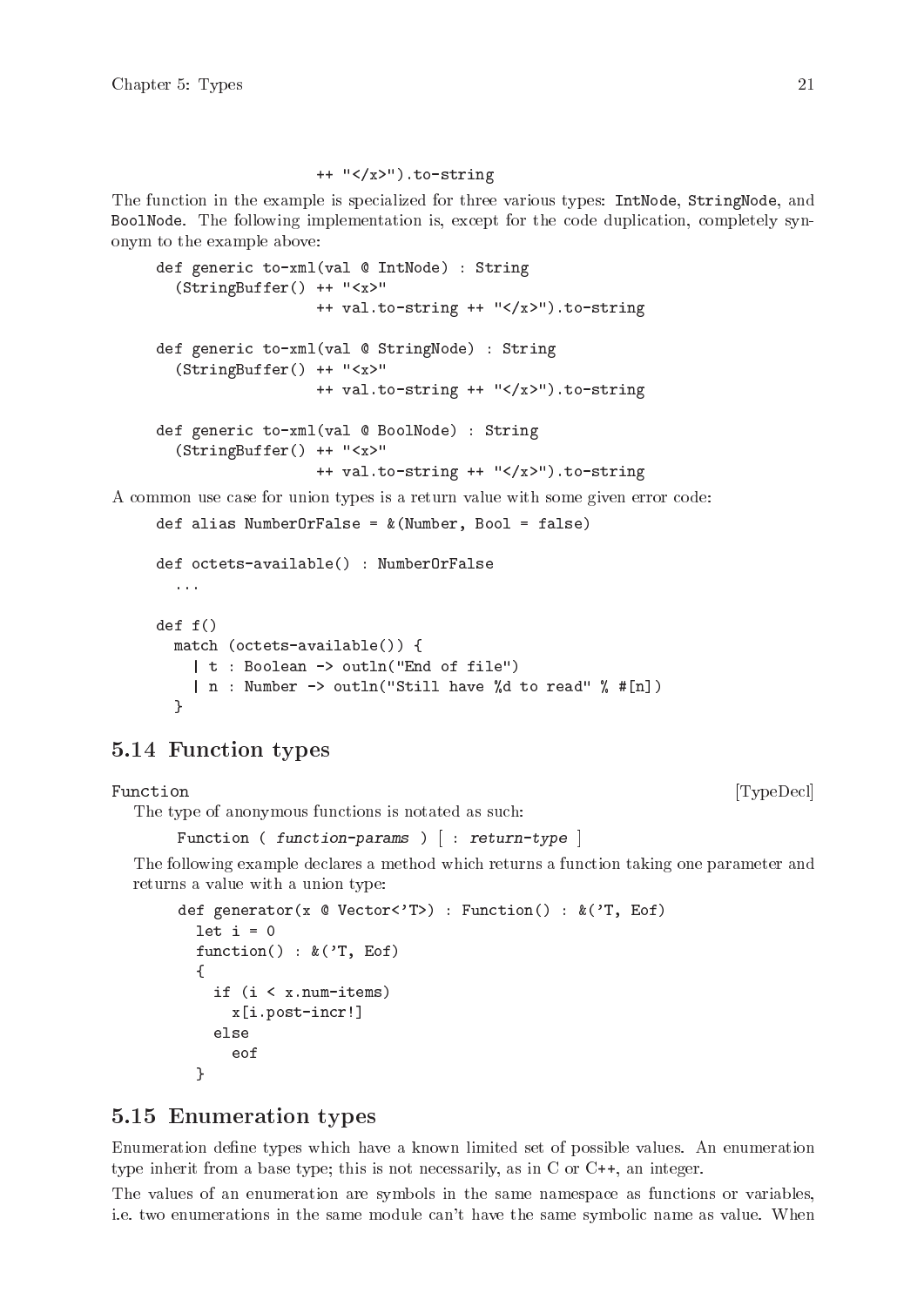```
                    ++ "</x>").to-string
```

The function in the example is specialized for three various types: `IntNode`, `StringNode`, and `BoolNode`. The following implementation is, except for the code duplication, completely synonym to the example above:

```
def generic to-xml(val @ IntNode) : String
  (StringBuffer() ++ "<x>"
                  ++ val.to-string ++ "</x>").to-string

def generic to-xml(val @ StringNode) : String
  (StringBuffer() ++ "<x>"
                  ++ val.to-string ++ "</x>").to-string

def generic to-xml(val @ BoolNode) : String
  (StringBuffer() ++ "<x>"
                  ++ val.to-string ++ "</x>").to-string
```

A common use case for union types is a return value with some given error code:

```
def alias NumberOrFalse = &(Number, Bool = false)

def octets-available() : NumberOrFalse
  ...

def f()
  match (octets-available()) {
    | t : Boolean -> outln("End of file")
    | n : Number -> outln("Still have %d to read" % #[n])
  }
```

## 5.14 Function types

Function [TypeDecl]

The type of anonymous functions is notated as such:

Function ( *function-params* ) [ : *return-type* ]

The following example declares a method which returns a function taking one parameter and returns a value with a union type:

```
def generator(x @ Vector<'T>) : Function() : &('T, Eof)
  let i = 0
  function() : &('T, Eof)
  {
    if (i < x.num-items)
      x[i.post-incr!]
    else
      eof
  }
```

## 5.15 Enumeration types

Enumeration define types which have a known limited set of possible values. An enumeration type inherit from a base type; this is not necessarily, as in C or C++, an integer.

The values of an enumeration are symbols in the same namespace as functions or variables, i.e. two enumerations in the same module can't have the same symbolic name as value. When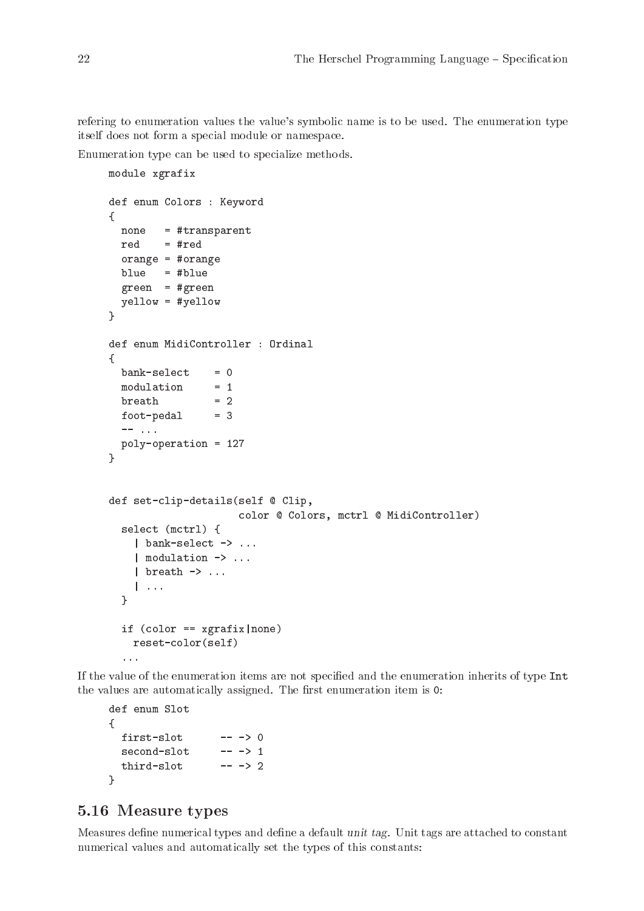refering to enumeration values the value's symbolic name is to be used. The enumeration type itself does not form a special module or namespace.

Enumeration type can be used to specialize methods.

```
module xgrafix

def enum Colors : Keyword
{
  none   = #transparent
  red    = #red
  orange = #orange
  blue   = #blue
  green  = #green
  yellow = #yellow
}

def enum MidiController : Ordinal
{
  bank-select    = 0
  modulation     = 1
  breath         = 2
  foot-pedal     = 3
  -- ...
  poly-operation = 127
}


def set-clip-details(self @ Clip,
                     color @ Colors, mctrl @ MidiController)
  select (mctrl) {
    | bank-select -> ...
    | modulation -> ...
    | breath -> ...
    | ...
  }

  if (color == xgrafix|none)
    reset-color(self)
  ...
```

If the value of the enumeration items are not specified and the enumeration inherits of type `Int` the values are automatically assigned. The first enumeration item is `0`:

```
def enum Slot
{
  first-slot      -- -> 0
  second-slot     -- -> 1
  third-slot      -- -> 2
}
```

## 5.16 Measure types

Measures define numerical types and define a default *unit tag*. Unit tags are attached to constant numerical values and automatically set the types of this constants: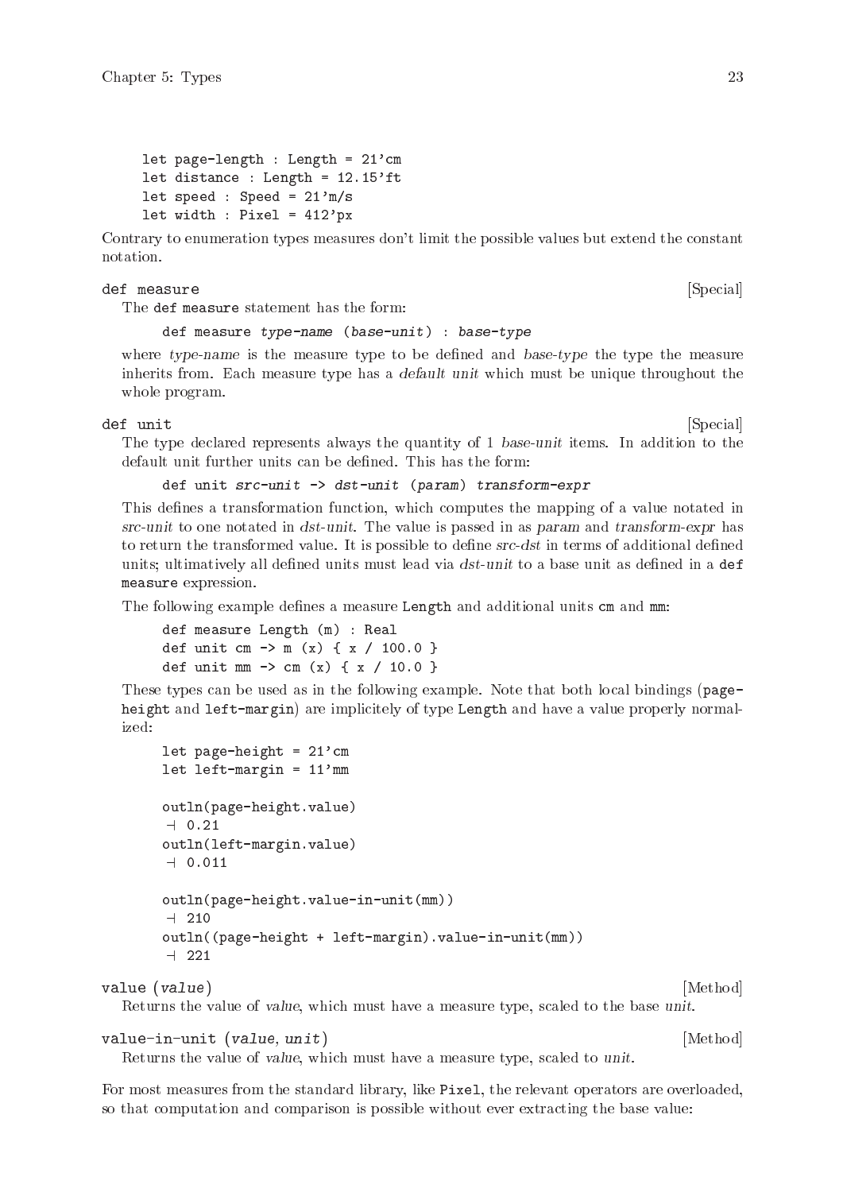```
let page-length : Length = 21'cm
let distance : Length = 12.15'ft
let speed : Speed = 21'm/s
let width : Pixel = 412'px
```

Contrary to enumeration types measures don't limit the possible values but extend the constant notation.

**def measure** [Special]

The `def measure` statement has the form:

```
def measure type-name (base-unit) : base-type
```

where *type-name* is the measure type to be defined and *base-type* the type the measure inherits from. Each measure type has a *default unit* which must be unique throughout the whole program.

**def unit** [Special]

The type declared represents always the quantity of 1 *base-unit* items. In addition to the default unit further units can be defined. This has the form:

```
def unit src-unit -> dst-unit (param) transform-expr
```

This defines a transformation function, which computes the mapping of a value notated in *src-unit* to one notated in *dst-unit*. The value is passed in as *param* and *transform-expr* has to return the transformed value. It is possible to define *src-dst* in terms of additional defined units; ultimatively all defined units must lead via *dst-unit* to a base unit as defined in a `def measure` expression.

The following example defines a measure `Length` and additional units `cm` and `mm`:

```
def measure Length (m) : Real
def unit cm -> m (x) { x / 100.0 }
def unit mm -> cm (x) { x / 10.0 }
```

These types can be used as in the following example. Note that both local bindings (`page-height` and `left-margin`) are implicitely of type `Length` and have a value properly normalized:

```
let page-height = 21'cm
let left-margin = 11'mm

outln(page-height.value)
 ⊣ 0.21
outln(left-margin.value)
 ⊣ 0.011

outln(page-height.value-in-unit(mm))
 ⊣ 210
outln((page-height + left-margin).value-in-unit(mm))
 ⊣ 221
```

**value** (*value*) [Method]

Returns the value of *value*, which must have a measure type, scaled to the base *unit*.

**value-in-unit** (*value*, *unit*) [Method]

Returns the value of *value*, which must have a measure type, scaled to *unit*.

For most measures from the standard library, like `Pixel`, the relevant operators are overloaded, so that computation and comparison is possible without ever extracting the base value: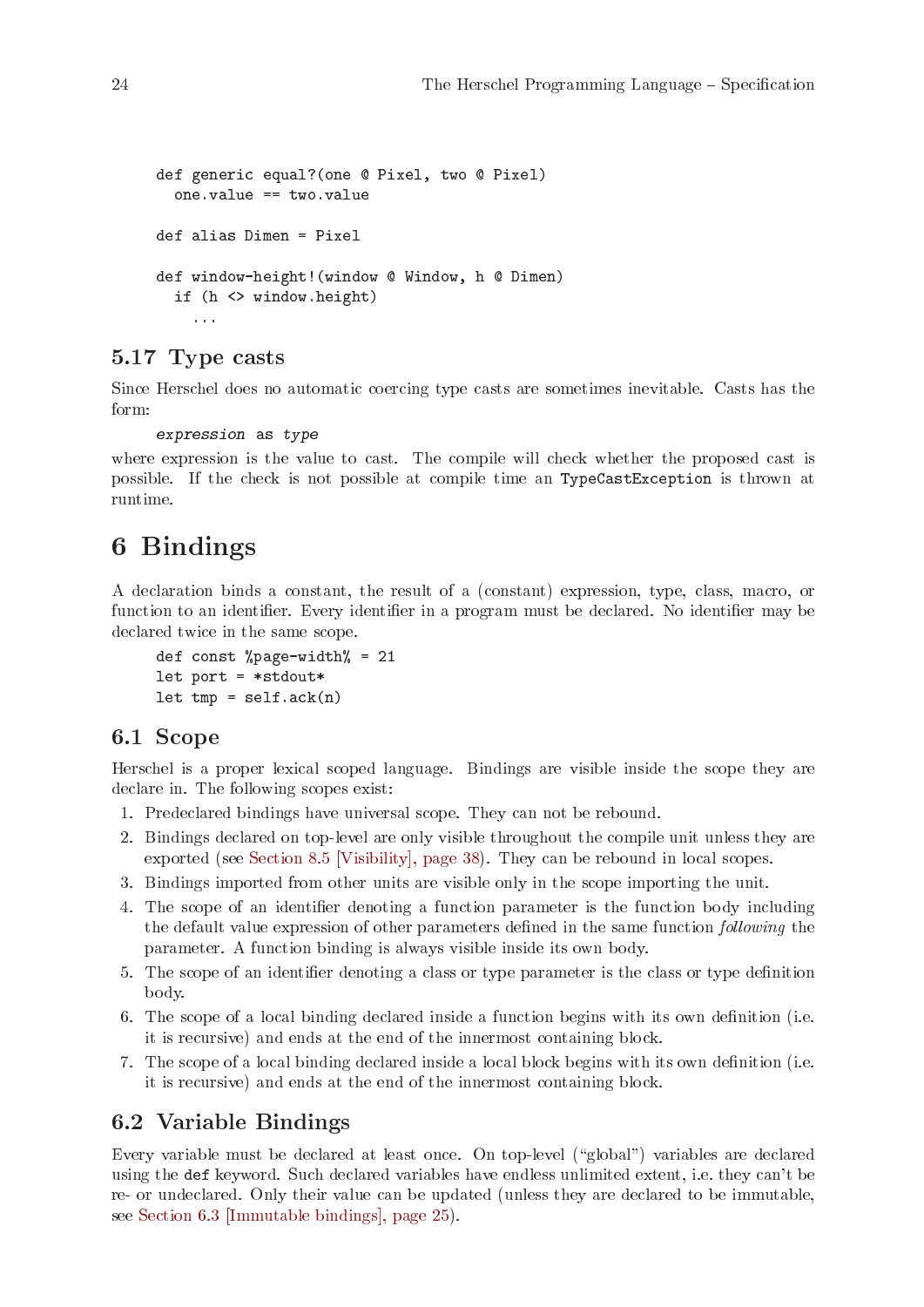```
def generic equal?(one @ Pixel, two @ Pixel)
  one.value == two.value

def alias Dimen = Pixel

def window-height!(window @ Window, h @ Dimen)
  if (h <> window.height)
    ...
```

### 5.17 Type casts

Since Herschel does no automatic coercing type casts are sometimes inevitable. Casts has the form:

```
expression as type
```

where expression is the value to cast. The compile will check whether the proposed cast is possible. If the check is not possible at compile time an `TypeCastException` is thrown at runtime.

## 6 Bindings

A declaration binds a constant, the result of a (constant) expression, type, class, macro, or function to an identifier. Every identifier in a program must be declared. No identifier may be declared twice in the same scope.

```
def const %page-width% = 21
let port = *stdout*
let tmp = self.ack(n)
```

### 6.1 Scope

Herschel is a proper lexical scoped language. Bindings are visible inside the scope they are declare in. The following scopes exist:

1. Predeclared bindings have universal scope. They can not be rebound.
2. Bindings declared on top-level are only visible throughout the compile unit unless they are exported (see Section 8.5 [Visibility], page 38). They can be rebound in local scopes.
3. Bindings imported from other units are visible only in the scope importing the unit.
4. The scope of an identifier denoting a function parameter is the function body including the default value expression of other parameters defined in the same function *following* the parameter. A function binding is always visible inside its own body.
5. The scope of an identifier denoting a class or type parameter is the class or type definition body.
6. The scope of a local binding declared inside a function begins with its own definition (i.e. it is recursive) and ends at the end of the innermost containing block.
7. The scope of a local binding declared inside a local block begins with its own definition (i.e. it is recursive) and ends at the end of the innermost containing block.

### 6.2 Variable Bindings

Every variable must be declared at least once. On top-level ("global") variables are declared using the `def` keyword. Such declared variables have endless unlimited extent, i.e. they can't be re- or undeclared. Only their value can be updated (unless they are declared to be immutable, see Section 6.3 [Immutable bindings], page 25).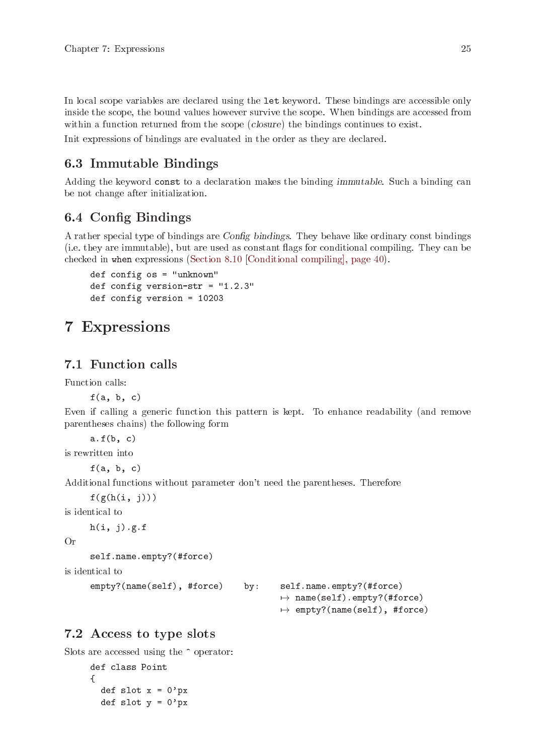In local scope variables are declared using the `let` keyword. These bindings are accessible only inside the scope, the bound values however survive the scope. When bindings are accessed from within a function returned from the scope (*closure*) the bindings continues to exist.

Init expressions of bindings are evaluated in the order as they are declared.

### 6.3 Immutable Bindings

Adding the keyword `const` to a declaration makes the binding *immutable*. Such a binding can be not change after initialization.

### 6.4 Config Bindings

A rather special type of bindings are *Config bindings*. They behave like ordinary const bindings (i.e. they are immutable), but are used as constant flags for conditional compiling. They can be checked in `when` expressions (Section 8.10 [Conditional compiling], page 40).

```
def config os = "unknown"
def config version-str = "1.2.3"
def config version = 10203
```

# 7 Expressions

## 7.1 Function calls

Function calls:

```
f(a, b, c)
```

Even if calling a generic function this pattern is kept. To enhance readability (and remove parentheses chains) the following form

```
a.f(b, c)
```

is rewritten into

```
f(a, b, c)
```

Additional functions without parameter don't need the parentheses. Therefore

```
f(g(h(i, j)))
```

is identical to

```
h(i, j).g.f
```

Or

```
self.name.empty?(#force)
```

is identical to

```
empty?(name(self), #force)    by:    self.name.empty?(#force)
                                     ↦ name(self).empty?(#force)
                                     ↦ empty?(name(self), #force)
```

## 7.2 Access to type slots

Slots are accessed using the ^ operator:

```
def class Point
{
  def slot x = 0'px
  def slot y = 0'px
```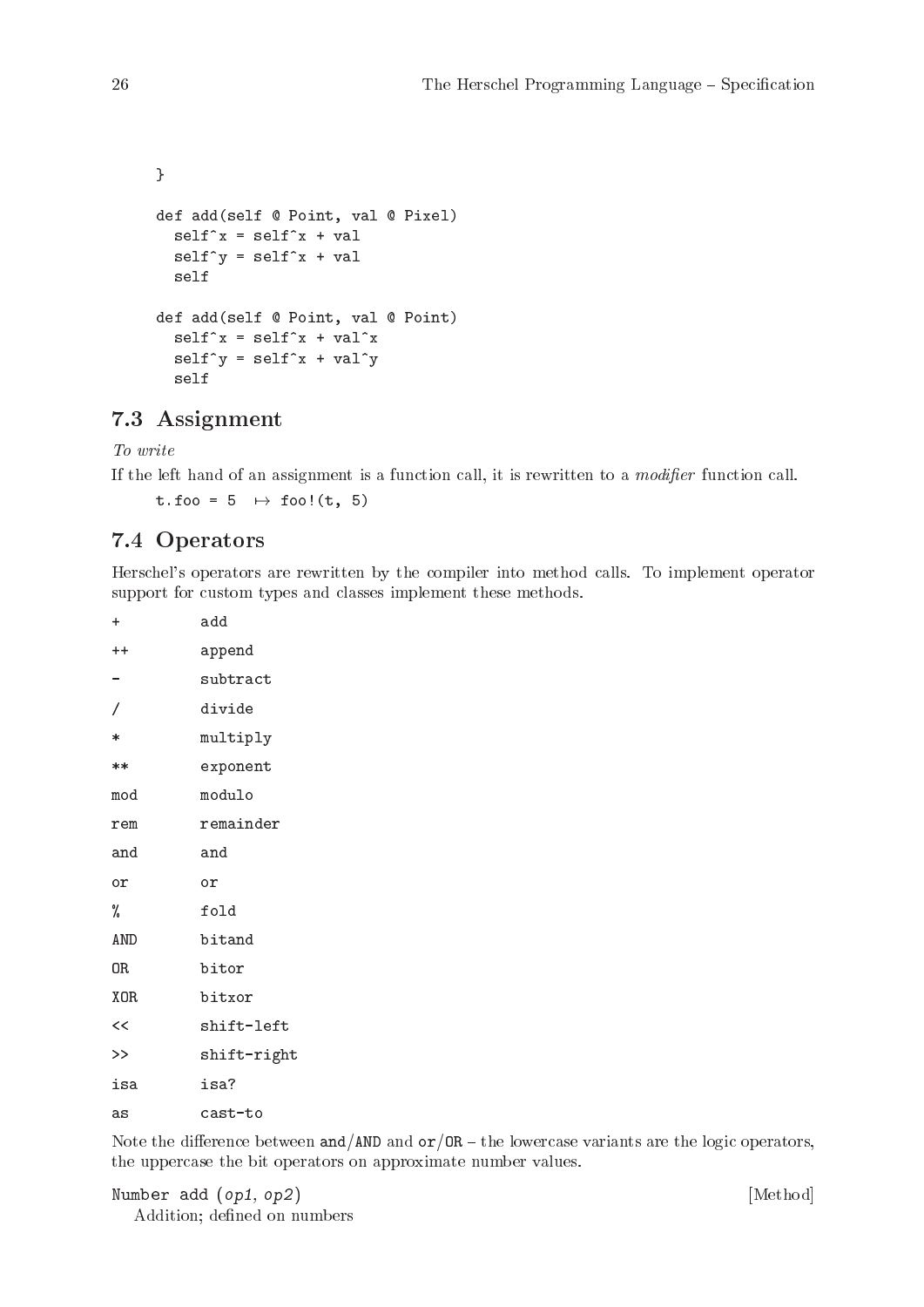```
}

def add(self @ Point, val @ Pixel)
  self^x = self^x + val
  self^y = self^x + val
  self

def add(self @ Point, val @ Point)
  self^x = self^x + val^x
  self^y = self^x + val^y
  self
```

## 7.3 Assignment

*To write*

If the left hand of an assignment is a function call, it is rewritten to a *modifier* function call.

```
t.foo = 5  ↦ foo!(t, 5)
```

## 7.4 Operators

Herschel's operators are rewritten by the compiler into method calls. To implement operator support for custom types and classes implement these methods.

| | |
|---|---|
| `+` | `add` |
| `++` | `append` |
| `-` | `subtract` |
| `/` | `divide` |
| `*` | `multiply` |
| `**` | `exponent` |
| `mod` | `modulo` |
| `rem` | `remainder` |
| `and` | `and` |
| `or` | `or` |
| `%` | `fold` |
| `AND` | `bitand` |
| `OR` | `bitor` |
| `XOR` | `bitxor` |
| `<<` | `shift-left` |
| `>>` | `shift-right` |
| `isa` | `isa?` |
| `as` | `cast-to` |

Note the difference between `and`/`AND` and `or`/`OR` – the lowercase variants are the logic operators, the uppercase the bit operators on approximate number values.

`Number add` (*op1*, *op2*) [Method]

Addition; defined on numbers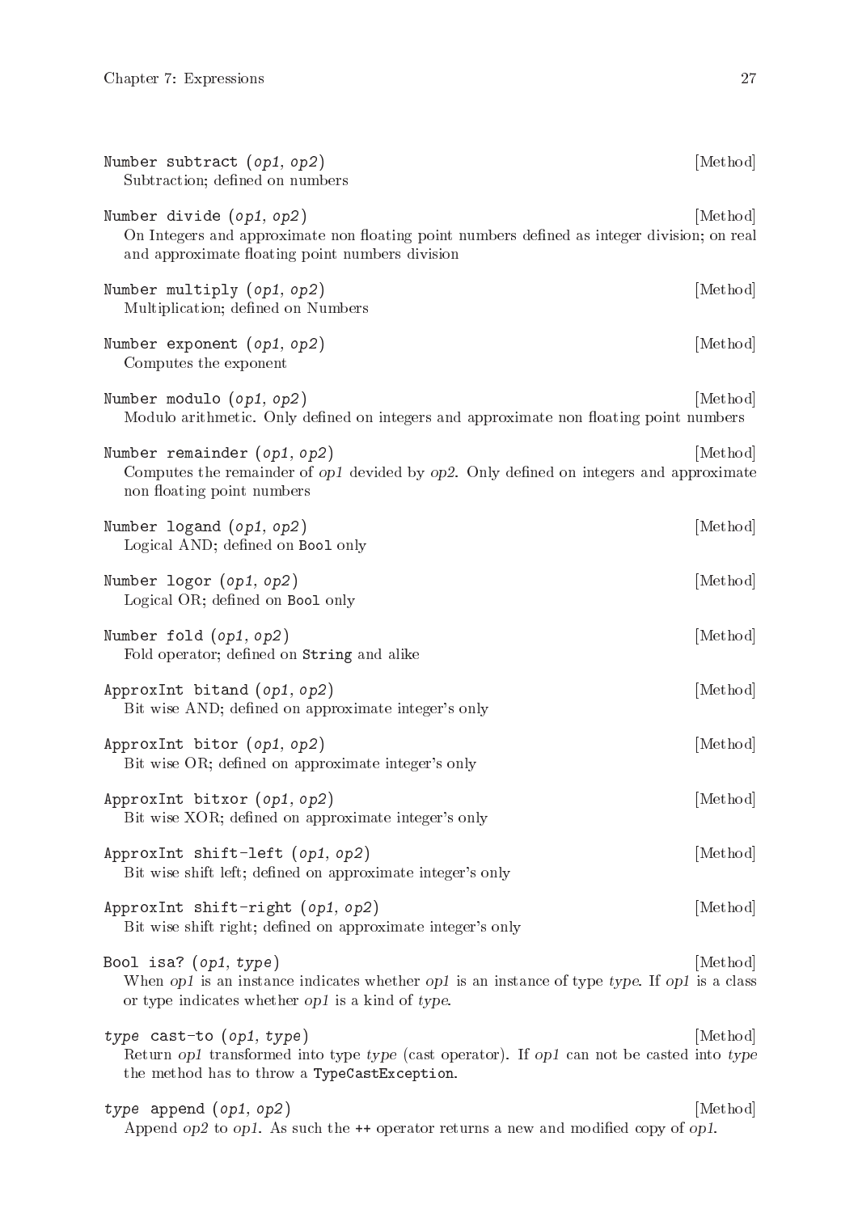Number subtract (*op1*, *op2*) [Method]
  Subtraction; defined on numbers

Number divide (*op1*, *op2*) [Method]
  On Integers and approximate non floating point numbers defined as integer division; on real and approximate floating point numbers division

Number multiply (*op1*, *op2*) [Method]
  Multiplication; defined on Numbers

Number exponent (*op1*, *op2*) [Method]
  Computes the exponent

Number modulo (*op1*, *op2*) [Method]
  Modulo arithmetic. Only defined on integers and approximate non floating point numbers

Number remainder (*op1*, *op2*) [Method]
  Computes the remainder of *op1* devided by *op2*. Only defined on integers and approximate non floating point numbers

Number logand (*op1*, *op2*) [Method]
  Logical AND; defined on `Bool` only

Number logor (*op1*, *op2*) [Method]
  Logical OR; defined on `Bool` only

Number fold (*op1*, *op2*) [Method]
  Fold operator; defined on `String` and alike

ApproxInt bitand (*op1*, *op2*) [Method]
  Bit wise AND; defined on approximate integer's only

ApproxInt bitor (*op1*, *op2*) [Method]
  Bit wise OR; defined on approximate integer's only

ApproxInt bitxor (*op1*, *op2*) [Method]
  Bit wise XOR; defined on approximate integer's only

ApproxInt shift-left (*op1*, *op2*) [Method]
  Bit wise shift left; defined on approximate integer's only

ApproxInt shift-right (*op1*, *op2*) [Method]
  Bit wise shift right; defined on approximate integer's only

Bool isa? (*op1*, *type*) [Method]
  When *op1* is an instance indicates whether *op1* is an instance of type *type*. If *op1* is a class or type indicates whether *op1* is a kind of *type*.

*type* cast-to (*op1*, *type*) [Method]
  Return *op1* transformed into type *type* (cast operator). If *op1* can not be casted into *type* the method has to throw a `TypeCastException`.

*type* append (*op1*, *op2*) [Method]
  Append *op2* to *op1*. As such the `++` operator returns a new and modified copy of *op1*.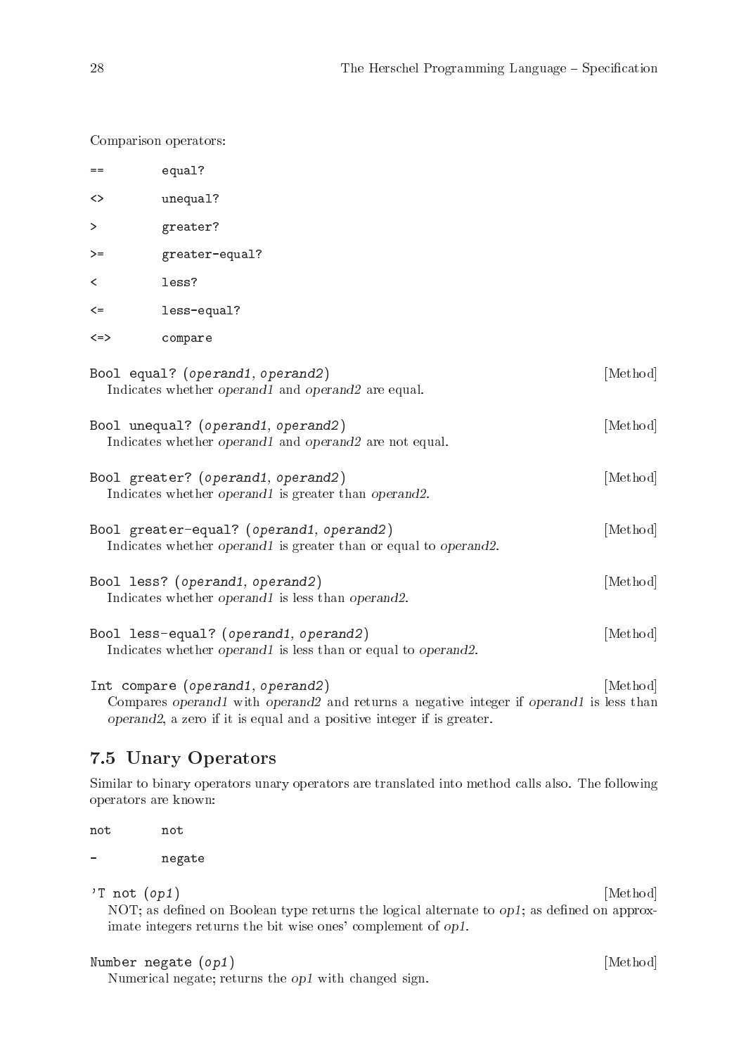Comparison operators:

| | |
|---|---|
| `==` | `equal?` |
| `<>` | `unequal?` |
| `>` | `greater?` |
| `>=` | `greater-equal?` |
| `<` | `less?` |
| `<=` | `less-equal?` |
| `<=>` | `compare` |

`Bool equal? (`*`operand1`*`, `*`operand2`*`)` [Method]
: Indicates whether *operand1* and *operand2* are equal.

`Bool unequal? (`*`operand1`*`, `*`operand2`*`)` [Method]
: Indicates whether *operand1* and *operand2* are not equal.

`Bool greater? (`*`operand1`*`, `*`operand2`*`)` [Method]
: Indicates whether *operand1* is greater than *operand2*.

`Bool greater-equal? (`*`operand1`*`, `*`operand2`*`)` [Method]
: Indicates whether *operand1* is greater than or equal to *operand2*.

`Bool less? (`*`operand1`*`, `*`operand2`*`)` [Method]
: Indicates whether *operand1* is less than *operand2*.

`Bool less-equal? (`*`operand1`*`, `*`operand2`*`)` [Method]
: Indicates whether *operand1* is less than or equal to *operand2*.

`Int compare (`*`operand1`*`, `*`operand2`*`)` [Method]
: Compares *operand1* with *operand2* and returns a negative integer if *operand1* is less than *operand2*, a zero if it is equal and a positive integer if is greater.

## 7.5 Unary Operators

Similar to binary operators unary operators are translated into method calls also. The following operators are known:

| | |
|---|---|
| `not` | `not` |
| `-` | `negate` |

`'T not (`*`op1`*`)` [Method]
: NOT; as defined on Boolean type returns the logical alternate to *op1*; as defined on approximate integers returns the bit wise ones' complement of *op1*.

`Number negate (`*`op1`*`)` [Method]
: Numerical negate; returns the *op1* with changed sign.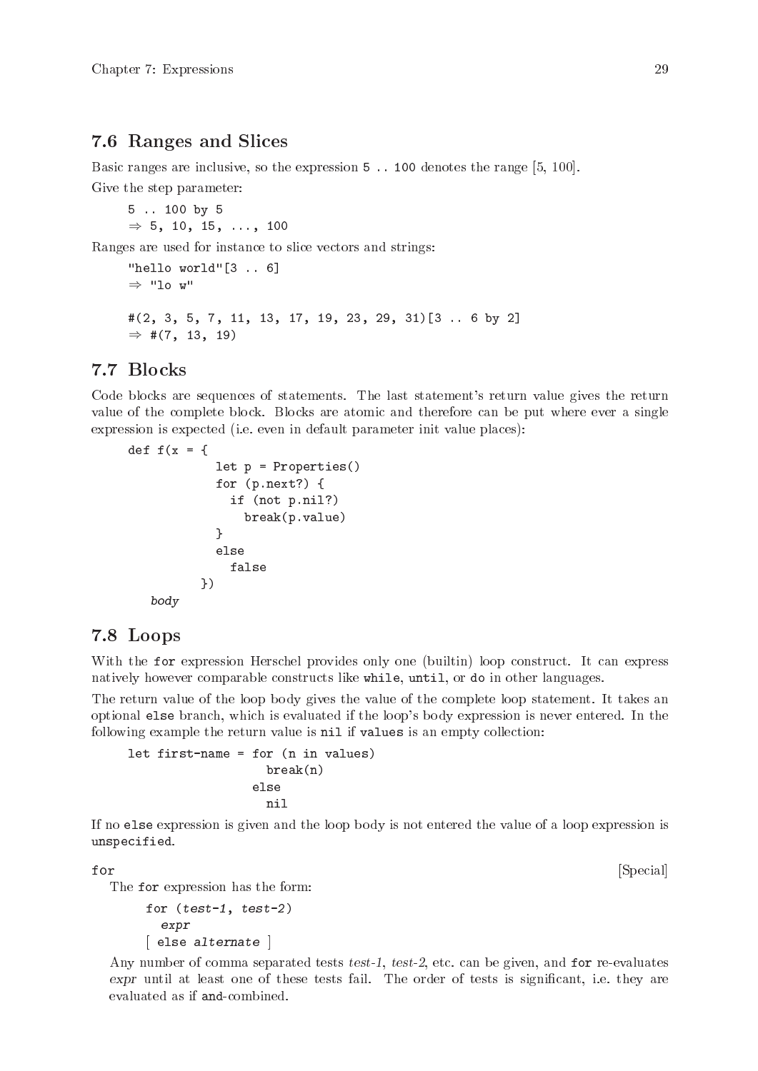## 7.6 Ranges and Slices

Basic ranges are inclusive, so the expression `5 .. 100` denotes the range [5, 100].

Give the step parameter:

```
5 .. 100 by 5
⇒ 5, 10, 15, ..., 100
```

Ranges are used for instance to slice vectors and strings:

```
"hello world"[3 .. 6]
⇒ "lo w"

#(2, 3, 5, 7, 11, 13, 17, 19, 23, 29, 31)[3 .. 6 by 2]
⇒ #(7, 13, 19)
```

## 7.7 Blocks

Code blocks are sequences of statements. The last statement's return value gives the return value of the complete block. Blocks are atomic and therefore can be put where ever a single expression is expected (i.e. even in default parameter init value places):

```
def f(x = {
            let p = Properties()
            for (p.next?) {
              if (not p.nil?)
                break(p.value)
            }
            else
              false
          })
  body
```

## 7.8 Loops

With the `for` expression Herschel provides only one (builtin) loop construct. It can express natively however comparable constructs like `while`, `until`, or `do` in other languages.

The return value of the loop body gives the value of the complete loop statement. It takes an optional `else` branch, which is evaluated if the loop's body expression is never entered. In the following example the return value is `nil` if `values` is an empty collection:

```
let first-name = for (n in values)
                   break(n)
                 else
                   nil
```

If no `else` expression is given and the loop body is not entered the value of a loop expression is `unspecified`.

`for` [Special]

The `for` expression has the form:

```
for (test-1, test-2)
  expr
[ else alternate ]
```

Any number of comma separated tests *test-1*, *test-2*, etc. can be given, and `for` re-evaluates *expr* until at least one of these tests fail. The order of tests is significant, i.e. they are evaluated as if `and`-combined.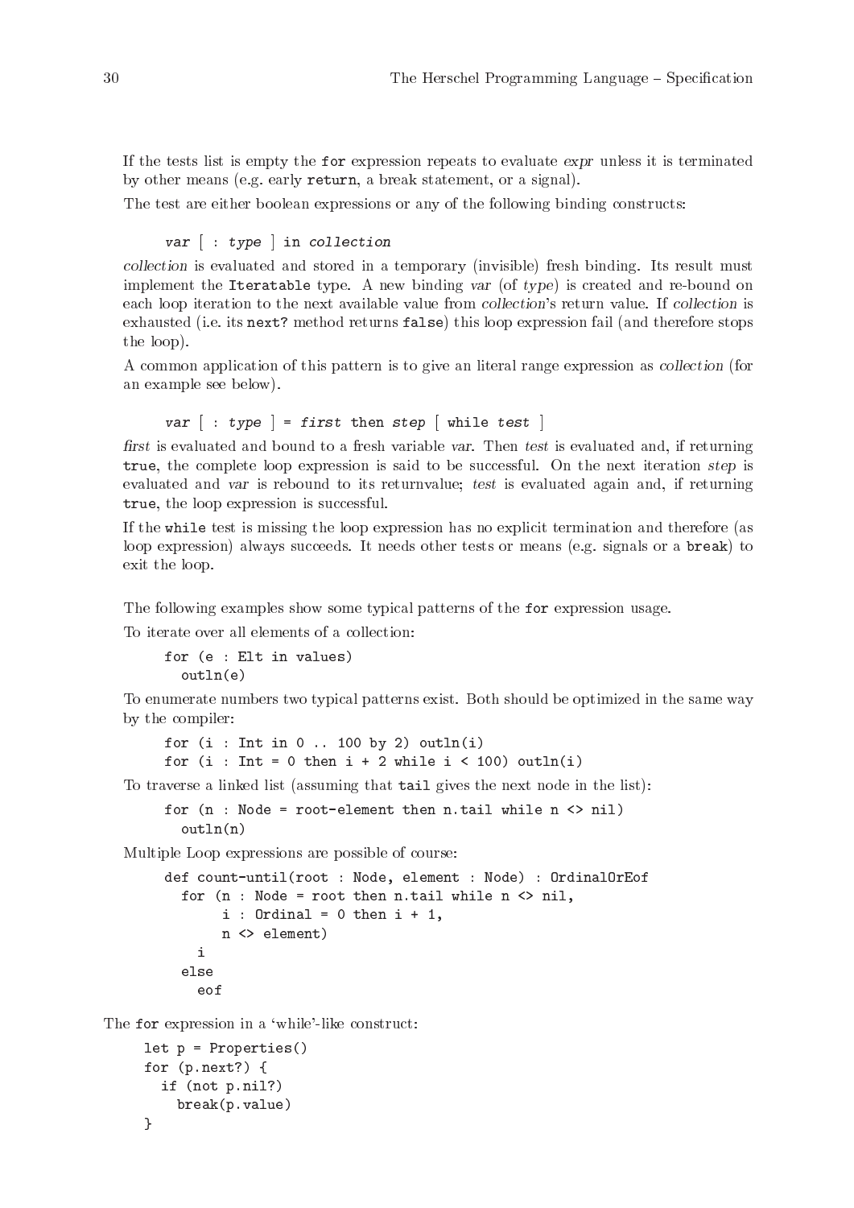If the tests list is empty the `for` expression repeats to evaluate *expr* unless it is terminated by other means (e.g. early `return`, a break statement, or a signal).

The test are either boolean expressions or any of the following binding constructs:

> *var* [ : *type* ] `in` *collection*

*collection* is evaluated and stored in a temporary (invisible) fresh binding. Its result must implement the `Iteratable` type. A new binding *var* (of *type*) is created and re-bound on each loop iteration to the next available value from *collection*'s return value. If *collection* is exhausted (i.e. its `next?` method returns `false`) this loop expression fail (and therefore stops the loop).

A common application of this pattern is to give an literal range expression as *collection* (for an example see below).

> *var* [ : *type* ] = *first* `then` *step* [ `while` *test* ]

*first* is evaluated and bound to a fresh variable *var*. Then *test* is evaluated and, if returning `true`, the complete loop expression is said to be successful. On the next iteration *step* is evaluated and *var* is rebound to its returnvalue; *test* is evaluated again and, if returning `true`, the loop expression is successful.

If the `while` test is missing the loop expression has no explicit termination and therefore (as loop expression) always succeeds. It needs other tests or means (e.g. signals or a `break`) to exit the loop.

The following examples show some typical patterns of the `for` expression usage.

To iterate over all elements of a collection:

```
for (e : Elt in values)
  outln(e)
```

To enumerate numbers two typical patterns exist. Both should be optimized in the same way by the compiler:

```
for (i : Int in 0 .. 100 by 2) outln(i)
for (i : Int = 0 then i + 2 while i < 100) outln(i)
```

To traverse a linked list (assuming that `tail` gives the next node in the list):

```
for (n : Node = root-element then n.tail while n <> nil)
  outln(n)
```

Multiple Loop expressions are possible of course:

```
def count-until(root : Node, element : Node) : OrdinalOrEof
  for (n : Node = root then n.tail while n <> nil,
       i : Ordinal = 0 then i + 1,
       n <> element)
    i
  else
    eof
```

The `for` expression in a 'while'-like construct:

```
let p = Properties()
for (p.next?) {
  if (not p.nil?)
    break(p.value)
}
```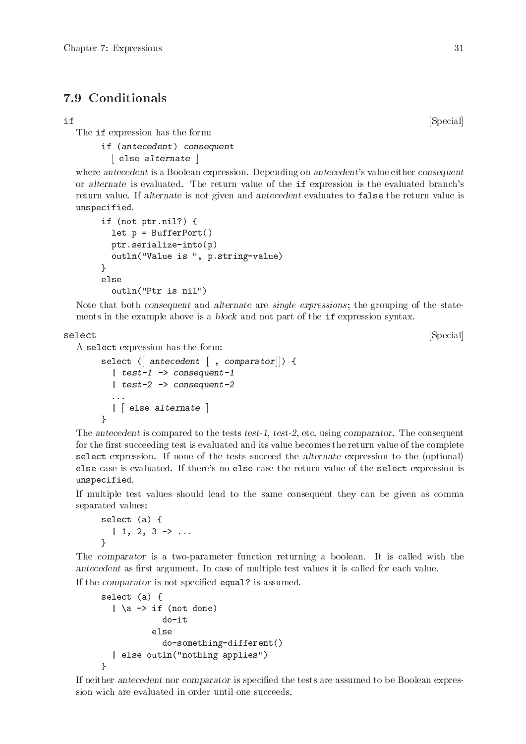## 7.9 Conditionals

**if** [Special]

The `if` expression has the form:

```
if (antecedent) consequent
  [ else alternate ]
```

where *antecedent* is a Boolean expression. Depending on *antecedent*'s value either *consequent* or *alternate* is evaluated. The return value of the `if` expression is the evaluated branch's return value. If *alternate* is not given and *antecedent* evaluates to `false` the return value is `unspecified`.

```
if (not ptr.nil?) {
  let p = BufferPort()
  ptr.serialize-into(p)
  outln("Value is ", p.string-value)
}
else
  outln("Ptr is nil")
```

Note that both *consequent* and *alternate* are *single expressions*; the grouping of the statements in the example above is a *block* and not part of the `if` expression syntax.

**select** [Special]

A `select` expression has the form:

```
select ([ antecedent [ , comparator]]) {
  | test-1 -> consequent-1
  | test-2 -> consequent-2
  ...
  | [ else alternate ]
}
```

The *antecedent* is compared to the tests *test-1*, *test-2*, etc. using *comparator*. The consequent for the first succeeding test is evaluated and its value becomes the return value of the complete `select` expression. If none of the tests succeed the *alternate* expression to the (optional) `else` case is evaluated. If there's no `else` case the return value of the `select` expression is `unspecified`.

If multiple test values should lead to the same consequent they can be given as comma separated values:

```
select (a) {
  | 1, 2, 3 -> ...
}
```

The *comparator* is a two-parameter function returning a boolean. It is called with the *antecedent* as first argument. In case of multiple test values it is called for each value.

If the *comparator* is not specified `equal?` is assumed.

```
select (a) {
  | \a -> if (not done)
            do-it
          else
            do-something-different()
  | else outln("nothing applies")
}
```

If neither *antecedent* nor *comparator* is specified the tests are assumed to be Boolean expression wich are evaluated in order until one succeeds.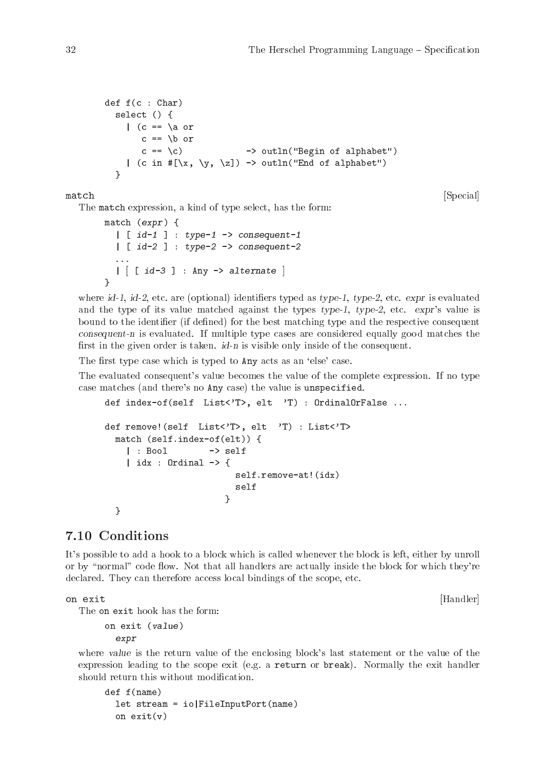```
def f(c : Char)
  select () {
    | (c == \a or
       c == \b or
       c == \c)            -> outln("Begin of alphabet")
    | (c in #[\x, \y, \z]) -> outln("End of alphabet")
  }
```

**match** [Special]

The `match` expression, a kind of type select, has the form:

```
match (expr) {
  | [ id-1 ] : type-1 -> consequent-1
  | [ id-2 ] : type-2 -> consequent-2
  ...
  | [ [ id-3 ] : Any -> alternate ]
}
```

where *id-1*, *id-2*, etc. are (optional) identifiers typed as *type-1*, *type-2*, etc. *expr* is evaluated and the type of its value matched against the types *type-1*, *type-2*, etc. *expr*'s value is bound to the identifier (if defined) for the best matching type and the respective consequent *consequent-n* is evaluated. If multiple type cases are considered equally good matches the first in the given order is taken. *id-n* is visible only inside of the consequent.

The first type case which is typed to `Any` acts as an 'else' case.

The evaluated consequent's value becomes the value of the complete expression. If no type case matches (and there's no `Any` case) the value is `unspecified`.

```
def index-of(self  List<'T>, elt  'T) : OrdinalOrFalse ...

def remove!(self  List<'T>, elt  'T) : List<'T>
  match (self.index-of(elt)) {
    | : Bool        -> self
    | idx : Ordinal -> {
                         self.remove-at!(idx)
                         self
                       }
  }
```

## 7.10 Conditions

It's possible to add a hook to a block which is called whenever the block is left, either by unroll or by "normal" code flow. Not that all handlers are actually inside the block for which they're declared. They can therefore access local bindings of the scope, etc.

**on exit** [Handler]

The `on exit` hook has the form:

```
on exit (value)
  expr
```

where *value* is the return value of the enclosing block's last statement or the value of the expression leading to the scope exit (e.g. a `return` or `break`). Normally the exit handler should return this without modification.

```
def f(name)
  let stream = io|FileInputPort(name)
  on exit(v)
```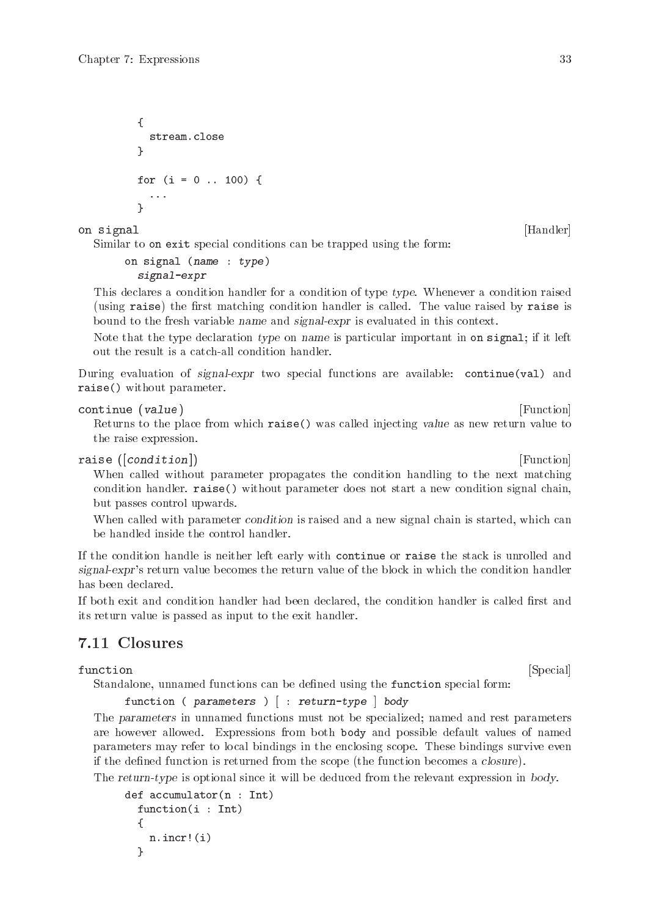```
{
  stream.close
}

for (i = 0 .. 100) {
  ...
}
```

`on signal` [Handler]

Similar to `on exit` special conditions can be trapped using the form:

```
on signal (name : type)
  signal-expr
```

This declares a condition handler for a condition of type *type*. Whenever a condition raised (using `raise`) the first matching condition handler is called. The value raised by `raise` is bound to the fresh variable *name* and *signal-expr* is evaluated in this context.

Note that the type declaration *type* on *name* is particular important in `on signal`; if it left out the result is a catch-all condition handler.

During evaluation of *signal-expr* two special functions are available: `continue(val)` and `raise()` without parameter.

`continue (value)` [Function]

Returns to the place from which `raise()` was called injecting *value* as new return value to the raise expression.

`raise ([condition])` [Function]

When called without parameter propagates the condition handling to the next matching condition handler. `raise()` without parameter does not start a new condition signal chain, but passes control upwards.

When called with parameter *condition* is raised and a new signal chain is started, which can be handled inside the control handler.

If the condition handle is neither left early with `continue` or `raise` the stack is unrolled and *signal-expr*'s return value becomes the return value of the block in which the condition handler has been declared.

If both exit and condition handler had been declared, the condition handler is called first and its return value is passed as input to the exit handler.

## 7.11 Closures

`function` [Special]

Standalone, unnamed functions can be defined using the `function` special form:

```
function ( parameters ) [ : return-type ] body
```

The *parameters* in unnamed functions must not be specialized; named and rest parameters are however allowed. Expressions from both `body` and possible default values of named parameters may refer to local bindings in the enclosing scope. These bindings survive even if the defined function is returned from the scope (the function becomes a *closure*).

The *return-type* is optional since it will be deduced from the relevant expression in *body*.

```
def accumulator(n : Int)
  function(i : Int)
  {
    n.incr!(i)
  }
```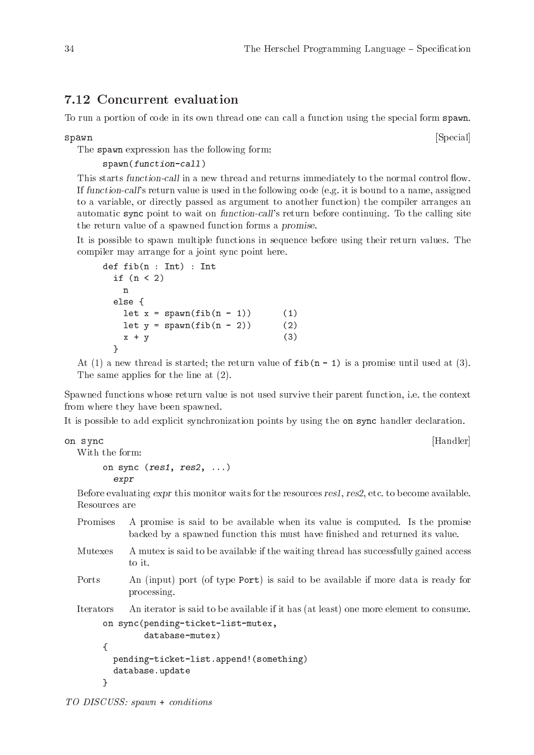## 7.12 Concurrent evaluation

To run a portion of code in its own thread one can call a function using the special form `spawn`.

`spawn` [Special]

The `spawn` expression has the following form:

```
spawn(function-call)
```

This starts *function-call* in a new thread and returns immediately to the normal control flow. If *function-call*'s return value is used in the following code (e.g. it is bound to a name, assigned to a variable, or directly passed as argument to another function) the compiler arranges an automatic `sync` point to wait on *function-call*'s return before continuing. To the calling site the return value of a spawned function forms a *promise*.

It is possible to spawn multiple functions in sequence before using their return values. The compiler may arrange for a joint sync point here.

```
def fib(n : Int) : Int
  if (n < 2)
    n
  else {
    let x = spawn(fib(n - 1))       (1)
    let y = spawn(fib(n - 2))       (2)
    x + y                           (3)
  }
```

At (1) a new thread is started; the return value of `fib(n - 1)` is a promise until used at (3). The same applies for the line at (2).

Spawned functions whose return value is not used survive their parent function, i.e. the context from where they have been spawned.

It is possible to add explicit synchronization points by using the `on sync` handler declaration.

`on sync` [Handler]

With the form:

```
on sync (res1, res2, ...)
  expr
```

Before evaluating *expr* this monitor waits for the resources *res1*, *res2*, etc. to become available. Resources are

- **Promises** A promise is said to be available when its value is computed. Is the promise backed by a spawned function this must have finished and returned its value.
- **Mutexes** A mutex is said to be available if the waiting thread has successfully gained access to it.
- **Ports** An (input) port (of type `Port`) is said to be available if more data is ready for processing.
- **Iterators** An iterator is said to be available if it has (at least) one more element to consume.

```
on sync(pending-ticket-list-mutex,
        database-mutex)
{
  pending-ticket-list.append!(something)
  database.update
}
```

*TO DISCUSS: spawn + conditions*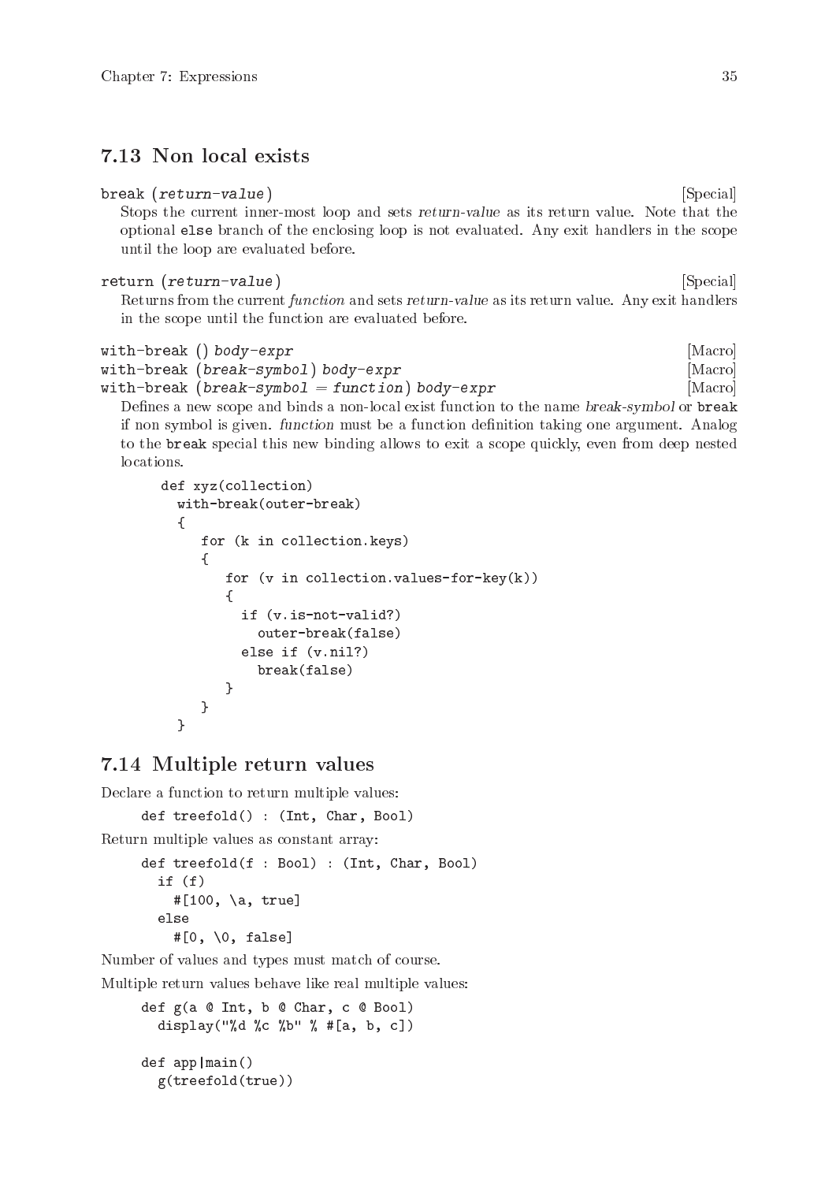## 7.13 Non local exists

`break (return-value)` [Special]

Stops the current inner-most loop and sets *return-value* as its return value. Note that the optional `else` branch of the enclosing loop is not evaluated. Any exit handlers in the scope until the loop are evaluated before.

`return (return-value)` [Special]

Returns from the current *function* and sets *return-value* as its return value. Any exit handlers in the scope until the function are evaluated before.

`with-break () body-expr` [Macro]
`with-break (break-symbol) body-expr` [Macro]
`with-break (break-symbol = function) body-expr` [Macro]

Defines a new scope and binds a non-local exist function to the name *break-symbol* or `break` if non symbol is given. *function* must be a function definition taking one argument. Analog to the `break` special this new binding allows to exit a scope quickly, even from deep nested locations.

```
def xyz(collection)
  with-break(outer-break)
  {
     for (k in collection.keys)
     {
        for (v in collection.values-for-key(k))
        {
          if (v.is-not-valid?)
            outer-break(false)
          else if (v.nil?)
            break(false)
        }
     }
  }
```

## 7.14 Multiple return values

Declare a function to return multiple values:

```
def treefold() : (Int, Char, Bool)
```

Return multiple values as constant array:

```
def treefold(f : Bool) : (Int, Char, Bool)
  if (f)
    #[100, \a, true]
  else
    #[0, \0, false]
```

Number of values and types must match of course.

Multiple return values behave like real multiple values:

```
def g(a @ Int, b @ Char, c @ Bool)
  display("%d %c %b" % #[a, b, c])

def app|main()
  g(treefold(true))
```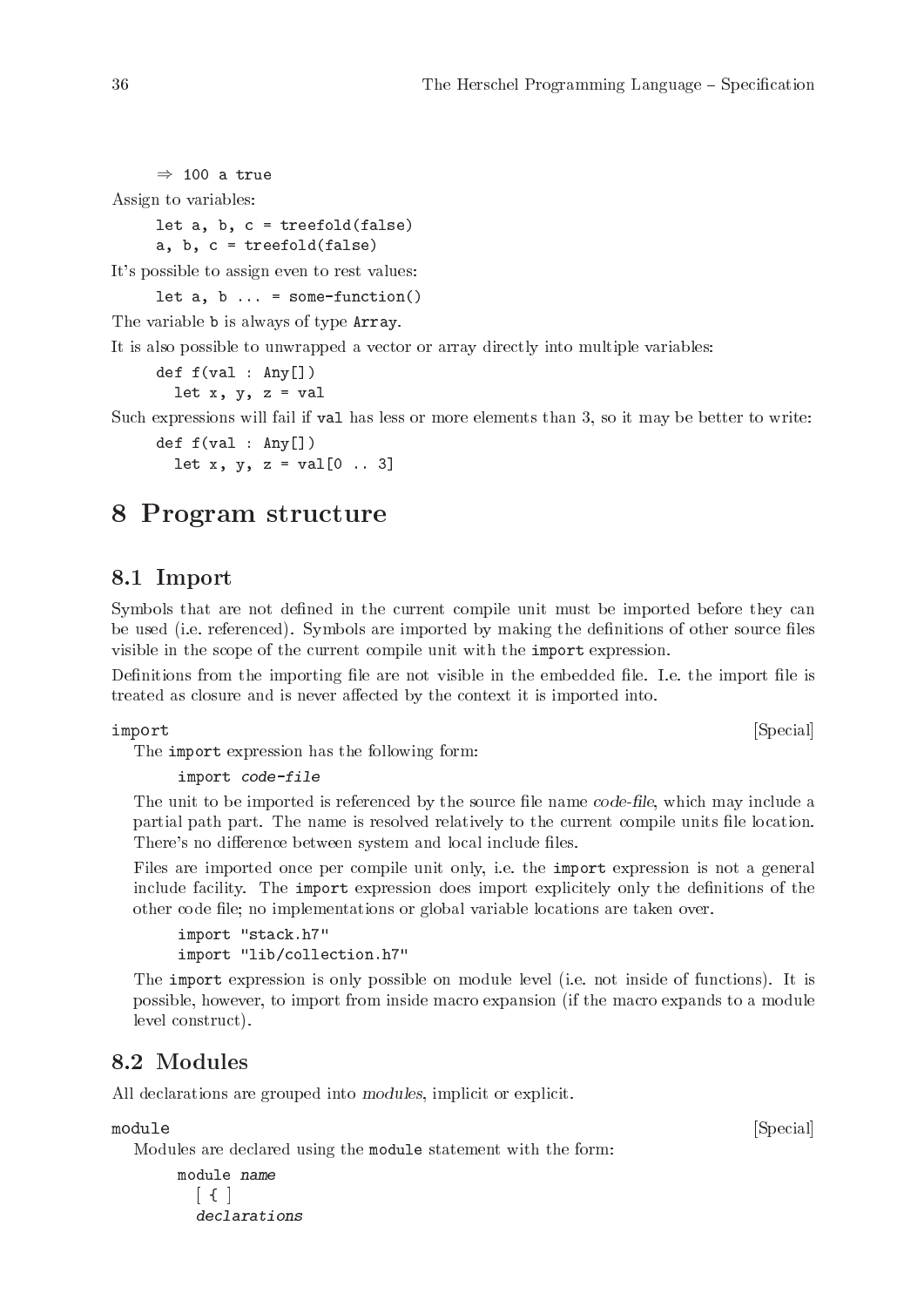```
⇒ 100 a true
```

Assign to variables:

```
let a, b, c = treefold(false)
a, b, c = treefold(false)
```

It's possible to assign even to rest values:

```
let a, b ... = some-function()
```

The variable `b` is always of type `Array`.

It is also possible to unwrapped a vector or array directly into multiple variables:

```
def f(val : Any[])
  let x, y, z = val
```

Such expressions will fail if `val` has less or more elements than 3, so it may be better to write:

```
def f(val : Any[])
  let x, y, z = val[0 .. 3]
```

# 8 Program structure

## 8.1 Import

Symbols that are not defined in the current compile unit must be imported before they can be used (i.e. referenced). Symbols are imported by making the definitions of other source files visible in the scope of the current compile unit with the `import` expression.

Definitions from the importing file are not visible in the embedded file. I.e. the import file is treated as closure and is never affected by the context it is imported into.

`import` [Special]

The `import` expression has the following form:

```
import code-file
```

The unit to be imported is referenced by the source file name *code-file*, which may include a partial path part. The name is resolved relatively to the current compile units file location. There's no difference between system and local include files.

Files are imported once per compile unit only, i.e. the `import` expression is not a general include facility. The `import` expression does import explicitely only the definitions of the other code file; no implementations or global variable locations are taken over.

```
import "stack.h7"
import "lib/collection.h7"
```

The `import` expression is only possible on module level (i.e. not inside of functions). It is possible, however, to import from inside macro expansion (if the macro expands to a module level construct).

## 8.2 Modules

All declarations are grouped into *modules*, implicit or explicit.

`module` [Special]

Modules are declared using the `module` statement with the form:

```
module name
  [ { ]
  declarations
```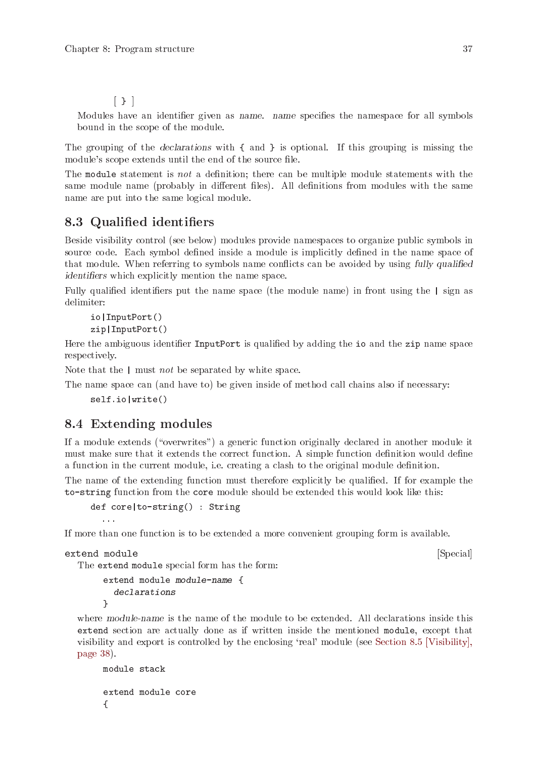```
[ } ]
```

Modules have an identifier given as *name*. *name* specifies the namespace for all symbols bound in the scope of the module.

The grouping of the *declarations* with `{` and `}` is optional. If this grouping is missing the module's scope extends until the end of the source file.

The `module` statement is *not* a definition; there can be multiple module statements with the same module name (probably in different files). All definitions from modules with the same name are put into the same logical module.

## 8.3 Qualified identifiers

Beside visibility control (see below) modules provide namespaces to organize public symbols in source code. Each symbol defined inside a module is implicitly defined in the name space of that module. When referring to symbols name conflicts can be avoided by using *fully qualified identifiers* which explicitly mention the name space.

Fully qualified identifiers put the name space (the module name) in front using the `|` sign as delimiter:

```
io|InputPort()
zip|InputPort()
```

Here the ambiguous identifier `InputPort` is qualified by adding the `io` and the `zip` name space respectively.

Note that the `|` must *not* be separated by white space.

The name space can (and have to) be given inside of method call chains also if necessary:

```
self.io|write()
```

## 8.4 Extending modules

If a module extends ("overwrites") a generic function originally declared in another module it must make sure that it extends the correct function. A simple function definition would define a function in the current module, i.e. creating a clash to the original module definition.

The name of the extending function must therefore explicitly be qualified. If for example the `to-string` function from the `core` module should be extended this would look like this:

```
def core|to-string() : String
  ...
```

If more than one function is to be extended a more convenient grouping form is available.

`extend module` [Special]

The `extend module` special form has the form:

```
extend module module-name {
  declarations
}
```

where *module-name* is the name of the module to be extended. All declarations inside this `extend` section are actually done as if written inside the mentioned `module`, except that visibility and export is controlled by the enclosing 'real' module (see Section 8.5 [Visibility], page 38).

```
module stack

extend module core
{
```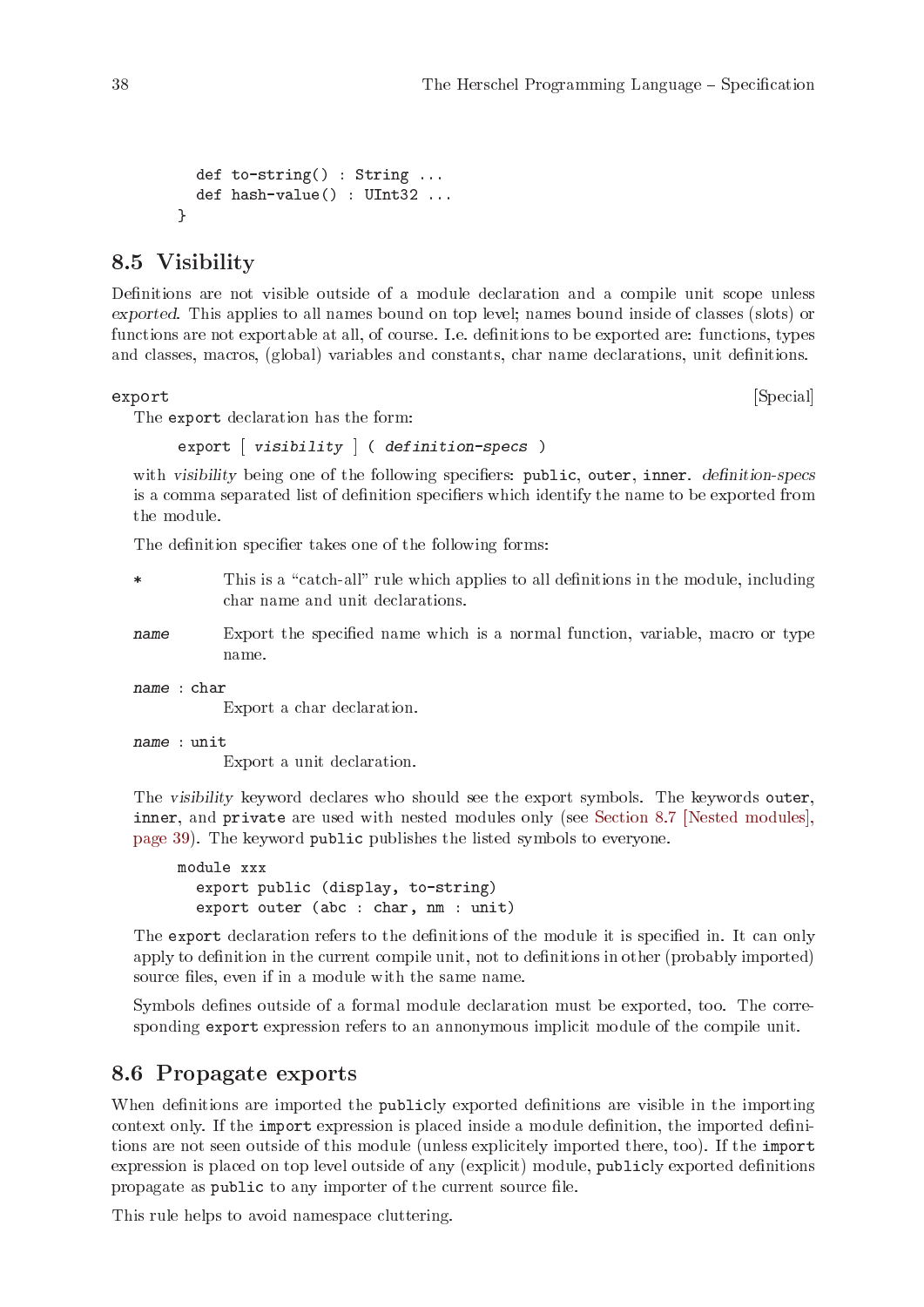```
  def to-string() : String ...
  def hash-value() : UInt32 ...
}
```

## 8.5 Visibility

Definitions are not visible outside of a module declaration and a compile unit scope unless *exported*. This applies to all names bound on top level; names bound inside of classes (slots) or functions are not exportable at all, of course. I.e. definitions to be exported are: functions, types and classes, macros, (global) variables and constants, char name declarations, unit definitions.

`export` [Special]

The `export` declaration has the form:

```
export [ visibility ] ( definition-specs )
```

with *visibility* being one of the following specifiers: `public`, `outer`, `inner`. *definition-specs* is a comma separated list of definition specifiers which identify the name to be exported from the module.

The definition specifier takes one of the following forms:

- `*` — This is a "catch-all" rule which applies to all definitions in the module, including char name and unit declarations.
- *`name`* — Export the specified name which is a normal function, variable, macro or type name.
- *`name`* `: char` — Export a char declaration.
- *`name`* `: unit` — Export a unit declaration.

The *visibility* keyword declares who should see the export symbols. The keywords `outer`, `inner`, and `private` are used with nested modules only (see Section 8.7 [Nested modules], page 39). The keyword `public` publishes the listed symbols to everyone.

```
module xxx
  export public (display, to-string)
  export outer (abc : char, nm : unit)
```

The `export` declaration refers to the definitions of the module it is specified in. It can only apply to definition in the current compile unit, not to definitions in other (probably imported) source files, even if in a module with the same name.

Symbols defines outside of a formal module declaration must be exported, too. The corresponding `export` expression refers to an annonymous implicit module of the compile unit.

## 8.6 Propagate exports

When definitions are imported the `public`ly exported definitions are visible in the importing context only. If the `import` expression is placed inside a module definition, the imported definitions are not seen outside of this module (unless explicitely imported there, too). If the `import` expression is placed on top level outside of any (explicit) module, `public`ly exported definitions propagate as `public` to any importer of the current source file.

This rule helps to avoid namespace cluttering.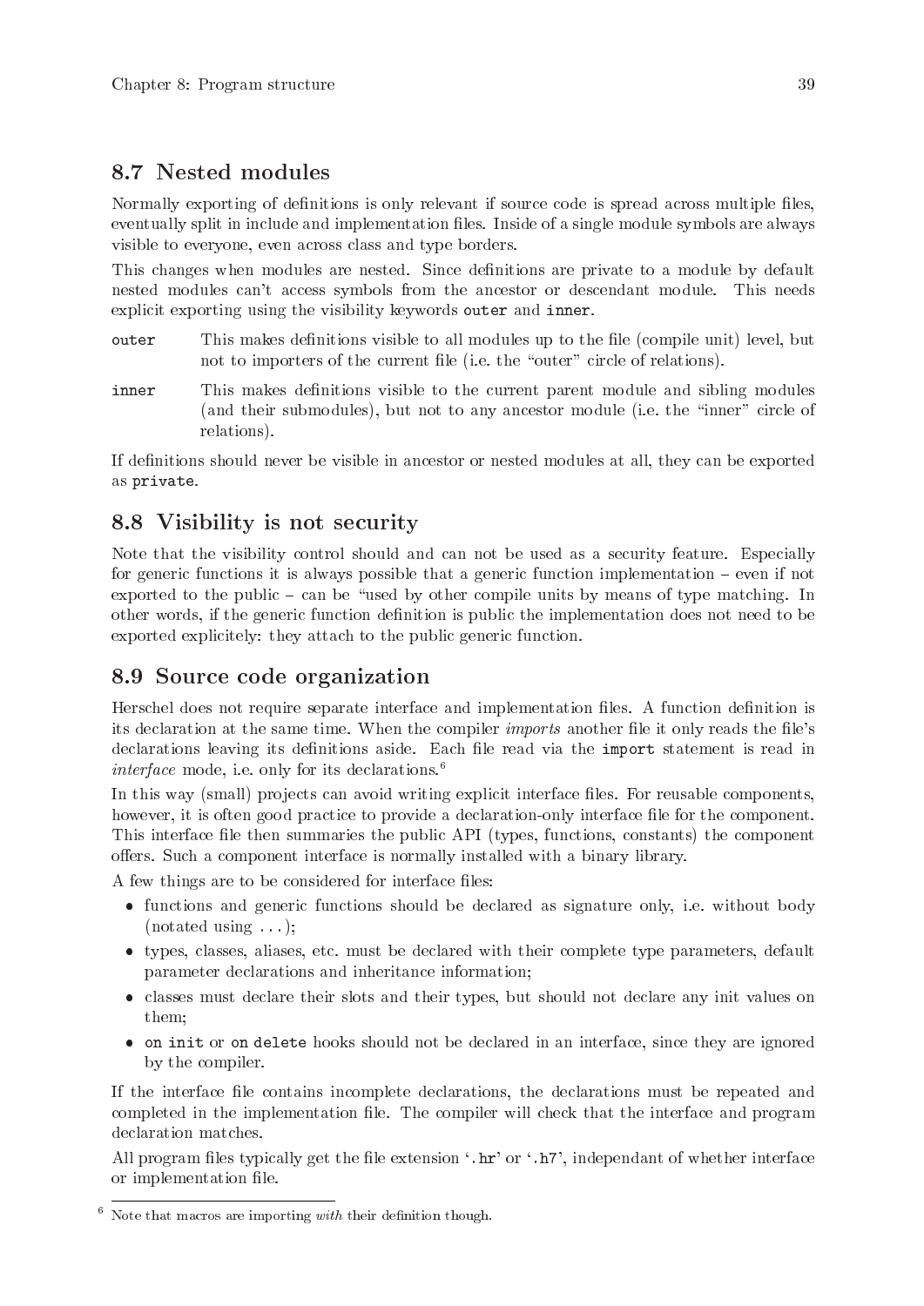## 8.7 Nested modules

Normally exporting of definitions is only relevant if source code is spread across multiple files, eventually split in include and implementation files. Inside of a single module symbols are always visible to everyone, even across class and type borders.

This changes when modules are nested. Since definitions are private to a module by default nested modules can't access symbols from the ancestor or descendant module. This needs explicit exporting using the visibility keywords `outer` and `inner`.

`outer`
: This makes definitions visible to all modules up to the file (compile unit) level, but not to importers of the current file (i.e. the "outer" circle of relations).

`inner`
: This makes definitions visible to the current parent module and sibling modules (and their submodules), but not to any ancestor module (i.e. the "inner" circle of relations).

If definitions should never be visible in ancestor or nested modules at all, they can be exported as `private`.

## 8.8 Visibility is not security

Note that the visibility control should and can not be used as a security feature. Especially for generic functions it is always possible that a generic function implementation – even if not exported to the public – can be "used by other compile units by means of type matching. In other words, if the generic function definition is public the implementation does not need to be exported explicitely: they attach to the public generic function.

## 8.9 Source code organization

Herschel does not require separate interface and implementation files. A function definition is its declaration at the same time. When the compiler *imports* another file it only reads the file's declarations leaving its definitions aside. Each file read via the `import` statement is read in *interface* mode, i.e. only for its declarations.[6]

In this way (small) projects can avoid writing explicit interface files. For reusable components, however, it is often good practice to provide a declaration-only interface file for the component. This interface file then summaries the public API (types, functions, constants) the component offers. Such a component interface is normally installed with a binary library.

A few things are to be considered for interface files:

- functions and generic functions should be declared as signature only, i.e. without body (notated using ...);
- types, classes, aliases, etc. must be declared with their complete type parameters, default parameter declarations and inheritance information;
- classes must declare their slots and their types, but should not declare any init values on them;
- `on init` or `on delete` hooks should not be declared in an interface, since they are ignored by the compiler.

If the interface file contains incomplete declarations, the declarations must be repeated and completed in the implementation file. The compiler will check that the interface and program declaration matches.

All program files typically get the file extension '`.hr`' or '`.h7`', independant of whether interface or implementation file.

---

[6] Note that macros are importing *with* their definition though.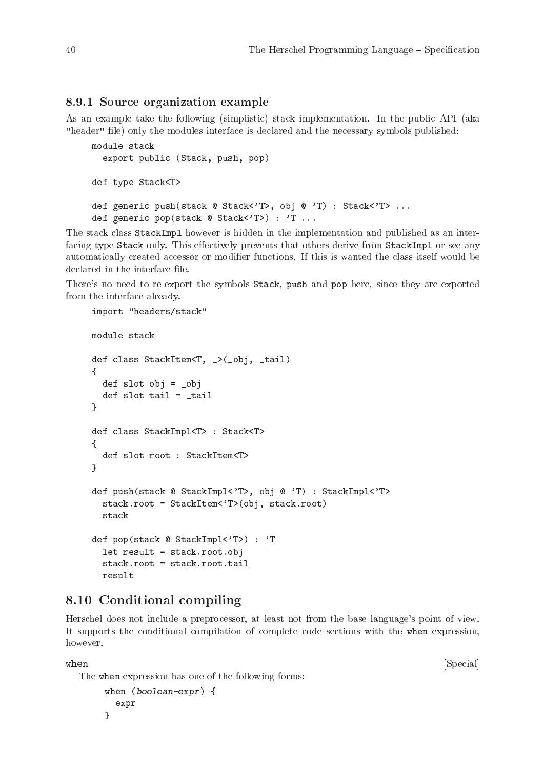### 8.9.1 Source organization example

As an example take the following (simplistic) stack implementation. In the public API (aka "header" file) only the modules interface is declared and the necessary symbols published:

```
module stack
  export public (Stack, push, pop)

def type Stack<T>

def generic push(stack @ Stack<'T>, obj @ 'T) : Stack<'T> ...
def generic pop(stack @ Stack<'T>) : 'T ...
```

The stack class `StackImpl` however is hidden in the implementation and published as an interfacing type `Stack` only. This effectively prevents that others derive from `StackImpl` or see any automatically created accessor or modifier functions. If this is wanted the class itself would be declared in the interface file.

There's no need to re-export the symbols `Stack`, `push` and `pop` here, since they are exported from the interface already.

```
import "headers/stack"

module stack

def class StackItem<T, _>(_obj, _tail)
{
  def slot obj = _obj
  def slot tail = _tail
}

def class StackImpl<T> : Stack<T>
{
  def slot root : StackItem<T>
}

def push(stack @ StackImpl<'T>, obj @ 'T) : StackImpl<'T>
  stack.root = StackItem<'T>(obj, stack.root)
  stack

def pop(stack @ StackImpl<'T>) : 'T
  let result = stack.root.obj
  stack.root = stack.root.tail
  result
```

## 8.10 Conditional compiling

Herschel does not include a preprocessor, at least not from the base language's point of view. It supports the conditional compilation of complete code sections with the `when` expression, however.

`when` [Special]

The `when` expression has one of the following forms:

```
when (boolean-expr) {
  expr
}
```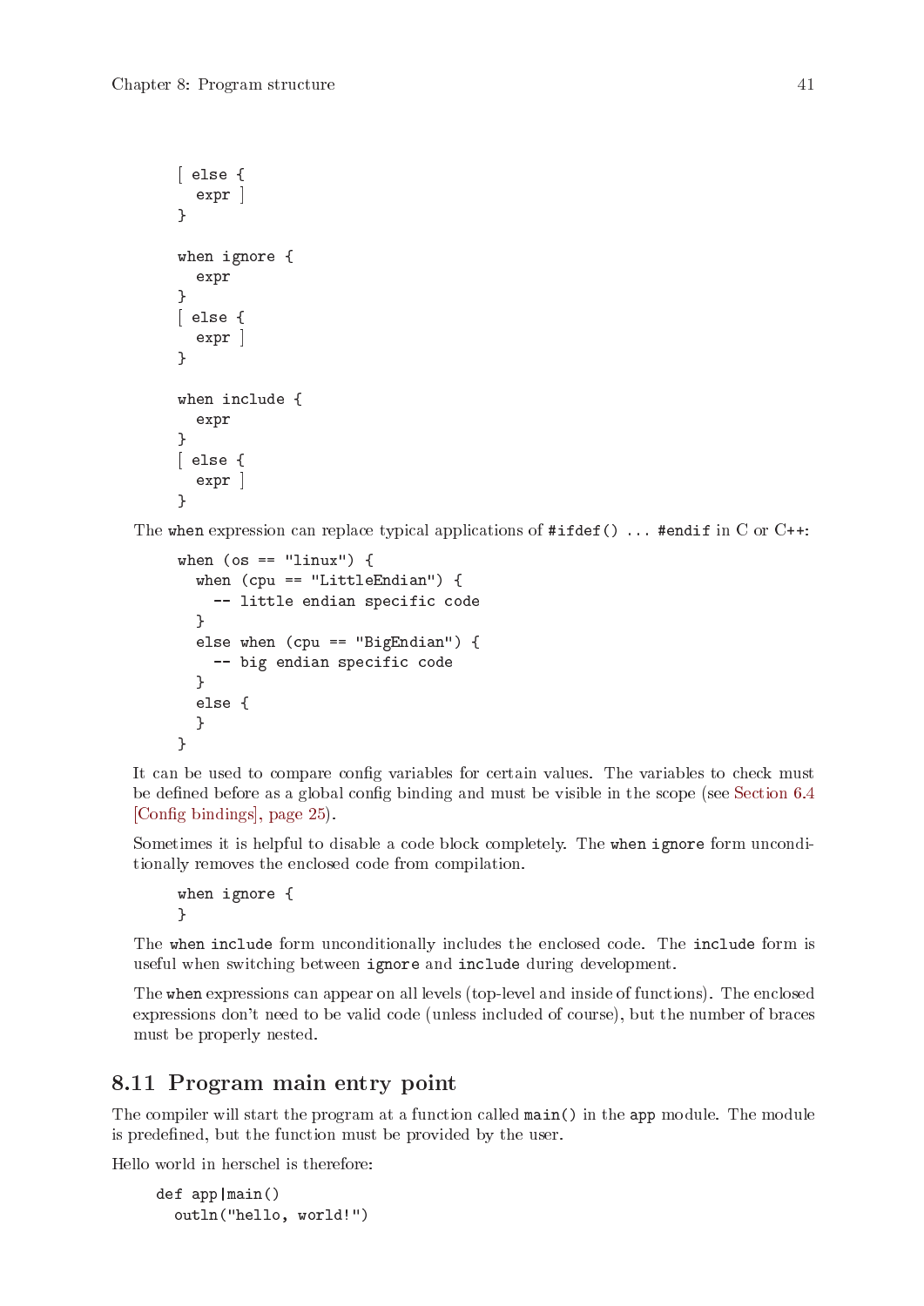```
[ else {
  expr ]
}

when ignore {
  expr
}
[ else {
  expr ]
}

when include {
  expr
}
[ else {
  expr ]
}
```

The `when` expression can replace typical applications of `#ifdef() ... #endif` in C or C++:

```
when (os == "linux") {
  when (cpu == "LittleEndian") {
    -- little endian specific code
  }
  else when (cpu == "BigEndian") {
    -- big endian specific code
  }
  else {
  }
}
```

It can be used to compare config variables for certain values. The variables to check must be defined before as a global config binding and must be visible in the scope (see Section 6.4 [Config bindings], page 25).

Sometimes it is helpful to disable a code block completely. The `when ignore` form unconditionally removes the enclosed code from compilation.

```
when ignore {
}
```

The `when include` form unconditionally includes the enclosed code. The `include` form is useful when switching between `ignore` and `include` during development.

The `when` expressions can appear on all levels (top-level and inside of functions). The enclosed expressions don't need to be valid code (unless included of course), but the number of braces must be properly nested.

## 8.11 Program main entry point

The compiler will start the program at a function called `main()` in the `app` module. The module is predefined, but the function must be provided by the user.

Hello world in herschel is therefore:

```
def app|main()
  outln("hello, world!")
```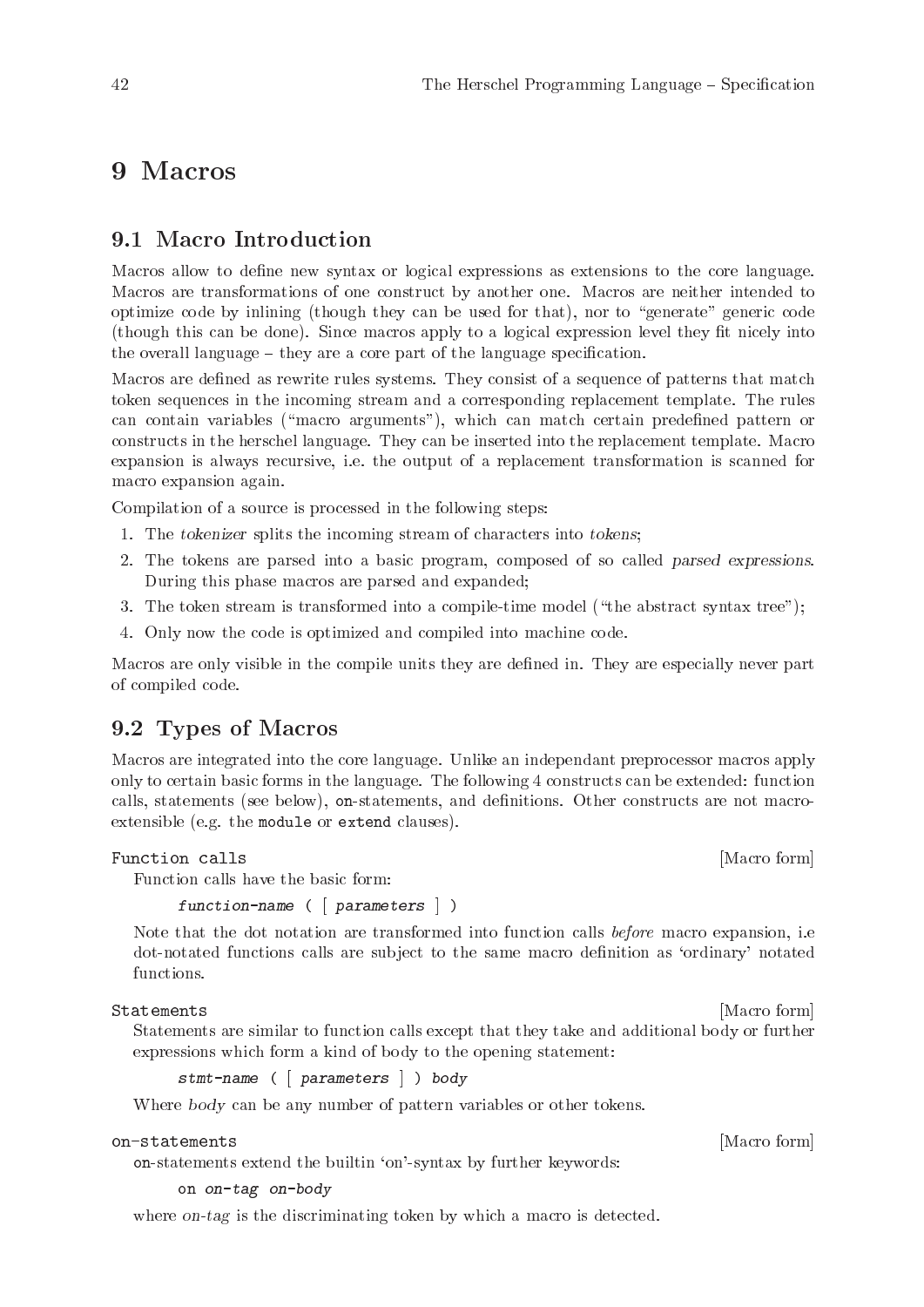# 9 Macros

## 9.1 Macro Introduction

Macros allow to define new syntax or logical expressions as extensions to the core language. Macros are transformations of one construct by another one. Macros are neither intended to optimize code by inlining (though they can be used for that), nor to "generate" generic code (though this can be done). Since macros apply to a logical expression level they fit nicely into the overall language – they are a core part of the language specification.

Macros are defined as rewrite rules systems. They consist of a sequence of patterns that match token sequences in the incoming stream and a corresponding replacement template. The rules can contain variables ("macro arguments"), which can match certain predefined pattern or constructs in the herschel language. They can be inserted into the replacement template. Macro expansion is always recursive, i.e. the output of a replacement transformation is scanned for macro expansion again.

Compilation of a source is processed in the following steps:

1. The *tokenizer* splits the incoming stream of characters into *tokens*;
2. The tokens are parsed into a basic program, composed of so called *parsed expressions*. During this phase macros are parsed and expanded;
3. The token stream is transformed into a compile-time model ("the abstract syntax tree");
4. Only now the code is optimized and compiled into machine code.

Macros are only visible in the compile units they are defined in. They are especially never part of compiled code.

## 9.2 Types of Macros

Macros are integrated into the core language. Unlike an independant preprocessor macros apply only to certain basic forms in the language. The following 4 constructs can be extended: function calls, statements (see below), `on`-statements, and definitions. Other constructs are not macro-extensible (e.g. the `module` or `extend` clauses).

`Function calls` [Macro form]

Function calls have the basic form:

> *`function-name`* `(` [ *`parameters`* ] `)`

Note that the dot notation are transformed into function calls *before* macro expansion, i.e dot-notated functions calls are subject to the same macro definition as 'ordinary' notated functions.

`Statements` [Macro form]

Statements are similar to function calls except that they take and additional body or further expressions which form a kind of body to the opening statement:

> *`stmt-name`* `(` [ *`parameters`* ] `)` *`body`*

Where *body* can be any number of pattern variables or other tokens.

`on-statements` [Macro form]

`on`-statements extend the builtin 'on'-syntax by further keywords:

> `on` *`on-tag on-body`*

where *on-tag* is the discriminating token by which a macro is detected.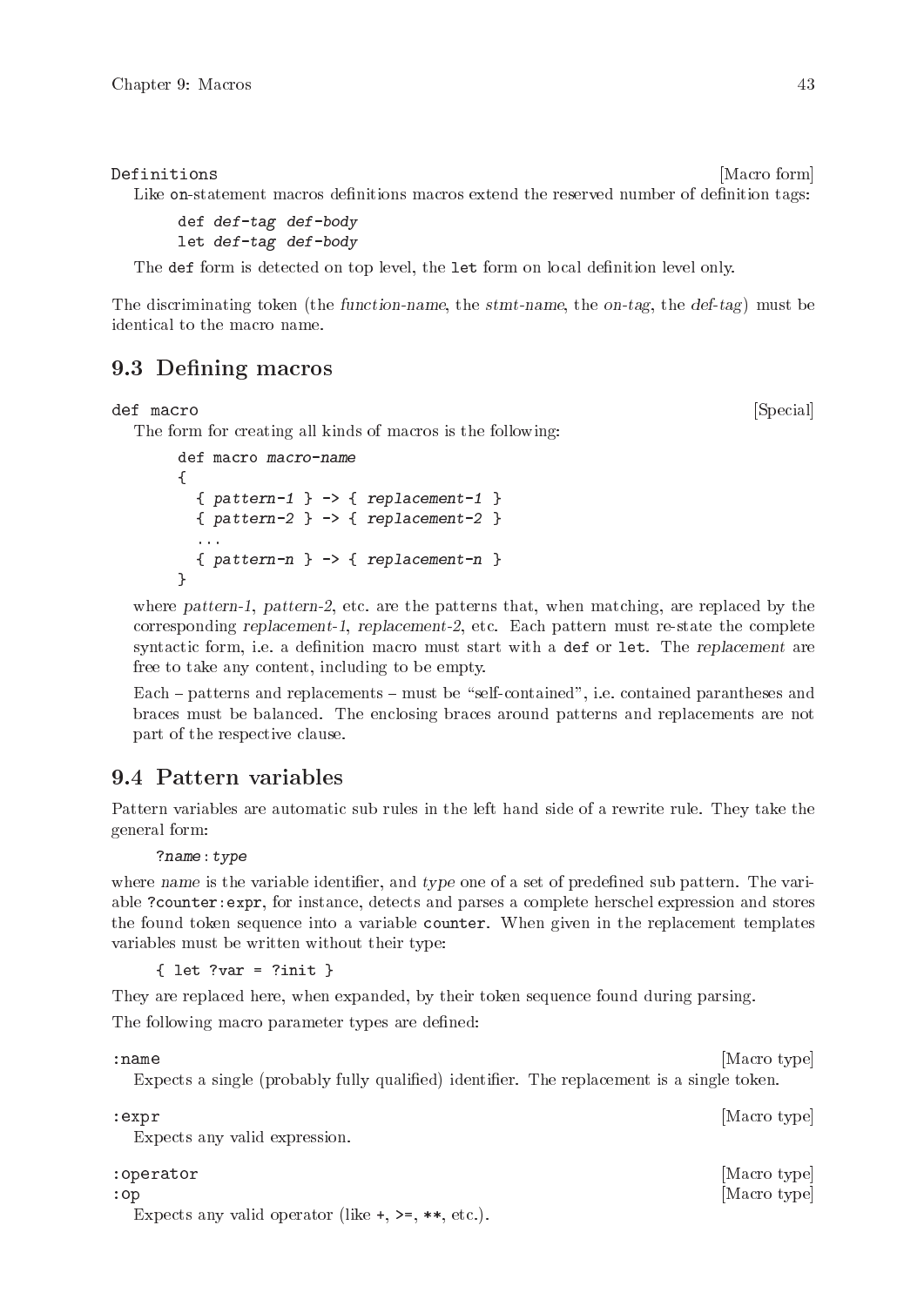`Definitions` [Macro form]

Like `on`-statement macros definitions macros extend the reserved number of definition tags:

```
def def-tag def-body
let def-tag def-body
```

The `def` form is detected on top level, the `let` form on local definition level only.

The discriminating token (the *function-name*, the *stmt-name*, the *on-tag*, the *def-tag*) must be identical to the macro name.

## 9.3 Defining macros

`def macro` [Special]

The form for creating all kinds of macros is the following:

```
def macro macro-name
{
  { pattern-1 } -> { replacement-1 }
  { pattern-2 } -> { replacement-2 }
  ...
  { pattern-n } -> { replacement-n }
}
```

where *pattern-1*, *pattern-2*, etc. are the patterns that, when matching, are replaced by the corresponding *replacement-1*, *replacement-2*, etc. Each pattern must re-state the complete syntactic form, i.e. a definition macro must start with a `def` or `let`. The *replacement* are free to take any content, including to be empty.

Each – patterns and replacements – must be "self-contained", i.e. contained parantheses and braces must be balanced. The enclosing braces around patterns and replacements are not part of the respective clause.

## 9.4 Pattern variables

Pattern variables are automatic sub rules in the left hand side of a rewrite rule. They take the general form:

```
?name:type
```

where *name* is the variable identifier, and *type* one of a set of predefined sub pattern. The variable `?counter:expr`, for instance, detects and parses a complete herschel expression and stores the found token sequence into a variable `counter`. When given in the replacement templates variables must be written without their type:

```
{ let ?var = ?init }
```

They are replaced here, when expanded, by their token sequence found during parsing.

The following macro parameter types are defined:

`:name` [Macro type]

Expects a single (probably fully qualified) identifier. The replacement is a single token.

`:expr` [Macro type]

Expects any valid expression.

`:operator` [Macro type]
`:op` [Macro type]

Expects any valid operator (like `+`, `>=`, `**`, etc.).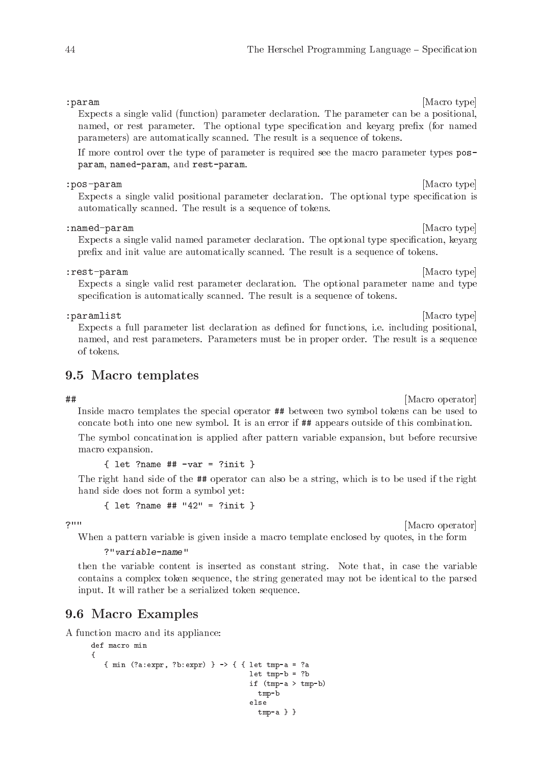`:param` [Macro type]

Expects a single valid (function) parameter declaration. The parameter can be a positional, named, or rest parameter. The optional type specification and keyarg prefix (for named parameters) are automatically scanned. The result is a sequence of tokens.

If more control over the type of parameter is required see the macro parameter types **pos-param**, **named-param**, and **rest-param**.

`:pos-param` [Macro type]

Expects a single valid positional parameter declaration. The optional type specification is automatically scanned. The result is a sequence of tokens.

`:named-param` [Macro type]

Expects a single valid named parameter declaration. The optional type specification, keyarg prefix and init value are automatically scanned. The result is a sequence of tokens.

`:rest-param` [Macro type]

Expects a single valid rest parameter declaration. The optional parameter name and type specification is automatically scanned. The result is a sequence of tokens.

`:paramlist` [Macro type]

Expects a full parameter list declaration as defined for functions, i.e. including positional, named, and rest parameters. Parameters must be in proper order. The result is a sequence of tokens.

## 9.5 Macro templates

`##` [Macro operator]

Inside macro templates the special operator `##` between two symbol tokens can be used to concate both into one new symbol. It is an error if `##` appears outside of this combination.

The symbol concatination is applied after pattern variable expansion, but before recursive macro expansion.

```
{ let ?name ## -var = ?init }
```

The right hand side of the `##` operator can also be a string, which is to be used if the right hand side does not form a symbol yet:

```
{ let ?name ## "42" = ?init }
```

`?""` [Macro operator]

When a pattern variable is given inside a macro template enclosed by quotes, in the form

```
?"variable-name"
```

then the variable content is inserted as constant string. Note that, in case the variable contains a complex token sequence, the string generated may not be identical to the parsed input. It will rather be a serialized token sequence.

## 9.6 Macro Examples

A function macro and its appliance:

```
def macro min
{
   { min (?a:expr, ?b:expr) } -> { { let tmp-a = ?a
                                     let tmp-b = ?b
                                     if (tmp-a > tmp-b)
                                       tmp-b
                                     else
                                       tmp-a } }
```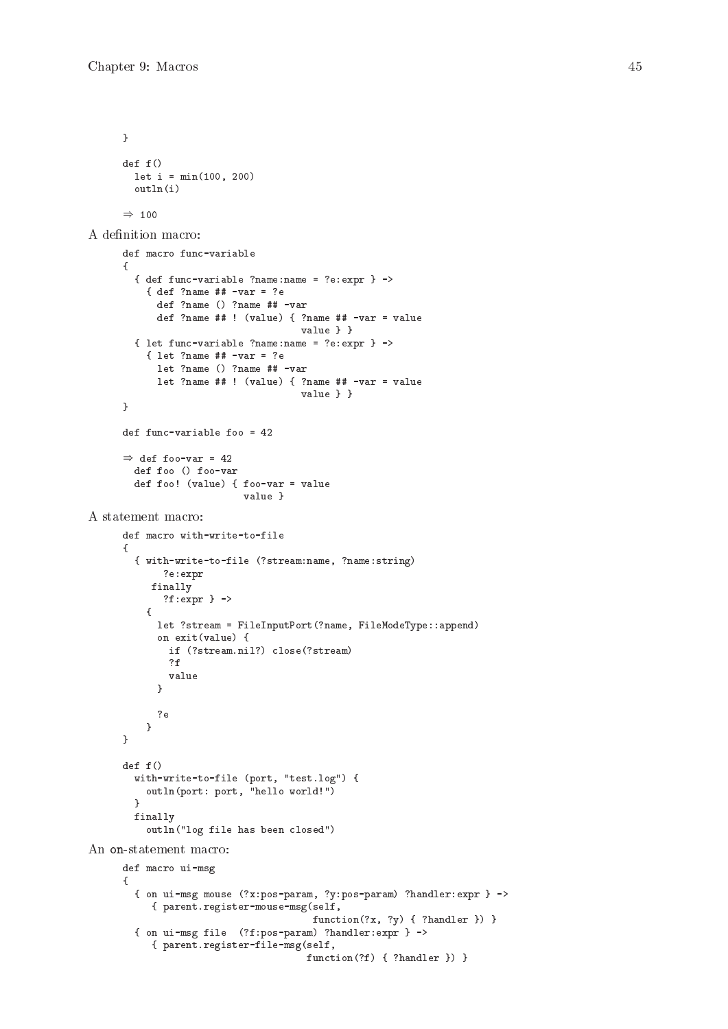```
}

def f()
  let i = min(100, 200)
  outln(i)

⇒ 100
```

A definition macro:

```
def macro func-variable
{
  { def func-variable ?name:name = ?e:expr } ->
    { def ?name ## -var = ?e
      def ?name () ?name ## -var
      def ?name ## ! (value) { ?name ## -var = value
                               value } }
  { let func-variable ?name:name = ?e:expr } ->
    { let ?name ## -var = ?e
      let ?name () ?name ## -var
      let ?name ## ! (value) { ?name ## -var = value
                               value } }
}

def func-variable foo = 42

⇒ def foo-var = 42
  def foo () foo-var
  def foo! (value) { foo-var = value
                     value }
```

A statement macro:

```
def macro with-write-to-file
{
  { with-write-to-file (?stream:name, ?name:string)
       ?e:expr
     finally
       ?f:expr } ->
    {
      let ?stream = FileInputPort(?name, FileModeType::append)
      on exit(value) {
        if (?stream.nil?) close(?stream)
        ?f
        value
      }

      ?e
    }
}

def f()
  with-write-to-file (port, "test.log") {
    outln(port: port, "hello world!")
  }
  finally
    outln("log file has been closed")
```

An on-statement macro:

```
def macro ui-msg
{
  { on ui-msg mouse (?x:pos-param, ?y:pos-param) ?handler:expr } ->
     { parent.register-mouse-msg(self,
                                 function(?x, ?y) { ?handler }) }
  { on ui-msg file  (?f:pos-param) ?handler:expr } ->
     { parent.register-file-msg(self,
                                function(?f) { ?handler }) }
```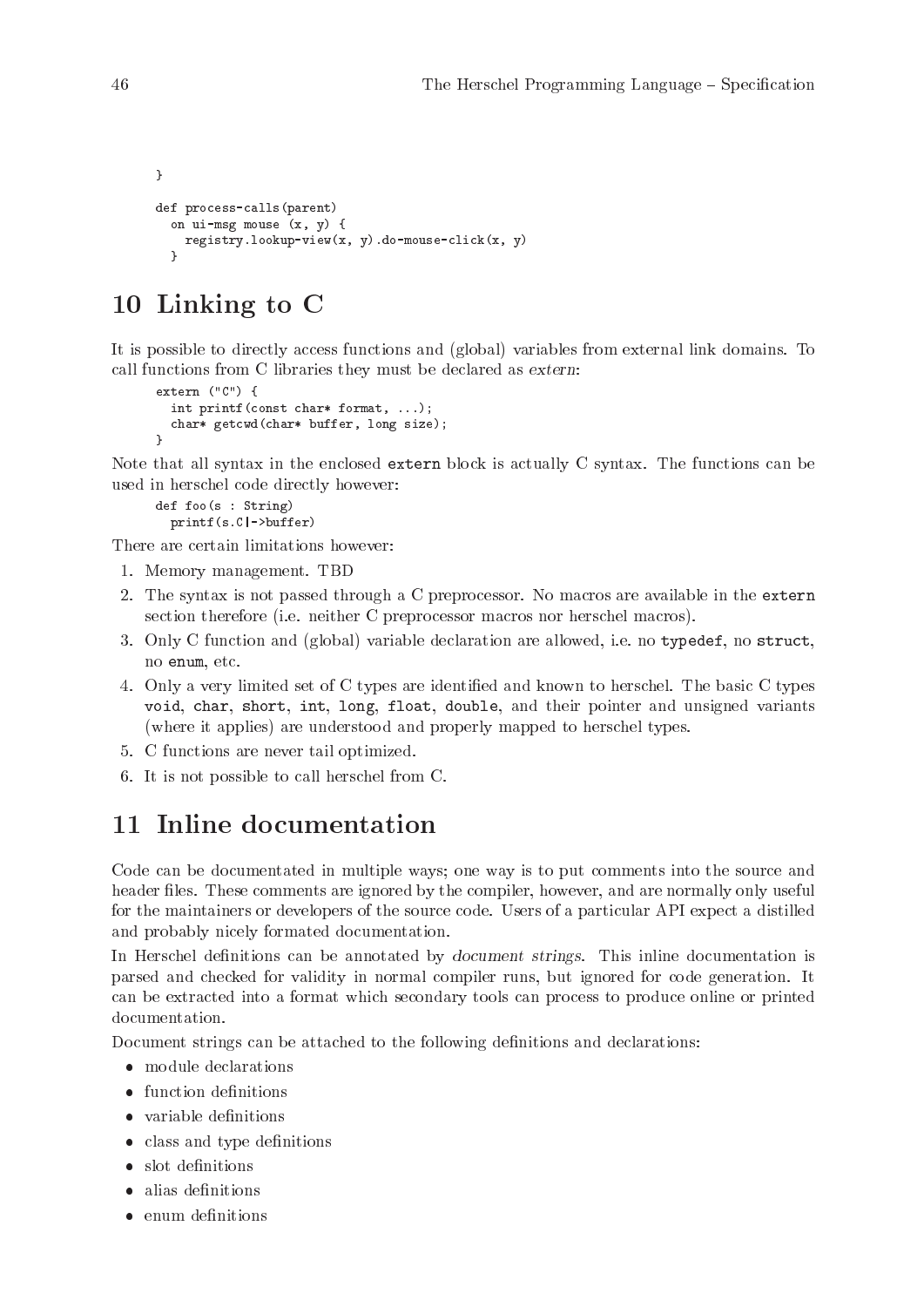```
}

def process-calls(parent)
  on ui-msg mouse (x, y) {
    registry.lookup-view(x, y).do-mouse-click(x, y)
  }
```

# 10 Linking to C

It is possible to directly access functions and (global) variables from external link domains. To call functions from C libraries they must be declared as *extern*:

```
extern ("C") {
  int printf(const char* format, ...);
  char* getcwd(char* buffer, long size);
}
```

Note that all syntax in the enclosed `extern` block is actually C syntax. The functions can be used in herschel code directly however:

```
def foo(s : String)
  printf(s.C|->buffer)
```

There are certain limitations however:

1. Memory management. TBD
2. The syntax is not passed through a C preprocessor. No macros are available in the `extern` section therefore (i.e. neither C preprocessor macros nor herschel macros).
3. Only C function and (global) variable declaration are allowed, i.e. no `typedef`, no `struct`, no `enum`, etc.
4. Only a very limited set of C types are identified and known to herschel. The basic C types `void`, `char`, `short`, `int`, `long`, `float`, `double`, and their pointer and unsigned variants (where it applies) are understood and properly mapped to herschel types.
5. C functions are never tail optimized.
6. It is not possible to call herschel from C.

# 11 Inline documentation

Code can be documentated in multiple ways; one way is to put comments into the source and header files. These comments are ignored by the compiler, however, and are normally only useful for the maintainers or developers of the source code. Users of a particular API expect a distilled and probably nicely formated documentation.

In Herschel definitions can be annotated by *document strings*. This inline documentation is parsed and checked for validity in normal compiler runs, but ignored for code generation. It can be extracted into a format which secondary tools can process to produce online or printed documentation.

Document strings can be attached to the following definitions and declarations:

- module declarations
- function definitions
- variable definitions
- class and type definitions
- slot definitions
- alias definitions
- enum definitions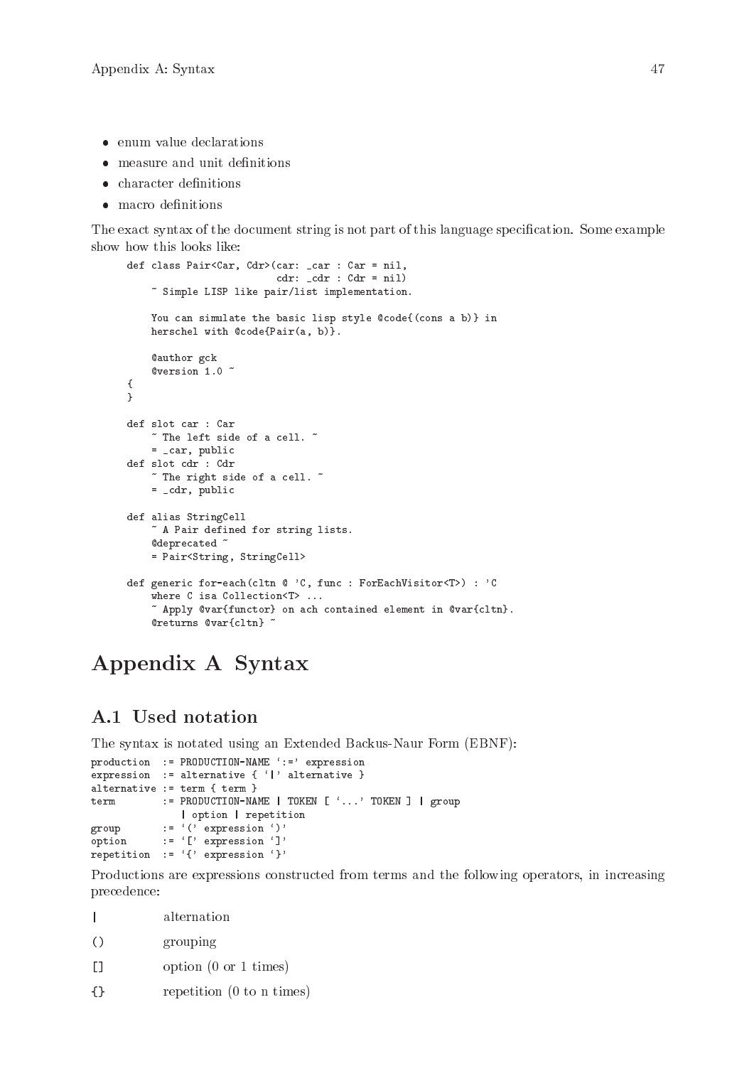- enum value declarations
- measure and unit definitions
- character definitions
- macro definitions

The exact syntax of the document string is not part of this language specification. Some example show how this looks like:

```
def class Pair<Car, Cdr>(car: _car : Car = nil,
                         cdr: _cdr : Cdr = nil)
    ~ Simple LISP like pair/list implementation.

    You can simulate the basic lisp style @code{(cons a b)} in
    herschel with @code{Pair(a, b)}.

    @author gck
    @version 1.0 ~
{
}

def slot car : Car
    ~ The left side of a cell. ~
    = _car, public
def slot cdr : Cdr
    ~ The right side of a cell. ~
    = _cdr, public

def alias StringCell
    ~ A Pair defined for string lists.
    @deprecated ~
    = Pair<String, StringCell>

def generic for-each(cltn @ 'C, func : ForEachVisitor<T>) : 'C
    where C isa Collection<T> ...
    ~ Apply @var{functor} on ach contained element in @var{cltn}.
    @returns @var{cltn} ~
```

# Appendix A Syntax

## A.1 Used notation

The syntax is notated using an Extended Backus-Naur Form (EBNF):

```
production  := PRODUCTION-NAME ':=' expression
expression  := alternative { '|' alternative }
alternative := term { term }
term        := PRODUCTION-NAME | TOKEN [ '...' TOKEN ] | group
               | option | repetition
group       := '(' expression ')'
option      := '[' expression ']'
repetition  := '{' expression '}'
```

Productions are expressions constructed from terms and the following operators, in increasing precedence:

`|` alternation

`()` grouping

`[]` option (0 or 1 times)

`{}` repetition (0 to n times)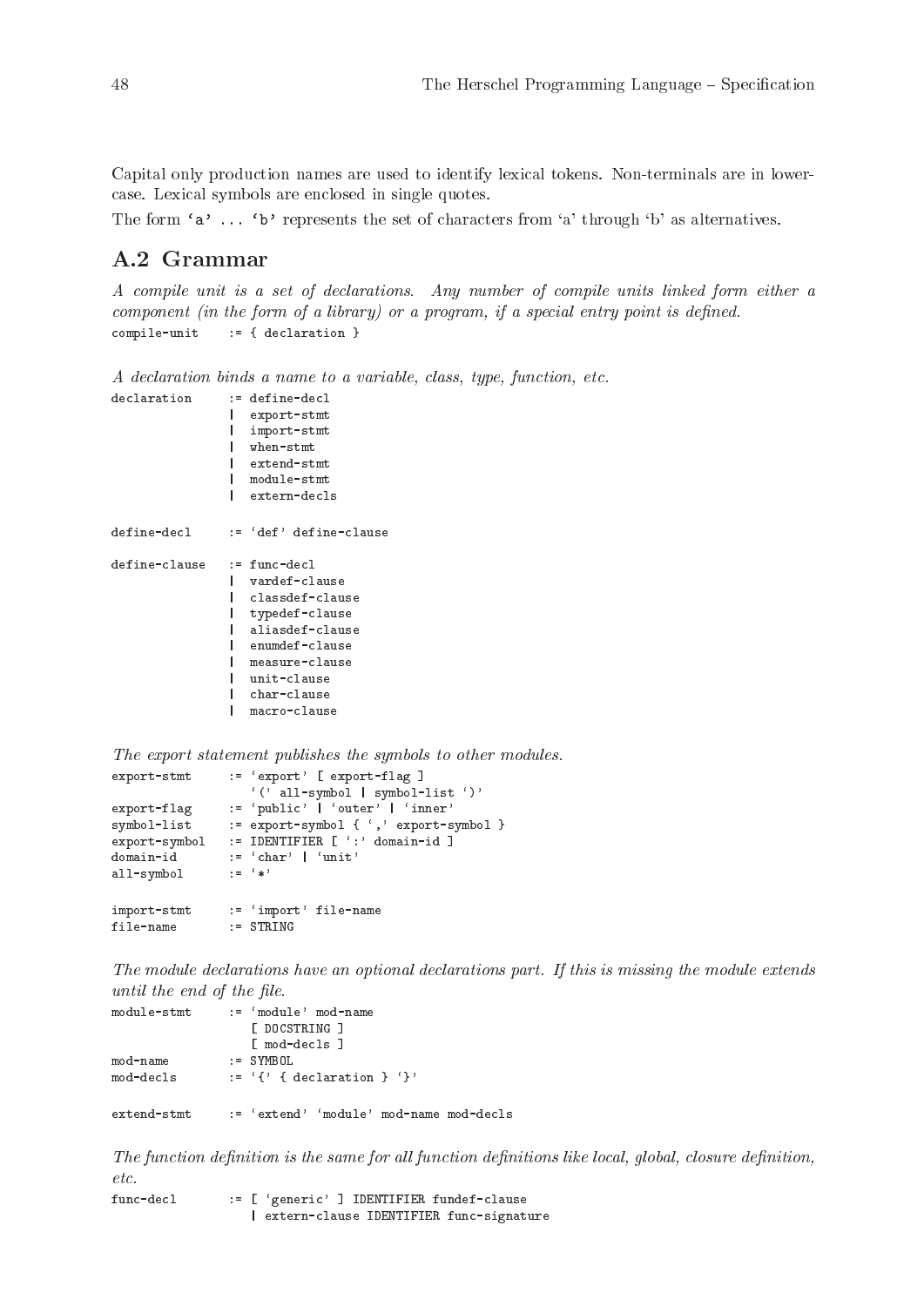Capital only production names are used to identify lexical tokens. Non-terminals are in lowercase. Lexical symbols are enclosed in single quotes.

The form `'a' ... 'b'` represents the set of characters from 'a' through 'b' as alternatives.

## A.2 Grammar

*A compile unit is a set of declarations. Any number of compile units linked form either a component (in the form of a library) or a program, if a special entry point is defined.*

```
compile-unit    := { declaration }
```

*A declaration binds a name to a variable, class, type, function, etc.*

```
declaration     := define-decl
                 | export-stmt
                 | import-stmt
                 | when-stmt
                 | extend-stmt
                 | module-stmt
                 | extern-decls

define-decl     := 'def' define-clause

define-clause   := func-decl
                 | vardef-clause
                 | classdef-clause
                 | typedef-clause
                 | aliasdef-clause
                 | enumdef-clause
                 | measure-clause
                 | unit-clause
                 | char-clause
                 | macro-clause
```

*The export statement publishes the symbols to other modules.*

```
export-stmt     := 'export' [ export-flag ]
                   '(' all-symbol | symbol-list ')'
export-flag     := 'public' | 'outer' | 'inner'
symbol-list     := export-symbol { ',' export-symbol }
export-symbol   := IDENTIFIER [ ':' domain-id ]
domain-id       := 'char' | 'unit'
all-symbol      := '*'

import-stmt     := 'import' file-name
file-name       := STRING
```

*The module declarations have an optional declarations part. If this is missing the module extends until the end of the file.*

```
module-stmt     := 'module' mod-name
                   [ DOCSTRING ]
                   [ mod-decls ]
mod-name        := SYMBOL
mod-decls       := '{' { declaration } '}'

extend-stmt     := 'extend' 'module' mod-name mod-decls
```

*The function definition is the same for all function definitions like local, global, closure definition, etc.*

```
func-decl       := [ 'generic' ] IDENTIFIER fundef-clause
                 | extern-clause IDENTIFIER func-signature
```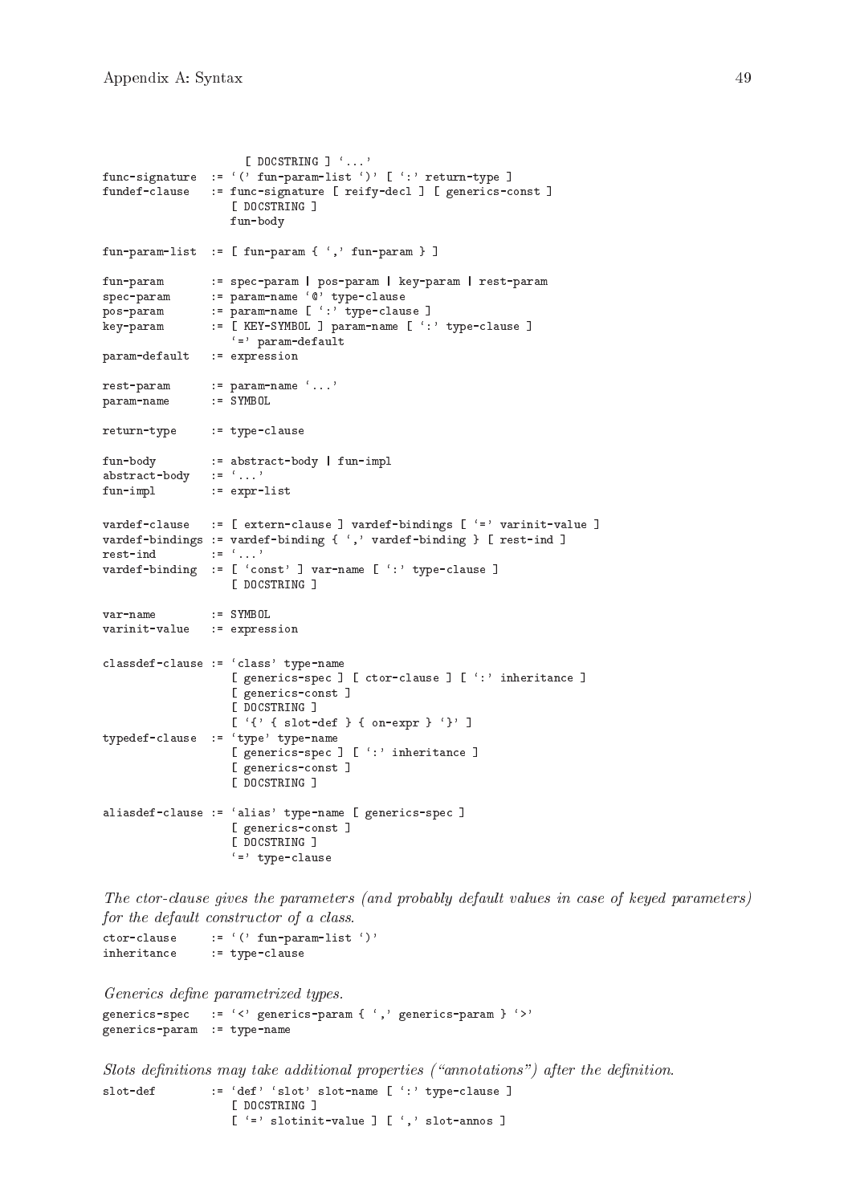```
                   [ DOCSTRING ] '...'
func-signature  := '(' fun-param-list ')' [ ':' return-type ]
fundef-clause   := func-signature [ reify-decl ] [ generics-const ]
                   [ DOCSTRING ]
                   fun-body

fun-param-list  := [ fun-param { ',' fun-param } ]

fun-param       := spec-param | pos-param | key-param | rest-param
spec-param      := param-name '@' type-clause
pos-param       := param-name [ ':' type-clause ]
key-param       := [ KEY-SYMBOL ] param-name [ ':' type-clause ]
                   '=' param-default
param-default   := expression

rest-param      := param-name '...'
param-name      := SYMBOL

return-type     := type-clause

fun-body        := abstract-body | fun-impl
abstract-body   := '...'
fun-impl        := expr-list

vardef-clause   := [ extern-clause ] vardef-bindings [ '=' varinit-value ]
vardef-bindings := vardef-binding { ',' vardef-binding } [ rest-ind ]
rest-ind        := '...'
vardef-binding  := [ 'const' ] var-name [ ':' type-clause ]
                   [ DOCSTRING ]

var-name        := SYMBOL
varinit-value   := expression

classdef-clause := 'class' type-name
                   [ generics-spec ] [ ctor-clause ] [ ':' inheritance ]
                   [ generics-const ]
                   [ DOCSTRING ]
                   [ '{' { slot-def } { on-expr } '}' ]
typedef-clause  := 'type' type-name
                   [ generics-spec ] [ ':' inheritance ]
                   [ generics-const ]
                   [ DOCSTRING ]

aliasdef-clause := 'alias' type-name [ generics-spec ]
                   [ generics-const ]
                   [ DOCSTRING ]
                   '=' type-clause
```

*The ctor-clause gives the parameters (and probably default values in case of keyed parameters) for the default constructor of a class.*

```
ctor-clause     := '(' fun-param-list ')'
inheritance     := type-clause
```

*Generics define parametrized types.*

```
generics-spec   := '<' generics-param { ',' generics-param } '>'
generics-param  := type-name
```

*Slots definitions may take additional properties ("annotations") after the definition.*

```
slot-def        := 'def' 'slot' slot-name [ ':' type-clause ]
                   [ DOCSTRING ]
                   [ '=' slotinit-value ] [ ',' slot-annos ]
```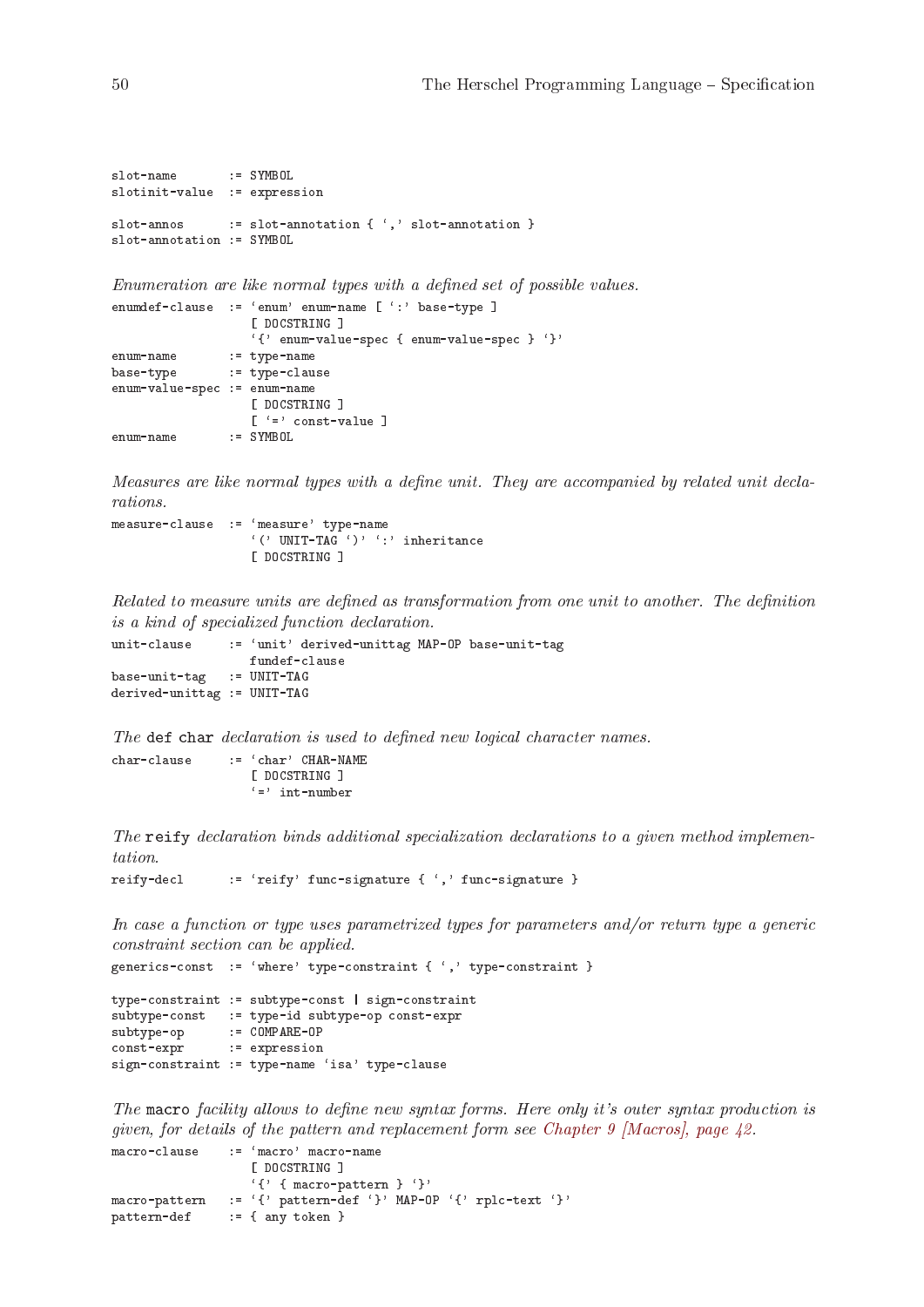```
slot-name       := SYMBOL
slotinit-value  := expression

slot-annos      := slot-annotation { ‘,’ slot-annotation }
slot-annotation := SYMBOL
```

*Enumeration are like normal types with a defined set of possible values.*

```
enumdef-clause  := ‘enum’ enum-name [ ‘:’ base-type ]
                   [ DOCSTRING ]
                   ‘{’ enum-value-spec { enum-value-spec } ‘}’
enum-name       := type-name
base-type       := type-clause
enum-value-spec := enum-name
                   [ DOCSTRING ]
                   [ ‘=’ const-value ]
enum-name       := SYMBOL
```

*Measures are like normal types with a define unit. They are accompanied by related unit declarations.*

```
measure-clause  := ‘measure’ type-name
                   ‘(’ UNIT-TAG ‘)’ ‘:’ inheritance
                   [ DOCSTRING ]
```

*Related to measure units are defined as transformation from one unit to another. The definition is a kind of specialized function declaration.*

```
unit-clause     := ‘unit’ derived-unittag MAP-OP base-unit-tag
                   fundef-clause
base-unit-tag   := UNIT-TAG
derived-unittag := UNIT-TAG
```

*The* `def char` *declaration is used to defined new logical character names.*

```
char-clause     := ‘char’ CHAR-NAME
                   [ DOCSTRING ]
                   ‘=’ int-number
```

*The* `reify` *declaration binds additional specialization declarations to a given method implementation.*

```
reify-decl      := ‘reify’ func-signature { ‘,’ func-signature }
```

*In case a function or type uses parametrized types for parameters and/or return type a generic constraint section can be applied.*

```
generics-const  := ‘where’ type-constraint { ‘,’ type-constraint }

type-constraint := subtype-const | sign-constraint
subtype-const   := type-id subtype-op const-expr
subtype-op      := COMPARE-OP
const-expr      := expression
sign-constraint := type-name ‘isa’ type-clause
```

*The* `macro` *facility allows to define new syntax forms. Here only it's outer syntax production is given, for details of the pattern and replacement form see Chapter 9 [Macros], page 42.*

```
macro-clause    := ‘macro’ macro-name
                   [ DOCSTRING ]
                   ‘{’ { macro-pattern } ‘}’
macro-pattern   := ‘{’ pattern-def ‘}’ MAP-OP ‘{’ rplc-text ‘}’
pattern-def     := { any token }
```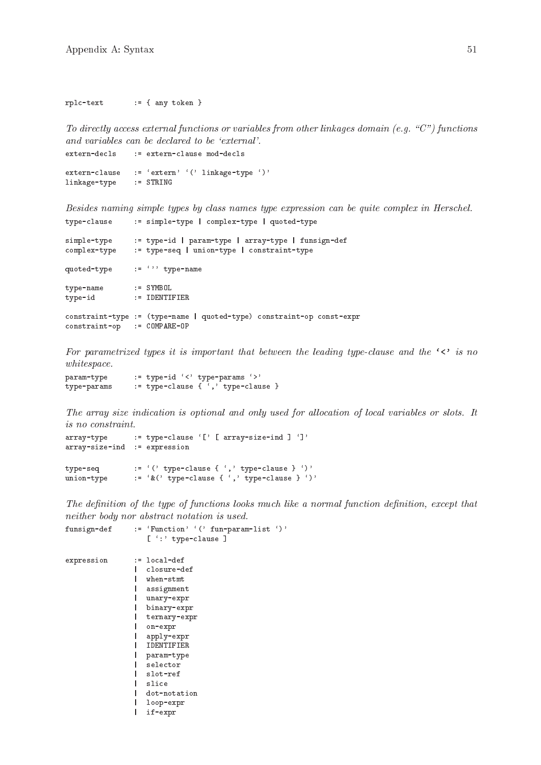```
rplc-text       := { any token }
```

*To directly access external functions or variables from other linkages domain (e.g. "C") functions and variables can be declared to be 'external'.*

```
extern-decls    := extern-clause mod-decls

extern-clause   := 'extern' '(' linkage-type ')'
linkage-type    := STRING
```

*Besides naming simple types by class names type expression can be quite complex in Herschel.*

```
type-clause     := simple-type | complex-type | quoted-type

simple-type     := type-id | param-type | array-type | funsign-def
complex-type    := type-seq | union-type | constraint-type

quoted-type     := ''' type-name

type-name       := SYMBOL
type-id         := IDENTIFIER

constraint-type := (type-name | quoted-type) constraint-op const-expr
constraint-op   := COMPARE-OP
```

*For parametrized types it is important that between the leading type-clause and the* **'<'** *is no whitespace.*

```
param-type      := type-id '<' type-params '>'
type-params     := type-clause { ',' type-clause }
```

*The array size indication is optional and only used for allocation of local variables or slots. It is no constraint.*

```
array-type      := type-clause '[' [ array-size-ind ] ']'
array-size-ind  := expression

type-seq        := '(' type-clause { ',' type-clause } ')'
union-type      := '&(' type-clause { ',' type-clause } ')'
```

*The definition of the type of functions looks much like a normal function definition, except that neither body nor abstract notation is used.*

```
funsign-def     := 'Function' '(' fun-param-list ')'
                   [ ':' type-clause ]

expression      := local-def
                |  closure-def
                |  when-stmt
                |  assignment
                |  unary-expr
                |  binary-expr
                |  ternary-expr
                |  on-expr
                |  apply-expr
                |  IDENTIFIER
                |  param-type
                |  selector
                |  slot-ref
                |  slice
                |  dot-notation
                |  loop-expr
                |  if-expr
```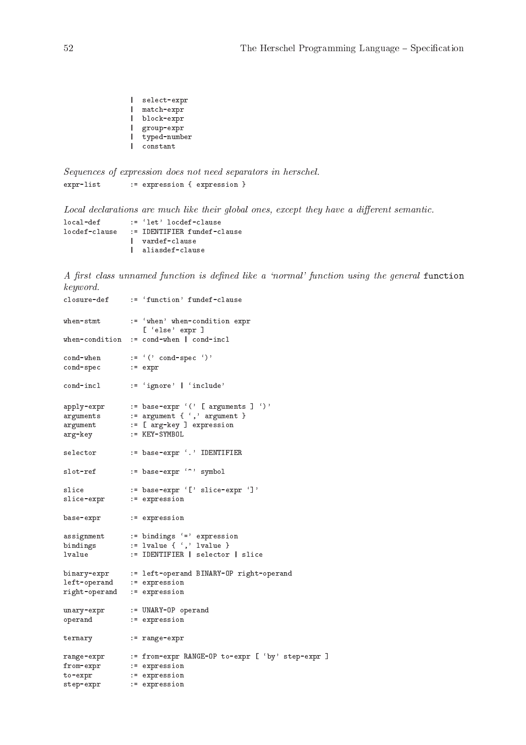```
                | select-expr
                | match-expr
                | block-expr
                | group-expr
                | typed-number
                | constant
```

*Sequences of expression does not need separators in herschel.*

```
expr-list       := expression { expression }
```

*Local declarations are much like their global ones, except they have a different semantic.*

```
local-def       := ‘let’ locdef-clause
locdef-clause   := IDENTIFIER fundef-clause
                | vardef-clause
                | aliasdef-clause
```

*A first class unnamed function is defined like a ‘normal’ function using the general* `function` *keyword.*

```
closure-def     := ‘function’ fundef-clause

when-stmt       := ‘when’ when-condition expr
                   [ ‘else’ expr ]
when-condition  := cond-when | cond-incl

cond-when       := ‘(’ cond-spec ‘)’
cond-spec       := expr

cond-incl       := ‘ignore’ | ‘include’

apply-expr      := base-expr ‘(’ [ arguments ] ‘)’
arguments       := argument { ‘,’ argument }
argument        := [ arg-key ] expression
arg-key         := KEY-SYMBOL

selector        := base-expr ‘.’ IDENTIFIER

slot-ref        := base-expr ‘^’ symbol

slice           := base-expr ‘[’ slice-expr ‘]’
slice-expr      := expression

base-expr       := expression

assignment      := bindings ‘=’ expression
bindings        := lvalue { ‘,’ lvalue }
lvalue          := IDENTIFIER | selector | slice

binary-expr     := left-operand BINARY-OP right-operand
left-operand    := expression
right-operand   := expression

unary-expr      := UNARY-OP operand
operand         := expression

ternary         := range-expr

range-expr      := from-expr RANGE-OP to-expr [ ‘by’ step-expr ]
from-expr       := expression
to-expr         := expression
step-expr       := expression
```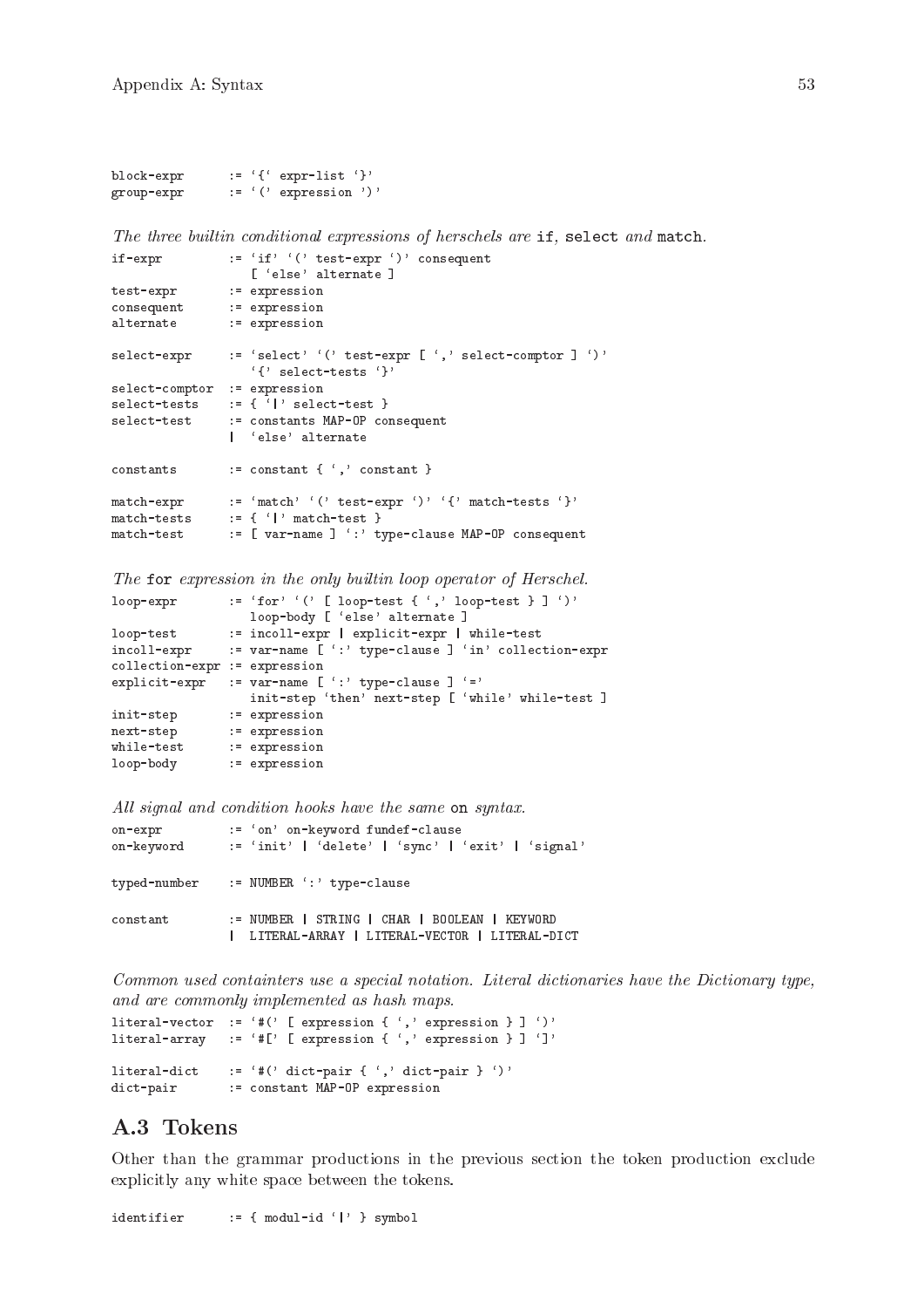```
block-expr      := '{' expr-list '}'
group-expr      := '(' expression ')'
```

*The three builtin conditional expressions of herschels are* `if`*,* `select` *and* `match`*.*

```
if-expr         := 'if' '(' test-expr ')' consequent
                   [ 'else' alternate ]
test-expr       := expression
consequent      := expression
alternate       := expression

select-expr     := 'select' '(' test-expr [ ',' select-comptor ] ')'
                   '{' select-tests '}'
select-comptor  := expression
select-tests    := { '|' select-test }
select-test     := constants MAP-OP consequent
                |  'else' alternate

constants       := constant { ',' constant }

match-expr      := 'match' '(' test-expr ')' '{' match-tests '}'
match-tests     := { '|' match-test }
match-test      := [ var-name ] ':' type-clause MAP-OP consequent
```

*The* `for` *expression in the only builtin loop operator of Herschel.*

```
loop-expr       := 'for' '(' [ loop-test { ',' loop-test } ] ')'
                   loop-body [ 'else' alternate ]
loop-test       := incoll-expr | explicit-expr | while-test
incoll-expr     := var-name [ ':' type-clause ] 'in' collection-expr
collection-expr := expression
explicit-expr   := var-name [ ':' type-clause ] '='
                   init-step 'then' next-step [ 'while' while-test ]
init-step       := expression
next-step       := expression
while-test      := expression
loop-body       := expression
```

*All signal and condition hooks have the same* `on` *syntax.*

```
on-expr         := 'on' on-keyword fundef-clause
on-keyword      := 'init' | 'delete' | 'sync' | 'exit' | 'signal'

typed-number    := NUMBER ':' type-clause

constant        := NUMBER | STRING | CHAR | BOOLEAN | KEYWORD
                |  LITERAL-ARRAY | LITERAL-VECTOR | LITERAL-DICT
```

*Common used containters use a special notation. Literal dictionaries have the Dictionary type, and are commonly implemented as hash maps.*

```
literal-vector  := '#(' [ expression { ',' expression } ] ')'
literal-array   := '#[' [ expression { ',' expression } ] ']'

literal-dict    := '#(' dict-pair { ',' dict-pair } ')'
dict-pair       := constant MAP-OP expression
```

## A.3 Tokens

Other than the grammar productions in the previous section the token production exclude explicitly any white space between the tokens.

```
identifier      := { modul-id '|' } symbol
```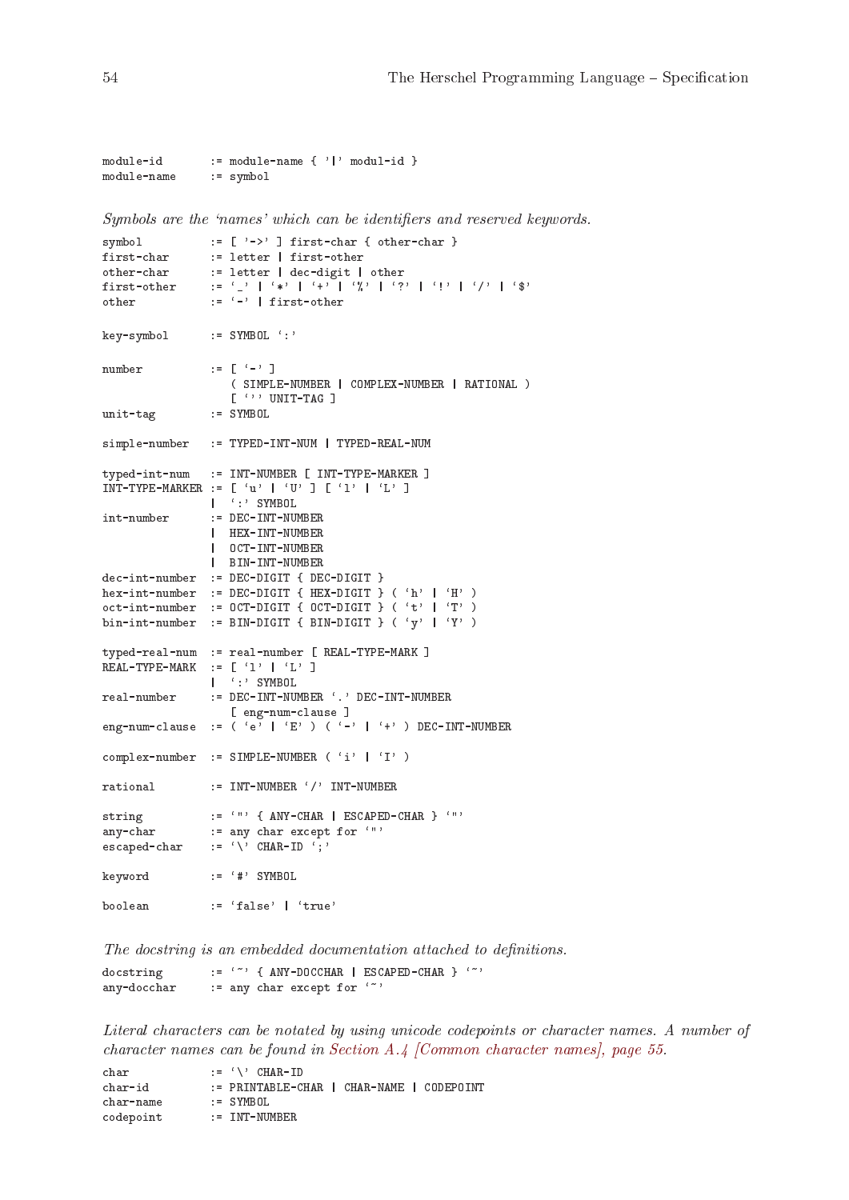```
module-id       := module-name { '|' modul-id }
module-name     := symbol
```

*Symbols are the 'names' which can be identifiers and reserved keywords.*

```
symbol          := [ '->' ] first-char { other-char }
first-char      := letter | first-other
other-char      := letter | dec-digit | other
first-other     := '_' | '*' | '+' | '%' | '?' | '!' | '/' | '$'
other           := '-' | first-other

key-symbol      := SYMBOL ':'

number          := [ '-' ]
                   ( SIMPLE-NUMBER | COMPLEX-NUMBER | RATIONAL )
                   [ ''' UNIT-TAG ]
unit-tag        := SYMBOL

simple-number   := TYPED-INT-NUM | TYPED-REAL-NUM

typed-int-num   := INT-NUMBER [ INT-TYPE-MARKER ]
INT-TYPE-MARKER := [ 'u' | 'U' ] [ 'l' | 'L' ]
                |  ':' SYMBOL
int-number      := DEC-INT-NUMBER
                |  HEX-INT-NUMBER
                |  OCT-INT-NUMBER
                |  BIN-INT-NUMBER
dec-int-number  := DEC-DIGIT { DEC-DIGIT }
hex-int-number  := DEC-DIGIT { HEX-DIGIT } ( 'h' | 'H' )
oct-int-number  := OCT-DIGIT { OCT-DIGIT } ( 't' | 'T' )
bin-int-number  := BIN-DIGIT { BIN-DIGIT } ( 'y' | 'Y' )

typed-real-num  := real-number [ REAL-TYPE-MARK ]
REAL-TYPE-MARK  := [ 'l' | 'L' ]
                |  ':' SYMBOL
real-number     := DEC-INT-NUMBER '.' DEC-INT-NUMBER
                   [ eng-num-clause ]
eng-num-clause  := ( 'e' | 'E' ) ( '-' | '+' ) DEC-INT-NUMBER

complex-number  := SIMPLE-NUMBER ( 'i' | 'I' )

rational        := INT-NUMBER '/' INT-NUMBER

string          := '"' { ANY-CHAR | ESCAPED-CHAR } '"'
any-char        := any char except for '"'
escaped-char    := '\' CHAR-ID ';'

keyword         := '#' SYMBOL

boolean         := 'false' | 'true'
```

*The docstring is an embedded documentation attached to definitions.*

```
docstring       := '~' { ANY-DOCCHAR | ESCAPED-CHAR } '~'
any-docchar     := any char except for '~'
```

*Literal characters can be notated by using unicode codepoints or character names. A number of character names can be found in Section A.4 [Common character names], page 55.*

```
char            := '\' CHAR-ID
char-id         := PRINTABLE-CHAR | CHAR-NAME | CODEPOINT
char-name       := SYMBOL
codepoint       := INT-NUMBER
```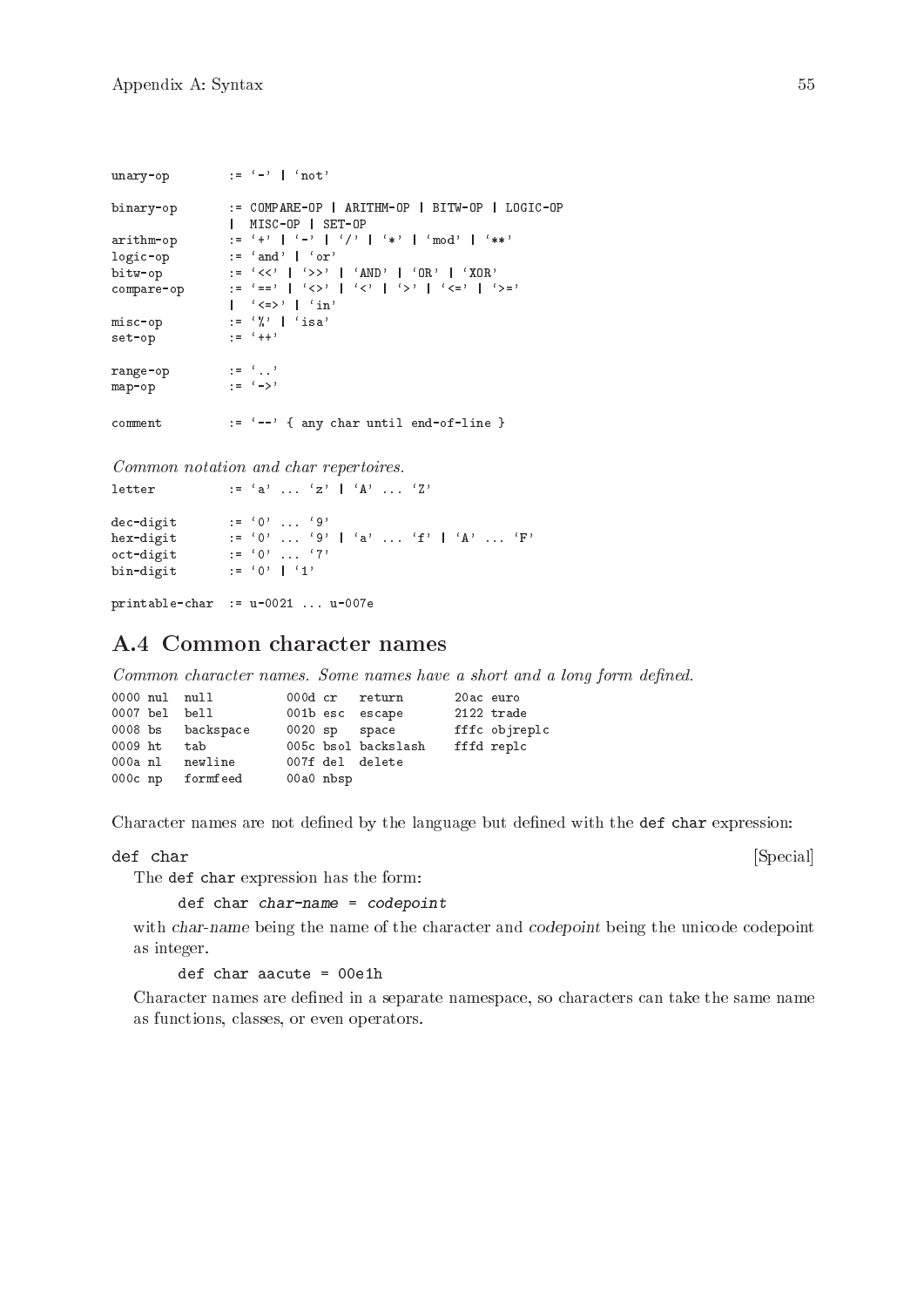```
unary-op        := '-' | 'not'

binary-op       := COMPARE-OP | ARITHM-OP | BITW-OP | LOGIC-OP
                |  MISC-OP | SET-OP
arithm-op       := '+' | '-' | '/' | '*' | 'mod' | '**'
logic-op        := 'and' | 'or'
bitw-op         := '<<' | '>>' | 'AND' | 'OR' | 'XOR'
compare-op      := '==' | '<>' | '<' | '>' | '<=' | '>='
                |  '<=>' | 'in'
misc-op         := '%' | 'isa'
set-op          := '++'

range-op        := '..'
map-op          := '->'

comment         := '--' { any char until end-of-line }
```

*Common notation and char repertoires.*

```
letter          := 'a' ... 'z' | 'A' ... 'Z'

dec-digit       := '0' ... '9'
hex-digit       := '0' ... '9' | 'a' ... 'f' | 'A' ... 'F'
oct-digit       := '0' ... '7'
bin-digit       := '0' | '1'

printable-char  := u-0021 ... u-007e
```

## A.4 Common character names

*Common character names. Some names have a short and a long form defined.*

```
0000 nul  null          000d cr   return        20ac euro
0007 bel  bell          001b esc  escape        2122 trade
0008 bs   backspace     0020 sp   space         fffc objreplc
0009 ht   tab           005c bsol backslash     fffd replc
000a nl   newline       007f del  delete
000c np   formfeed      00a0 nbsp
```

Character names are not defined by the language but defined with the `def char` expression:

**`def char`** [Special]

The `def char` expression has the form:

```
def char char-name = codepoint
```

with *char-name* being the name of the character and *codepoint* being the unicode codepoint as integer.

```
def char aacute = 00e1h
```

Character names are defined in a separate namespace, so characters can take the same name as functions, classes, or even operators.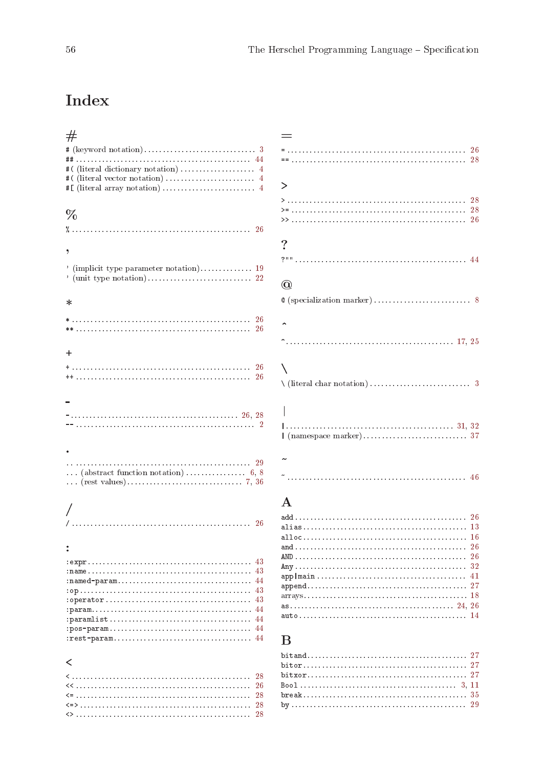# Index

### #

# (keyword notation) .... 3
## .... 44
#( (literal dictionary notation) .... 4
#( (literal vector notation) .... 4
#[ (literal array notation) .... 4

### %

% .... 26

### '

' (implicit type parameter notation) .... 19
' (unit type notation) .... 22

### *

* .... 26
** .... 26

### +

+ .... 26
++ .... 26

### -

- .... 26, 28
-- .... 2

### .

.. .... 29
... (abstract function notation) .... 6, 8
... (rest values) .... 7, 36

### /

/ .... 26

### :

:expr .... 43
:name .... 43
:named-param .... 44
:op .... 43
:operator .... 43
:param .... 44
:paramlist .... 44
:pos-param .... 44
:rest-param .... 44

### <

< .... 28
<< .... 26
<= .... 28
<=> .... 28
<> .... 28

### =

= .... 26
== .... 28

### >

> .... 28
>= .... 28
>> .... 26

### ?

?"" .... 44

### @

@ (specialization marker) .... 8

### ^

^ .... 17, 25

### \

\ (literal char notation) .... 3

### |

| .... 31, 32
| (namespace marker) .... 37

### ~

~ .... 46

### A

add .... 26
alias .... 13
alloc .... 16
and .... 26
AND .... 26
Any .... 32
app|main .... 41
append .... 27
arrays .... 18
as .... 24, 26
auto .... 14

### B

bitand .... 27
bitor .... 27
bitxor .... 27
Bool .... 3, 11
break .... 35
by .... 29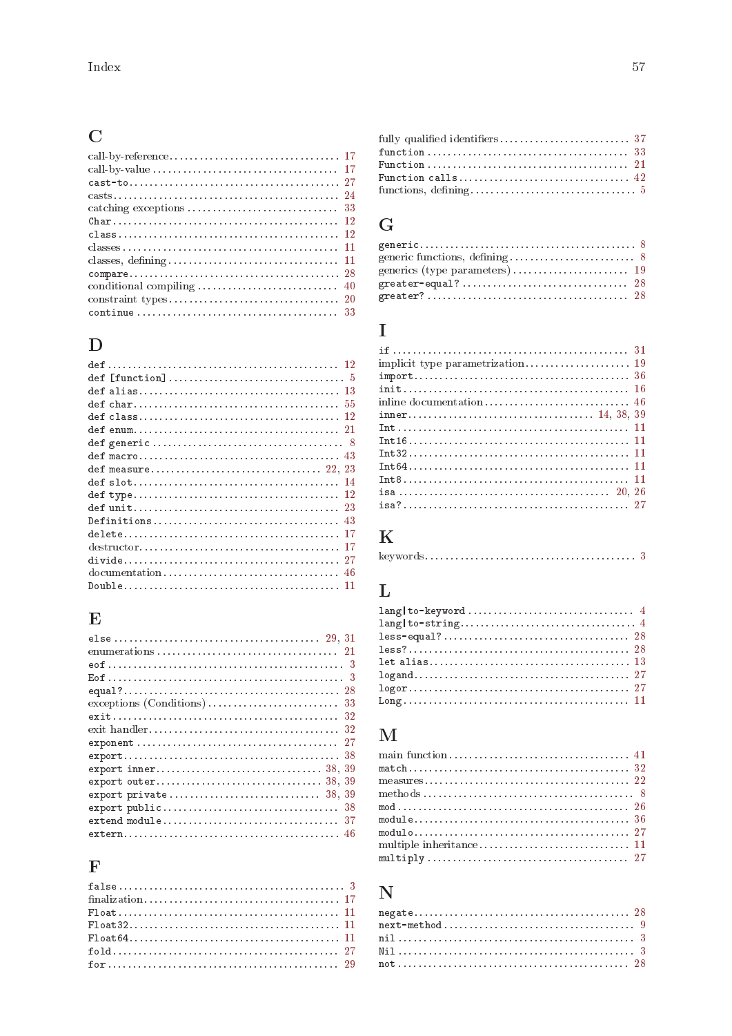## C

call-by-reference .... 17
call-by-value .... 17
`cast-to` .... 27
casts .... 24
catching exceptions .... 33
`Char` .... 12
`class` .... 12
classes .... 11
classes, defining .... 11
`compare` .... 28
conditional compiling .... 40
constraint types .... 20
`continue` .... 33

## D

`def` .... 12
`def [function]` .... 5
`def alias` .... 13
`def char` .... 55
`def class` .... 12
`def enum` .... 21
`def generic` .... 8
`def macro` .... 43
`def measure` .... 22, 23
`def slot` .... 14
`def type` .... 12
`def unit` .... 23
`Definitions` .... 43
`delete` .... 17
destructor .... 17
`divide` .... 27
documentation .... 46
`Double` .... 11

## E

`else` .... 29, 31
enumerations .... 21
`eof` .... 3
`Eof` .... 3
`equal?` .... 28
exceptions (Conditions) .... 33
`exit` .... 32
exit handler .... 32
`exponent` .... 27
`export` .... 38
`export inner` .... 38, 39
`export outer` .... 38, 39
`export private` .... 38, 39
`export public` .... 38
`extend module` .... 37
`extern` .... 46

## F

`false` .... 3
finalization .... 17
`Float` .... 11
`Float32` .... 11
`Float64` .... 11
`fold` .... 27
`for` .... 29
fully qualified identifiers .... 37
`function` .... 33
`Function` .... 21
`Function calls` .... 42
functions, defining .... 5

## G

`generic` .... 8
generic functions, defining .... 8
generics (type parameters) .... 19
`greater-equal?` .... 28
`greater?` .... 28

## I

`if` .... 31
implicit type parametrization .... 19
`import` .... 36
`init` .... 16
inline documentation .... 46
`inner` .... 14, 38, 39
`Int` .... 11
`Int16` .... 11
`Int32` .... 11
`Int64` .... 11
`Int8` .... 11
`isa` .... 20, 26
`isa?` .... 27

## K

keywords .... 3

## L

`lang|to-keyword` .... 4
`lang|to-string` .... 4
`less-equal?` .... 28
`less?` .... 28
`let alias` .... 13
`logand` .... 27
`logor` .... 27
`Long` .... 11

## M

main function .... 41
`match` .... 32
measures .... 22
methods .... 8
`mod` .... 26
`module` .... 36
`modulo` .... 27
multiple inheritance .... 11
`multiply` .... 27

## N

`negate` .... 28
`next-method` .... 9
`nil` .... 3
`Nil` .... 3
`not` .... 28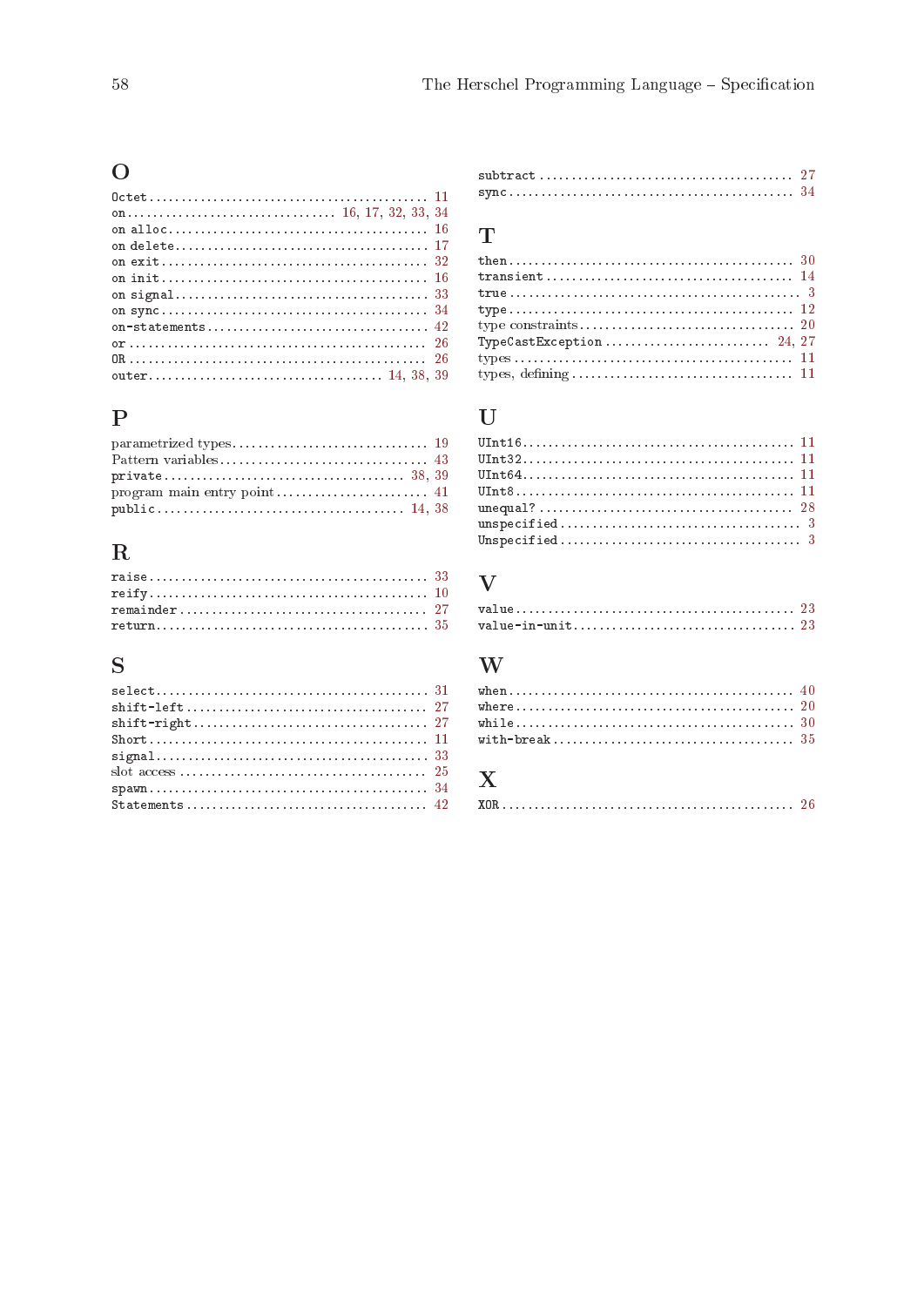## O

Octet .......... 11
on .......... 16, 17, 32, 33, 34
on alloc .......... 16
on delete .......... 17
on exit .......... 32
on init .......... 16
on signal .......... 33
on sync .......... 34
on-statements .......... 42
or .......... 26
OR .......... 26
outer .......... 14, 38, 39

## P

parametrized types .......... 19
Pattern variables .......... 43
private .......... 38, 39
program main entry point .......... 41
public .......... 14, 38

## R

raise .......... 33
reify .......... 10
remainder .......... 27
return .......... 35

## S

select .......... 31
shift-left .......... 27
shift-right .......... 27
Short .......... 11
signal .......... 33
slot access .......... 25
spawn .......... 34
Statements .......... 42
subtract .......... 27
sync .......... 34

## T

then .......... 30
transient .......... 14
true .......... 3
type .......... 12
type constraints .......... 20
TypeCastException .......... 24, 27
types .......... 11
types, defining .......... 11

## U

UInt16 .......... 11
UInt32 .......... 11
UInt64 .......... 11
UInt8 .......... 11
unequal? .......... 28
unspecified .......... 3
Unspecified .......... 3

## V

value .......... 23
value-in-unit .......... 23

## W

when .......... 40
where .......... 20
while .......... 30
with-break .......... 35

## X

XOR .......... 26